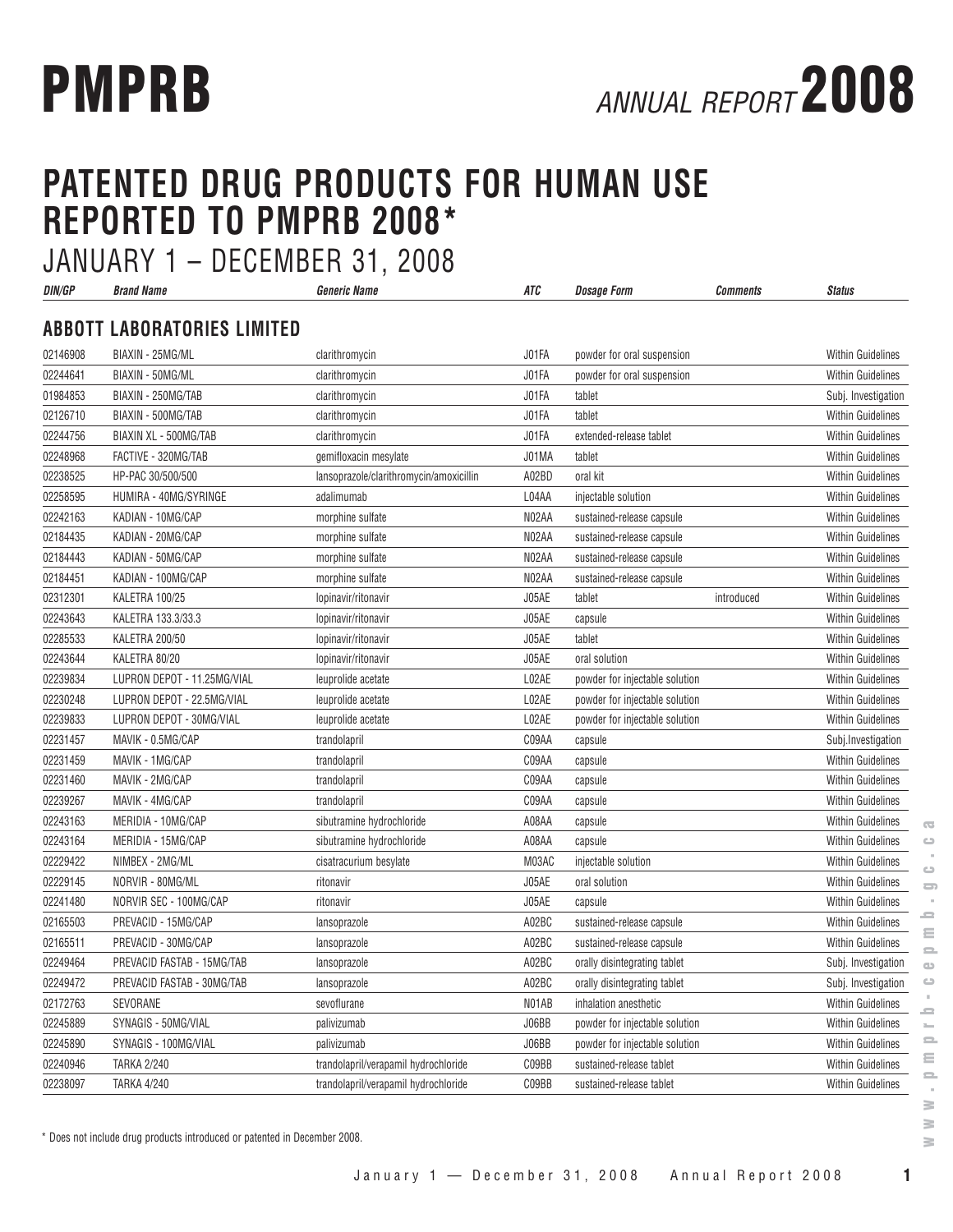# PMPRB ANNUAL REPORT 2008

## PATENTED DRUG PRODUCTS FOR HUMAN USE REPORTED TO PMPRB 2008*

JANUARY 1 – DECEMBER 31, 2008

| DIN/GP | Brand Name | Generic Name | ATC | Dosage Form | Comments | Status |
|---|---|---|---|---|---|---|
| **ABBOTT LABORATORIES LIMITED** | | | | | | |
| 02146908 | BIAXIN - 25MG/ML | clarithromycin | J01FA | powder for oral suspension | | Within Guidelines |
| 02244641 | BIAXIN - 50MG/ML | clarithromycin | J01FA | powder for oral suspension | | Within Guidelines |
| 01984853 | BIAXIN - 250MG/TAB | clarithromycin | J01FA | tablet | | Subj. Investigation |
| 02126710 | BIAXIN - 500MG/TAB | clarithromycin | J01FA | tablet | | Within Guidelines |
| 02244756 | BIAXIN XL - 500MG/TAB | clarithromycin | J01FA | extended-release tablet | | Within Guidelines |
| 02248968 | FACTIVE - 320MG/TAB | gemifloxacin mesylate | J01MA | tablet | | Within Guidelines |
| 02238525 | HP-PAC 30/500/500 | lansoprazole/clarithromycin/amoxicillin | A02BD | oral kit | | Within Guidelines |
| 02258595 | HUMIRA - 40MG/SYRINGE | adalimumab | L04AA | injectable solution | | Within Guidelines |
| 02242163 | KADIAN - 10MG/CAP | morphine sulfate | N02AA | sustained-release capsule | | Within Guidelines |
| 02184435 | KADIAN - 20MG/CAP | morphine sulfate | N02AA | sustained-release capsule | | Within Guidelines |
| 02184443 | KADIAN - 50MG/CAP | morphine sulfate | N02AA | sustained-release capsule | | Within Guidelines |
| 02184451 | KADIAN - 100MG/CAP | morphine sulfate | N02AA | sustained-release capsule | | Within Guidelines |
| 02312301 | KALETRA 100/25 | lopinavir/ritonavir | J05AE | tablet | introduced | Within Guidelines |
| 02243643 | KALETRA 133.3/33.3 | lopinavir/ritonavir | J05AE | capsule | | Within Guidelines |
| 02285533 | KALETRA 200/50 | lopinavir/ritonavir | J05AE | tablet | | Within Guidelines |
| 02243644 | KALETRA 80/20 | lopinavir/ritonavir | J05AE | oral solution | | Within Guidelines |
| 02239834 | LUPRON DEPOT - 11.25MG/VIAL | leuprolide acetate | L02AE | powder for injectable solution | | Within Guidelines |
| 02230248 | LUPRON DEPOT - 22.5MG/VIAL | leuprolide acetate | L02AE | powder for injectable solution | | Within Guidelines |
| 02239833 | LUPRON DEPOT - 30MG/VIAL | leuprolide acetate | L02AE | powder for injectable solution | | Within Guidelines |
| 02231457 | MAVIK - 0.5MG/CAP | trandolapril | C09AA | capsule | | Subj.Investigation |
| 02231459 | MAVIK - 1MG/CAP | trandolapril | C09AA | capsule | | Within Guidelines |
| 02231460 | MAVIK - 2MG/CAP | trandolapril | C09AA | capsule | | Within Guidelines |
| 02239267 | MAVIK - 4MG/CAP | trandolapril | C09AA | capsule | | Within Guidelines |
| 02243163 | MERIDIA - 10MG/CAP | sibutramine hydrochloride | A08AA | capsule | | Within Guidelines |
| 02243164 | MERIDIA - 15MG/CAP | sibutramine hydrochloride | A08AA | capsule | | Within Guidelines |
| 02229422 | NIMBEX - 2MG/ML | cisatracurium besylate | M03AC | injectable solution | | Within Guidelines |
| 02229145 | NORVIR - 80MG/ML | ritonavir | J05AE | oral solution | | Within Guidelines |
| 02241480 | NORVIR SEC - 100MG/CAP | ritonavir | J05AE | capsule | | Within Guidelines |
| 02165503 | PREVACID - 15MG/CAP | lansoprazole | A02BC | sustained-release capsule | | Within Guidelines |
| 02165511 | PREVACID - 30MG/CAP | lansoprazole | A02BC | sustained-release capsule | | Within Guidelines |
| 02249464 | PREVACID FASTAB - 15MG/TAB | lansoprazole | A02BC | orally disintegrating tablet | | Subj. Investigation |
| 02249472 | PREVACID FASTAB - 30MG/TAB | lansoprazole | A02BC | orally disintegrating tablet | | Subj. Investigation |
| 02172763 | SEVORANE | sevoflurane | N01AB | inhalation anesthetic | | Within Guidelines |
| 02245889 | SYNAGIS - 50MG/VIAL | palivizumab | J06BB | powder for injectable solution | | Within Guidelines |
| 02245890 | SYNAGIS - 100MG/VIAL | palivizumab | J06BB | powder for injectable solution | | Within Guidelines |
| 02240946 | TARKA 2/240 | trandolapril/verapamil hydrochloride | C09BB | sustained-release tablet | | Within Guidelines |
| 02238097 | TARKA 4/240 | trandolapril/verapamil hydrochloride | C09BB | sustained-release tablet | | Within Guidelines |

* Does not include drug products introduced or patented in December 2008.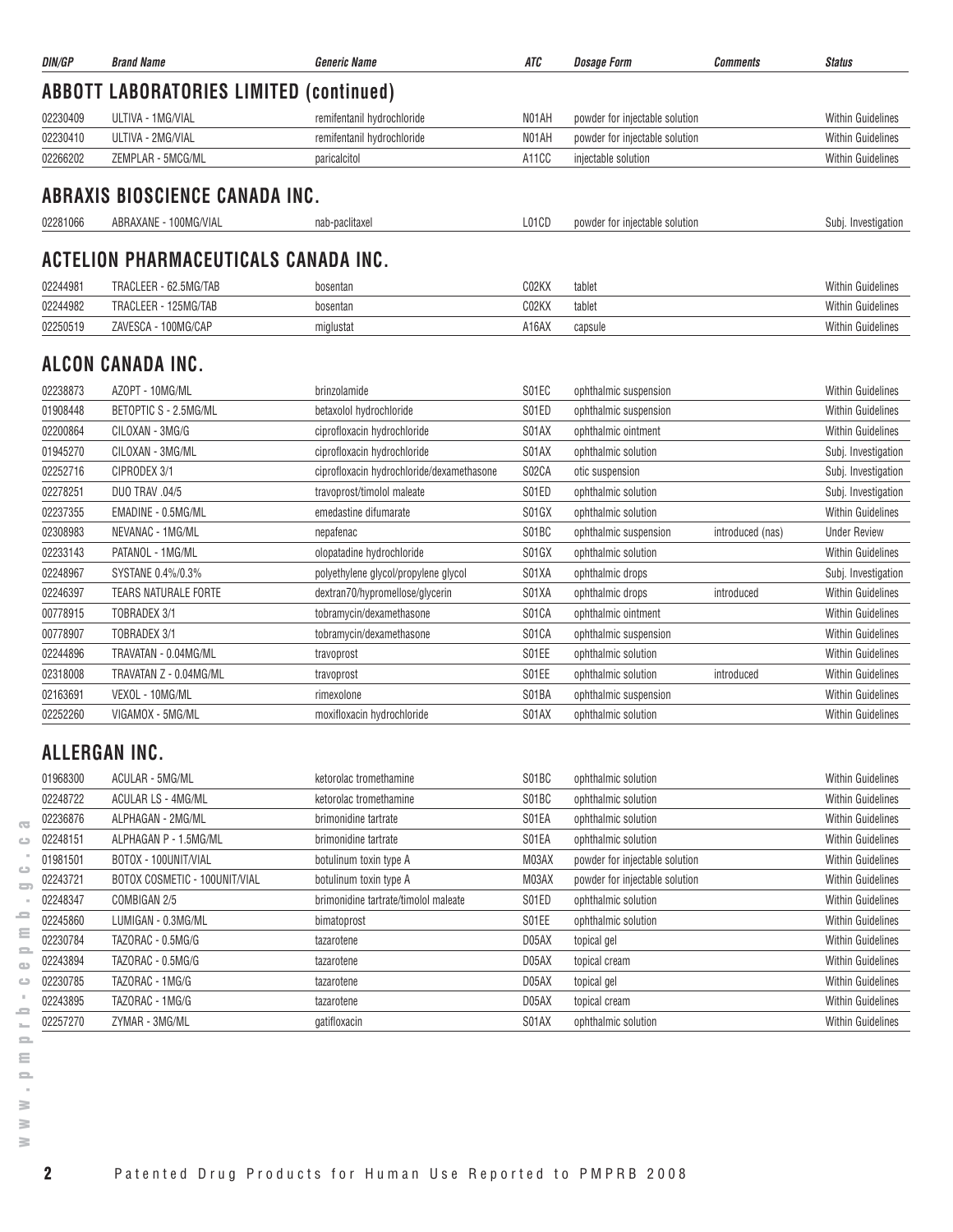| DIN/GP | Brand Name | Generic Name | ATC | Dosage Form | Comments | Status |
|---|---|---|---|---|---|---|

## ABBOTT LABORATORIES LIMITED (continued)

| DIN/GP | Brand Name | Generic Name | ATC | Dosage Form | Comments | Status |
|---|---|---|---|---|---|---|
| 02230409 | ULTIVA - 1MG/VIAL | remifentanil hydrochloride | N01AH | powder for injectable solution | | Within Guidelines |
| 02230410 | ULTIVA - 2MG/VIAL | remifentanil hydrochloride | N01AH | powder for injectable solution | | Within Guidelines |
| 02266202 | ZEMPLAR - 5MCG/ML | paricalcitol | A11CC | injectable solution | | Within Guidelines |

## ABRAXIS BIOSCIENCE CANADA INC.

| DIN/GP | Brand Name | Generic Name | ATC | Dosage Form | Comments | Status |
|---|---|---|---|---|---|---|
| 02281066 | ABRAXANE - 100MG/VIAL | nab-paclitaxel | L01CD | powder for injectable solution | | Subj. Investigation |

## ACTELION PHARMACEUTICALS CANADA INC.

| DIN/GP | Brand Name | Generic Name | ATC | Dosage Form | Comments | Status |
|---|---|---|---|---|---|---|
| 02244981 | TRACLEER - 62.5MG/TAB | bosentan | C02KX | tablet | | Within Guidelines |
| 02244982 | TRACLEER - 125MG/TAB | bosentan | C02KX | tablet | | Within Guidelines |
| 02250519 | ZAVESCA - 100MG/CAP | miglustat | A16AX | capsule | | Within Guidelines |

## ALCON CANADA INC.

| DIN/GP | Brand Name | Generic Name | ATC | Dosage Form | Comments | Status |
|---|---|---|---|---|---|---|
| 02238873 | AZOPT - 10MG/ML | brinzolamide | S01EC | ophthalmic suspension | | Within Guidelines |
| 01908448 | BETOPTIC S - 2.5MG/ML | betaxolol hydrochloride | S01ED | ophthalmic suspension | | Within Guidelines |
| 02200864 | CILOXAN - 3MG/G | ciprofloxacin hydrochloride | S01AX | ophthalmic ointment | | Within Guidelines |
| 01945270 | CILOXAN - 3MG/ML | ciprofloxacin hydrochloride | S01AX | ophthalmic solution | | Subj. Investigation |
| 02252716 | CIPRODEX 3/1 | ciprofloxacin hydrochloride/dexamethasone | S02CA | otic suspension | | Subj. Investigation |
| 02278251 | DUO TRAV .04/5 | travoprost/timolol maleate | S01ED | ophthalmic solution | | Subj. Investigation |
| 02237355 | EMADINE - 0.5MG/ML | emedastine difumarate | S01GX | ophthalmic solution | | Within Guidelines |
| 02308983 | NEVANAC - 1MG/ML | nepafenac | S01BC | ophthalmic suspension | introduced (nas) | Under Review |
| 02233143 | PATANOL - 1MG/ML | olopatadine hydrochloride | S01GX | ophthalmic solution | | Within Guidelines |
| 02248967 | SYSTANE 0.4%/0.3% | polyethylene glycol/propylene glycol | S01XA | ophthalmic drops | | Subj. Investigation |
| 02246397 | TEARS NATURALE FORTE | dextran70/hypromellose/glycerin | S01XA | ophthalmic drops | introduced | Within Guidelines |
| 00778915 | TOBRADEX 3/1 | tobramycin/dexamethasone | S01CA | ophthalmic ointment | | Within Guidelines |
| 00778907 | TOBRADEX 3/1 | tobramycin/dexamethasone | S01CA | ophthalmic suspension | | Within Guidelines |
| 02244896 | TRAVATAN - 0.04MG/ML | travoprost | S01EE | ophthalmic solution | | Within Guidelines |
| 02318008 | TRAVATAN Z - 0.04MG/ML | travoprost | S01EE | ophthalmic solution | introduced | Within Guidelines |
| 02163691 | VEXOL - 10MG/ML | rimexolone | S01BA | ophthalmic suspension | | Within Guidelines |
| 02252260 | VIGAMOX - 5MG/ML | moxifloxacin hydrochloride | S01AX | ophthalmic solution | | Within Guidelines |

## ALLERGAN INC.

| DIN/GP | Brand Name | Generic Name | ATC | Dosage Form | Comments | Status |
|---|---|---|---|---|---|---|
| 01968300 | ACULAR - 5MG/ML | ketorolac tromethamine | S01BC | ophthalmic solution | | Within Guidelines |
| 02248722 | ACULAR LS - 4MG/ML | ketorolac tromethamine | S01BC | ophthalmic solution | | Within Guidelines |
| 02236876 | ALPHAGAN - 2MG/ML | brimonidine tartrate | S01EA | ophthalmic solution | | Within Guidelines |
| 02248151 | ALPHAGAN P - 1.5MG/ML | brimonidine tartrate | S01EA | ophthalmic solution | | Within Guidelines |
| 01981501 | BOTOX - 100UNIT/VIAL | botulinum toxin type A | M03AX | powder for injectable solution | | Within Guidelines |
| 02243721 | BOTOX COSMETIC - 100UNIT/VIAL | botulinum toxin type A | M03AX | powder for injectable solution | | Within Guidelines |
| 02248347 | COMBIGAN 2/5 | brimonidine tartrate/timolol maleate | S01ED | ophthalmic solution | | Within Guidelines |
| 02245860 | LUMIGAN - 0.3MG/ML | bimatoprost | S01EE | ophthalmic solution | | Within Guidelines |
| 02230784 | TAZORAC - 0.5MG/G | tazarotene | D05AX | topical gel | | Within Guidelines |
| 02243894 | TAZORAC - 0.5MG/G | tazarotene | D05AX | topical cream | | Within Guidelines |
| 02230785 | TAZORAC - 1MG/G | tazarotene | D05AX | topical gel | | Within Guidelines |
| 02243895 | TAZORAC - 1MG/G | tazarotene | D05AX | topical cream | | Within Guidelines |
| 02257270 | ZYMAR - 3MG/ML | gatifloxacin | S01AX | ophthalmic solution | | Within Guidelines |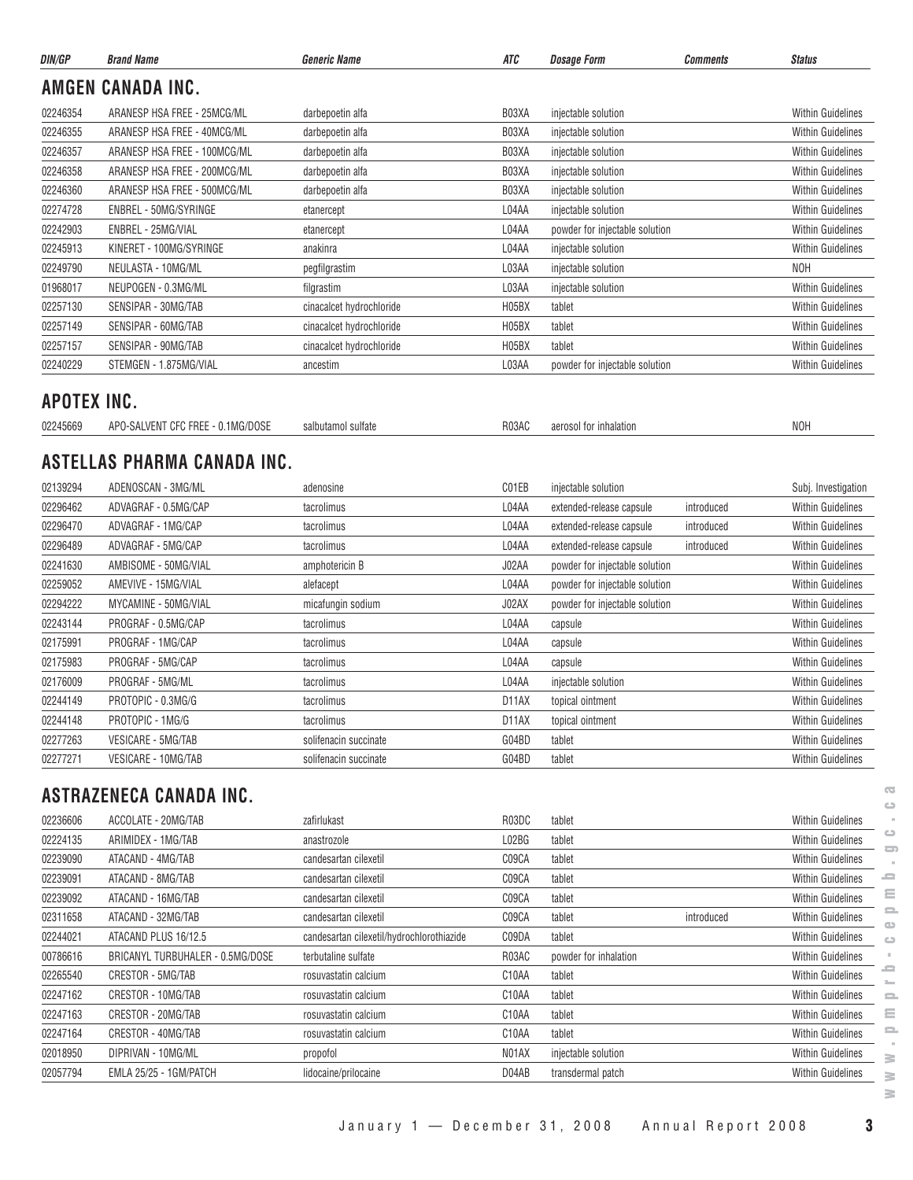| DIN/GP | Brand Name | Generic Name | ATC | Dosage Form | Comments | Status |
|---|---|---|---|---|---|---|

## AMGEN CANADA INC.

| DIN/GP | Brand Name | Generic Name | ATC | Dosage Form | Comments | Status |
|---|---|---|---|---|---|---|
| 02246354 | ARANESP HSA FREE - 25MCG/ML | darbepoetin alfa | B03XA | injectable solution | | Within Guidelines |
| 02246355 | ARANESP HSA FREE - 40MCG/ML | darbepoetin alfa | B03XA | injectable solution | | Within Guidelines |
| 02246357 | ARANESP HSA FREE - 100MCG/ML | darbepoetin alfa | B03XA | injectable solution | | Within Guidelines |
| 02246358 | ARANESP HSA FREE - 200MCG/ML | darbepoetin alfa | B03XA | injectable solution | | Within Guidelines |
| 02246360 | ARANESP HSA FREE - 500MCG/ML | darbepoetin alfa | B03XA | injectable solution | | Within Guidelines |
| 02274728 | ENBREL - 50MG/SYRINGE | etanercept | L04AA | injectable solution | | Within Guidelines |
| 02242903 | ENBREL - 25MG/VIAL | etanercept | L04AA | powder for injectable solution | | Within Guidelines |
| 02245913 | KINERET - 100MG/SYRINGE | anakinra | L04AA | injectable solution | | Within Guidelines |
| 02249790 | NEULASTA - 10MG/ML | pegfilgrastim | L03AA | injectable solution | | NOH |
| 01968017 | NEUPOGEN - 0.3MG/ML | filgrastim | L03AA | injectable solution | | Within Guidelines |
| 02257130 | SENSIPAR - 30MG/TAB | cinacalcet hydrochloride | H05BX | tablet | | Within Guidelines |
| 02257149 | SENSIPAR - 60MG/TAB | cinacalcet hydrochloride | H05BX | tablet | | Within Guidelines |
| 02257157 | SENSIPAR - 90MG/TAB | cinacalcet hydrochloride | H05BX | tablet | | Within Guidelines |
| 02240229 | STEMGEN - 1.875MG/VIAL | ancestim | L03AA | powder for injectable solution | | Within Guidelines |

## APOTEX INC.

| DIN/GP | Brand Name | Generic Name | ATC | Dosage Form | Comments | Status |
|---|---|---|---|---|---|---|
| 02245669 | APO-SALVENT CFC FREE - 0.1MG/DOSE | salbutamol sulfate | R03AC | aerosol for inhalation | | NOH |

## ASTELLAS PHARMA CANADA INC.

| DIN/GP | Brand Name | Generic Name | ATC | Dosage Form | Comments | Status |
|---|---|---|---|---|---|---|
| 02139294 | ADENOSCAN - 3MG/ML | adenosine | C01EB | injectable solution | | Subj. Investigation |
| 02296462 | ADVAGRAF - 0.5MG/CAP | tacrolimus | L04AA | extended-release capsule | introduced | Within Guidelines |
| 02296470 | ADVAGRAF - 1MG/CAP | tacrolimus | L04AA | extended-release capsule | introduced | Within Guidelines |
| 02296489 | ADVAGRAF - 5MG/CAP | tacrolimus | L04AA | extended-release capsule | introduced | Within Guidelines |
| 02241630 | AMBISOME - 50MG/VIAL | amphotericin B | J02AA | powder for injectable solution | | Within Guidelines |
| 02259052 | AMEVIVE - 15MG/VIAL | alefacept | L04AA | powder for injectable solution | | Within Guidelines |
| 02294222 | MYCAMINE - 50MG/VIAL | micafungin sodium | J02AX | powder for injectable solution | | Within Guidelines |
| 02243144 | PROGRAF - 0.5MG/CAP | tacrolimus | L04AA | capsule | | Within Guidelines |
| 02175991 | PROGRAF - 1MG/CAP | tacrolimus | L04AA | capsule | | Within Guidelines |
| 02175983 | PROGRAF - 5MG/CAP | tacrolimus | L04AA | capsule | | Within Guidelines |
| 02176009 | PROGRAF - 5MG/ML | tacrolimus | L04AA | injectable solution | | Within Guidelines |
| 02244149 | PROTOPIC - 0.3MG/G | tacrolimus | D11AX | topical ointment | | Within Guidelines |
| 02244148 | PROTOPIC - 1MG/G | tacrolimus | D11AX | topical ointment | | Within Guidelines |
| 02277263 | VESICARE - 5MG/TAB | solifenacin succinate | G04BD | tablet | | Within Guidelines |
| 02277271 | VESICARE - 10MG/TAB | solifenacin succinate | G04BD | tablet | | Within Guidelines |

## ASTRAZENECA CANADA INC.

| DIN/GP | Brand Name | Generic Name | ATC | Dosage Form | Comments | Status |
|---|---|---|---|---|---|---|
| 02236606 | ACCOLATE - 20MG/TAB | zafirlukast | R03DC | tablet | | Within Guidelines |
| 02224135 | ARIMIDEX - 1MG/TAB | anastrozole | L02BG | tablet | | Within Guidelines |
| 02239090 | ATACAND - 4MG/TAB | candesartan cilexetil | C09CA | tablet | | Within Guidelines |
| 02239091 | ATACAND - 8MG/TAB | candesartan cilexetil | C09CA | tablet | | Within Guidelines |
| 02239092 | ATACAND - 16MG/TAB | candesartan cilexetil | C09CA | tablet | | Within Guidelines |
| 02311658 | ATACAND - 32MG/TAB | candesartan cilexetil | C09CA | tablet | introduced | Within Guidelines |
| 02244021 | ATACAND PLUS 16/12.5 | candesartan cilexetil/hydrochlorothiazide | C09DA | tablet | | Within Guidelines |
| 00786616 | BRICANYL TURBUHALER - 0.5MG/DOSE | terbutaline sulfate | R03AC | powder for inhalation | | Within Guidelines |
| 02265540 | CRESTOR - 5MG/TAB | rosuvastatin calcium | C10AA | tablet | | Within Guidelines |
| 02247162 | CRESTOR - 10MG/TAB | rosuvastatin calcium | C10AA | tablet | | Within Guidelines |
| 02247163 | CRESTOR - 20MG/TAB | rosuvastatin calcium | C10AA | tablet | | Within Guidelines |
| 02247164 | CRESTOR - 40MG/TAB | rosuvastatin calcium | C10AA | tablet | | Within Guidelines |
| 02018950 | DIPRIVAN - 10MG/ML | propofol | N01AX | injectable solution | | Within Guidelines |
| 02057794 | EMLA 25/25 - 1GM/PATCH | lidocaine/prilocaine | D04AB | transdermal patch | | Within Guidelines |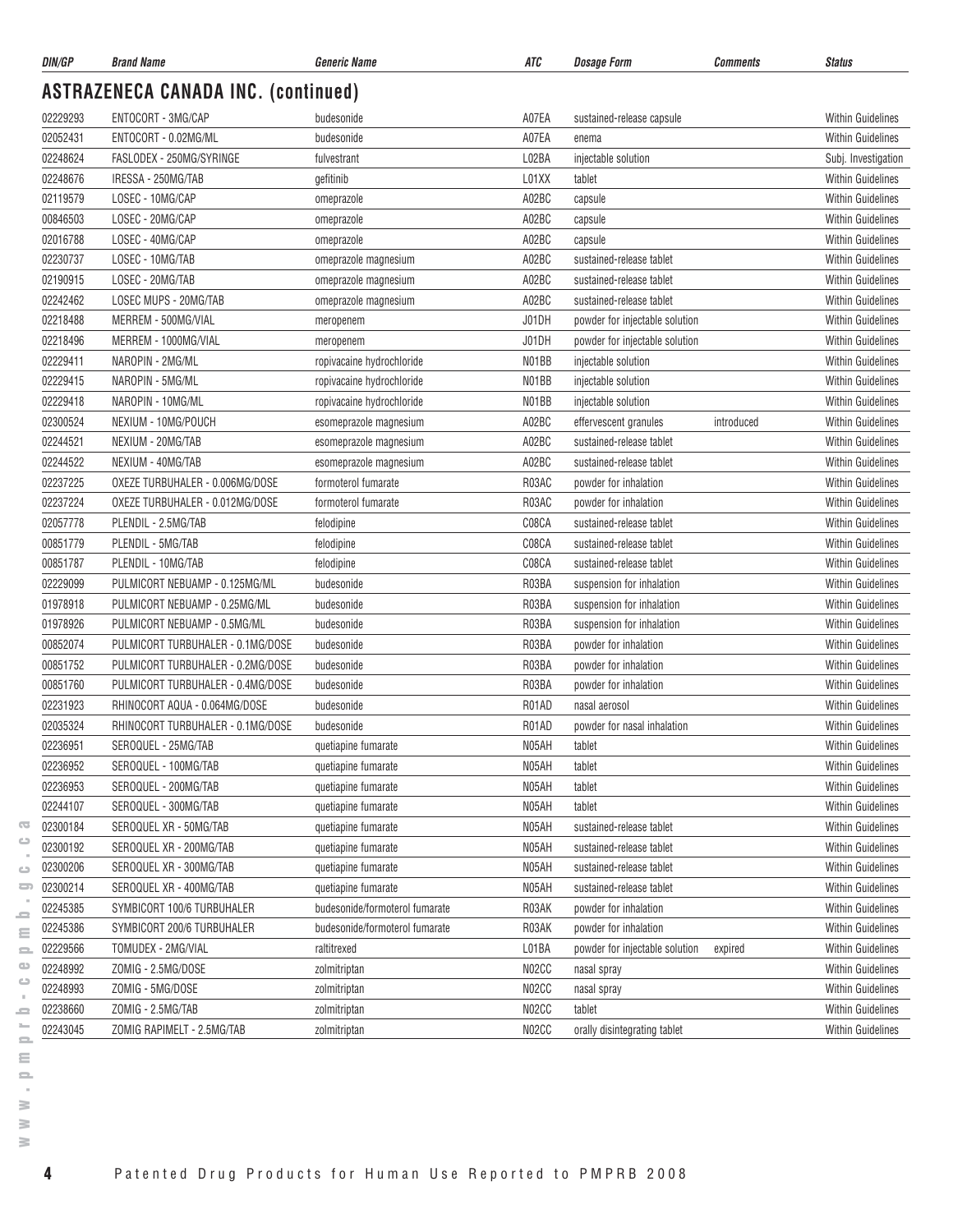| DIN/GP | Brand Name | Generic Name | ATC | Dosage Form | Comments | Status |
|---|---|---|---|---|---|---|

## ASTRAZENECA CANADA INC. (continued)

| DIN/GP | Brand Name | Generic Name | ATC | Dosage Form | Comments | Status |
|---|---|---|---|---|---|---|
| 02229293 | ENTOCORT - 3MG/CAP | budesonide | A07EA | sustained-release capsule | | Within Guidelines |
| 02052431 | ENTOCORT - 0.02MG/ML | budesonide | A07EA | enema | | Within Guidelines |
| 02248624 | FASLODEX - 250MG/SYRINGE | fulvestrant | L02BA | injectable solution | | Subj. Investigation |
| 02248676 | IRESSA - 250MG/TAB | gefitinib | L01XX | tablet | | Within Guidelines |
| 02119579 | LOSEC - 10MG/CAP | omeprazole | A02BC | capsule | | Within Guidelines |
| 00846503 | LOSEC - 20MG/CAP | omeprazole | A02BC | capsule | | Within Guidelines |
| 02016788 | LOSEC - 40MG/CAP | omeprazole | A02BC | capsule | | Within Guidelines |
| 02230737 | LOSEC - 10MG/TAB | omeprazole magnesium | A02BC | sustained-release tablet | | Within Guidelines |
| 02190915 | LOSEC - 20MG/TAB | omeprazole magnesium | A02BC | sustained-release tablet | | Within Guidelines |
| 02242462 | LOSEC MUPS - 20MG/TAB | omeprazole magnesium | A02BC | sustained-release tablet | | Within Guidelines |
| 02218488 | MERREM - 500MG/VIAL | meropenem | J01DH | powder for injectable solution | | Within Guidelines |
| 02218496 | MERREM - 1000MG/VIAL | meropenem | J01DH | powder for injectable solution | | Within Guidelines |
| 02229411 | NAROPIN - 2MG/ML | ropivacaine hydrochloride | N01BB | injectable solution | | Within Guidelines |
| 02229415 | NAROPIN - 5MG/ML | ropivacaine hydrochloride | N01BB | injectable solution | | Within Guidelines |
| 02229418 | NAROPIN - 10MG/ML | ropivacaine hydrochloride | N01BB | injectable solution | | Within Guidelines |
| 02300524 | NEXIUM - 10MG/POUCH | esomeprazole magnesium | A02BC | effervescent granules | introduced | Within Guidelines |
| 02244521 | NEXIUM - 20MG/TAB | esomeprazole magnesium | A02BC | sustained-release tablet | | Within Guidelines |
| 02244522 | NEXIUM - 40MG/TAB | esomeprazole magnesium | A02BC | sustained-release tablet | | Within Guidelines |
| 02237225 | OXEZE TURBUHALER - 0.006MG/DOSE | formoterol fumarate | R03AC | powder for inhalation | | Within Guidelines |
| 02237224 | OXEZE TURBUHALER - 0.012MG/DOSE | formoterol fumarate | R03AC | powder for inhalation | | Within Guidelines |
| 02057778 | PLENDIL - 2.5MG/TAB | felodipine | C08CA | sustained-release tablet | | Within Guidelines |
| 00851779 | PLENDIL - 5MG/TAB | felodipine | C08CA | sustained-release tablet | | Within Guidelines |
| 00851787 | PLENDIL - 10MG/TAB | felodipine | C08CA | sustained-release tablet | | Within Guidelines |
| 02229099 | PULMICORT NEBUAMP - 0.125MG/ML | budesonide | R03BA | suspension for inhalation | | Within Guidelines |
| 01978918 | PULMICORT NEBUAMP - 0.25MG/ML | budesonide | R03BA | suspension for inhalation | | Within Guidelines |
| 01978926 | PULMICORT NEBUAMP - 0.5MG/ML | budesonide | R03BA | suspension for inhalation | | Within Guidelines |
| 00852074 | PULMICORT TURBUHALER - 0.1MG/DOSE | budesonide | R03BA | powder for inhalation | | Within Guidelines |
| 00851752 | PULMICORT TURBUHALER - 0.2MG/DOSE | budesonide | R03BA | powder for inhalation | | Within Guidelines |
| 00851760 | PULMICORT TURBUHALER - 0.4MG/DOSE | budesonide | R03BA | powder for inhalation | | Within Guidelines |
| 02231923 | RHINOCORT AQUA - 0.064MG/DOSE | budesonide | R01AD | nasal aerosol | | Within Guidelines |
| 02035324 | RHINOCORT TURBUHALER - 0.1MG/DOSE | budesonide | R01AD | powder for nasal inhalation | | Within Guidelines |
| 02236951 | SEROQUEL - 25MG/TAB | quetiapine fumarate | N05AH | tablet | | Within Guidelines |
| 02236952 | SEROQUEL - 100MG/TAB | quetiapine fumarate | N05AH | tablet | | Within Guidelines |
| 02236953 | SEROQUEL - 200MG/TAB | quetiapine fumarate | N05AH | tablet | | Within Guidelines |
| 02244107 | SEROQUEL - 300MG/TAB | quetiapine fumarate | N05AH | tablet | | Within Guidelines |
| 02300184 | SEROQUEL XR - 50MG/TAB | quetiapine fumarate | N05AH | sustained-release tablet | | Within Guidelines |
| 02300192 | SEROQUEL XR - 200MG/TAB | quetiapine fumarate | N05AH | sustained-release tablet | | Within Guidelines |
| 02300206 | SEROQUEL XR - 300MG/TAB | quetiapine fumarate | N05AH | sustained-release tablet | | Within Guidelines |
| 02300214 | SEROQUEL XR - 400MG/TAB | quetiapine fumarate | N05AH | sustained-release tablet | | Within Guidelines |
| 02245385 | SYMBICORT 100/6 TURBUHALER | budesonide/formoterol fumarate | R03AK | powder for inhalation | | Within Guidelines |
| 02245386 | SYMBICORT 200/6 TURBUHALER | budesonide/formoterol fumarate | R03AK | powder for inhalation | | Within Guidelines |
| 02229566 | TOMUDEX - 2MG/VIAL | raltitrexed | L01BA | powder for injectable solution | expired | Within Guidelines |
| 02248992 | ZOMIG - 2.5MG/DOSE | zolmitriptan | N02CC | nasal spray | | Within Guidelines |
| 02248993 | ZOMIG - 5MG/DOSE | zolmitriptan | N02CC | nasal spray | | Within Guidelines |
| 02238660 | ZOMIG - 2.5MG/TAB | zolmitriptan | N02CC | tablet | | Within Guidelines |
| 02243045 | ZOMIG RAPIMELT - 2.5MG/TAB | zolmitriptan | N02CC | orally disintegrating tablet | | Within Guidelines |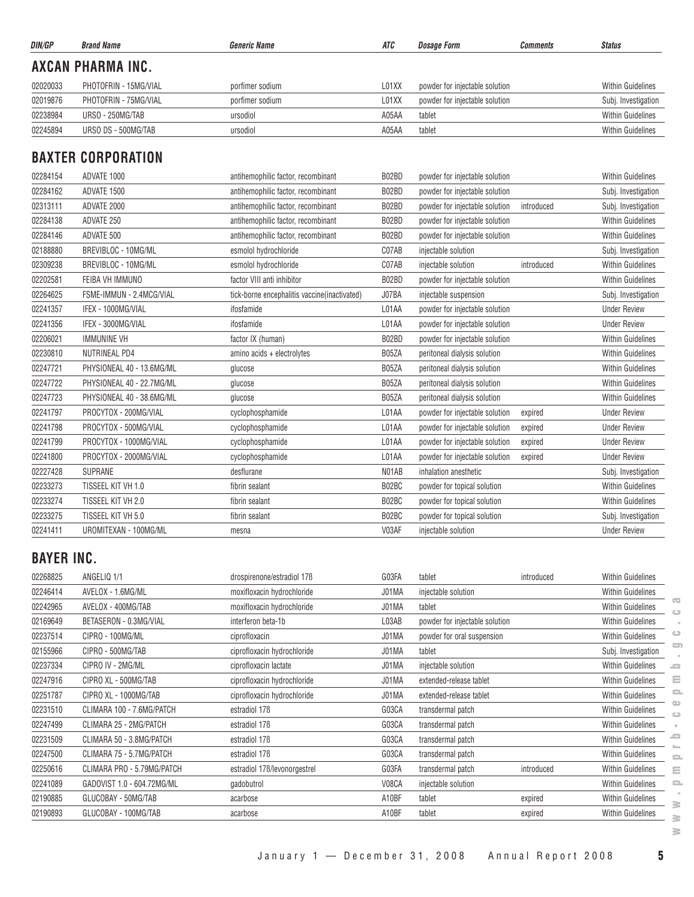| DIN/GP | Brand Name | Generic Name | ATC | Dosage Form | Comments | Status |
|---|---|---|---|---|---|---|

## AXCAN PHARMA INC.

| DIN/GP | Brand Name | Generic Name | ATC | Dosage Form | Comments | Status |
|---|---|---|---|---|---|---|
| 02020033 | PHOTOFRIN - 15MG/VIAL | porfimer sodium | L01XX | powder for injectable solution | | Within Guidelines |
| 02019876 | PHOTOFRIN - 75MG/VIAL | porfimer sodium | L01XX | powder for injectable solution | | Subj. Investigation |
| 02238984 | URSO - 250MG/TAB | ursodiol | A05AA | tablet | | Within Guidelines |
| 02245894 | URSO DS - 500MG/TAB | ursodiol | A05AA | tablet | | Within Guidelines |

## BAXTER CORPORATION

| DIN/GP | Brand Name | Generic Name | ATC | Dosage Form | Comments | Status |
|---|---|---|---|---|---|---|
| 02284154 | ADVATE 1000 | antihemophilic factor, recombinant | B02BD | powder for injectable solution | | Within Guidelines |
| 02284162 | ADVATE 1500 | antihemophilic factor, recombinant | B02BD | powder for injectable solution | | Subj. Investigation |
| 02313111 | ADVATE 2000 | antihemophilic factor, recombinant | B02BD | powder for injectable solution | introduced | Subj. Investigation |
| 02284138 | ADVATE 250 | antihemophilic factor, recombinant | B02BD | powder for injectable solution | | Within Guidelines |
| 02284146 | ADVATE 500 | antihemophilic factor, recombinant | B02BD | powder for injectable solution | | Within Guidelines |
| 02188880 | BREVIBLOC - 10MG/ML | esmolol hydrochloride | C07AB | injectable solution | | Subj. Investigation |
| 02309238 | BREVIBLOC - 10MG/ML | esmolol hydrochloride | C07AB | injectable solution | introduced | Within Guidelines |
| 02202581 | FEIBA VH IMMUNO | factor VIII anti inhibitor | B02BD | powder for injectable solution | | Within Guidelines |
| 02264625 | FSME-IMMUN - 2.4MCG/VIAL | tick-borne encephalitis vaccine(inactivated) | J07BA | injectable suspension | | Subj. Investigation |
| 02241357 | IFEX - 1000MG/VIAL | ifosfamide | L01AA | powder for injectable solution | | Under Review |
| 02241356 | IFEX - 3000MG/VIAL | ifosfamide | L01AA | powder for injectable solution | | Under Review |
| 02206021 | IMMUNINE VH | factor IX (human) | B02BD | powder for injectable solution | | Within Guidelines |
| 02230810 | NUTRINEAL PD4 | amino acids + electrolytes | B05ZA | peritoneal dialysis solution | | Within Guidelines |
| 02247721 | PHYSIONEAL 40 - 13.6MG/ML | glucose | B05ZA | peritoneal dialysis solution | | Within Guidelines |
| 02247722 | PHYSIONEAL 40 - 22.7MG/ML | glucose | B05ZA | peritoneal dialysis solution | | Within Guidelines |
| 02247723 | PHYSIONEAL 40 - 38.6MG/ML | glucose | B05ZA | peritoneal dialysis solution | | Within Guidelines |
| 02241797 | PROCYTOX - 200MG/VIAL | cyclophosphamide | L01AA | powder for injectable solution | expired | Under Review |
| 02241798 | PROCYTOX - 500MG/VIAL | cyclophosphamide | L01AA | powder for injectable solution | expired | Under Review |
| 02241799 | PROCYTOX - 1000MG/VIAL | cyclophosphamide | L01AA | powder for injectable solution | expired | Under Review |
| 02241800 | PROCYTOX - 2000MG/VIAL | cyclophosphamide | L01AA | powder for injectable solution | expired | Under Review |
| 02227428 | SUPRANE | desflurane | N01AB | inhalation anesthetic | | Subj. Investigation |
| 02233273 | TISSEEL KIT VH 1.0 | fibrin sealant | B02BC | powder for topical solution | | Within Guidelines |
| 02233274 | TISSEEL KIT VH 2.0 | fibrin sealant | B02BC | powder for topical solution | | Within Guidelines |
| 02233275 | TISSEEL KIT VH 5.0 | fibrin sealant | B02BC | powder for topical solution | | Subj. Investigation |
| 02241411 | UROMITEXAN - 100MG/ML | mesna | V03AF | injectable solution | | Under Review |

## BAYER INC.

| DIN/GP | Brand Name | Generic Name | ATC | Dosage Form | Comments | Status |
|---|---|---|---|---|---|---|
| 02268825 | ANGELIQ 1/1 | drospirenone/estradiol 17ß | G03FA | tablet | introduced | Within Guidelines |
| 02246414 | AVELOX - 1.6MG/ML | moxifloxacin hydrochloride | J01MA | injectable solution | | Within Guidelines |
| 02242965 | AVELOX - 400MG/TAB | moxifloxacin hydrochloride | J01MA | tablet | | Within Guidelines |
| 02169649 | BETASERON - 0.3MG/VIAL | interferon beta-1b | L03AB | powder for injectable solution | | Within Guidelines |
| 02237514 | CIPRO - 100MG/ML | ciprofloxacin | J01MA | powder for oral suspension | | Within Guidelines |
| 02155966 | CIPRO - 500MG/TAB | ciprofloxacin hydrochloride | J01MA | tablet | | Subj. Investigation |
| 02237334 | CIPRO IV - 2MG/ML | ciprofloxacin lactate | J01MA | injectable solution | | Within Guidelines |
| 02247916 | CIPRO XL - 500MG/TAB | ciprofloxacin hydrochloride | J01MA | extended-release tablet | | Within Guidelines |
| 02251787 | CIPRO XL - 1000MG/TAB | ciprofloxacin hydrochloride | J01MA | extended-release tablet | | Within Guidelines |
| 02231510 | CLIMARA 100 - 7.6MG/PATCH | estradiol 17ß | G03CA | transdermal patch | | Within Guidelines |
| 02247499 | CLIMARA 25 - 2MG/PATCH | estradiol 17ß | G03CA | transdermal patch | | Within Guidelines |
| 02231509 | CLIMARA 50 - 3.8MG/PATCH | estradiol 17ß | G03CA | transdermal patch | | Within Guidelines |
| 02247500 | CLIMARA 75 - 5.7MG/PATCH | estradiol 17ß | G03CA | transdermal patch | | Within Guidelines |
| 02250616 | CLIMARA PRO - 5.79MG/PATCH | estradiol 17ß/levonorgestrel | G03FA | transdermal patch | introduced | Within Guidelines |
| 02241089 | GADOVIST 1.0 - 604.72MG/ML | gadobutrol | V08CA | injectable solution | | Within Guidelines |
| 02190885 | GLUCOBAY - 50MG/TAB | acarbose | A10BF | tablet | expired | Within Guidelines |
| 02190893 | GLUCOBAY - 100MG/TAB | acarbose | A10BF | tablet | expired | Within Guidelines |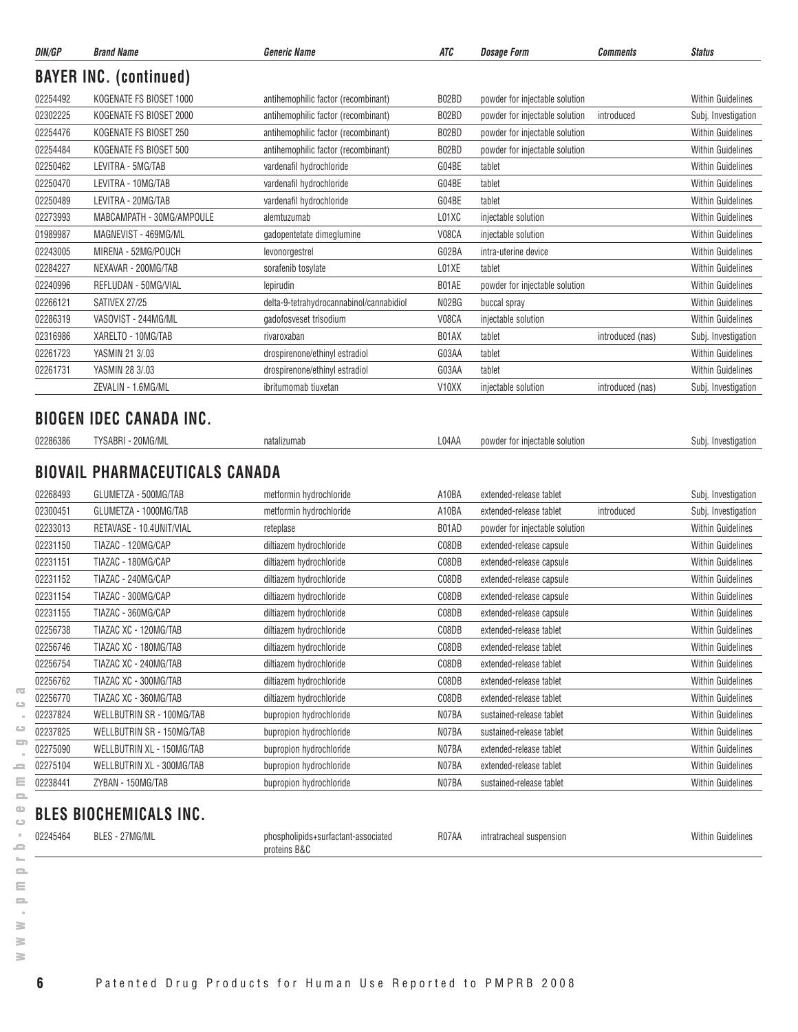| DIN/GP | Brand Name | Generic Name | ATC | Dosage Form | Comments | Status |
|---|---|---|---|---|---|---|

## BAYER INC. (continued)

| DIN/GP | Brand Name | Generic Name | ATC | Dosage Form | Comments | Status |
|---|---|---|---|---|---|---|
| 02254492 | KOGENATE FS BIOSET 1000 | antihemophilic factor (recombinant) | B02BD | powder for injectable solution | | Within Guidelines |
| 02302225 | KOGENATE FS BIOSET 2000 | antihemophilic factor (recombinant) | B02BD | powder for injectable solution | introduced | Subj. Investigation |
| 02254476 | KOGENATE FS BIOSET 250 | antihemophilic factor (recombinant) | B02BD | powder for injectable solution | | Within Guidelines |
| 02254484 | KOGENATE FS BIOSET 500 | antihemophilic factor (recombinant) | B02BD | powder for injectable solution | | Within Guidelines |
| 02250462 | LEVITRA - 5MG/TAB | vardenafil hydrochloride | G04BE | tablet | | Within Guidelines |
| 02250470 | LEVITRA - 10MG/TAB | vardenafil hydrochloride | G04BE | tablet | | Within Guidelines |
| 02250489 | LEVITRA - 20MG/TAB | vardenafil hydrochloride | G04BE | tablet | | Within Guidelines |
| 02273993 | MABCAMPATH - 30MG/AMPOULE | alemtuzumab | L01XC | injectable solution | | Within Guidelines |
| 01989987 | MAGNEVIST - 469MG/ML | gadopentetate dimeglumine | V08CA | injectable solution | | Within Guidelines |
| 02243005 | MIRENA - 52MG/POUCH | levonorgestrel | G02BA | intra-uterine device | | Within Guidelines |
| 02284227 | NEXAVAR - 200MG/TAB | sorafenib tosylate | L01XE | tablet | | Within Guidelines |
| 02240996 | REFLUDAN - 50MG/VIAL | lepirudin | B01AE | powder for injectable solution | | Within Guidelines |
| 02266121 | SATIVEX 27/25 | delta-9-tetrahydrocannabinol/cannabidiol | N02BG | buccal spray | | Within Guidelines |
| 02286319 | VASOVIST - 244MG/ML | gadofosveset trisodium | V08CA | injectable solution | | Within Guidelines |
| 02316986 | XARELTO - 10MG/TAB | rivaroxaban | B01AX | tablet | introduced (nas) | Subj. Investigation |
| 02261723 | YASMIN 21 3/.03 | drospirenone/ethinyl estradiol | G03AA | tablet | | Within Guidelines |
| 02261731 | YASMIN 28 3/.03 | drospirenone/ethinyl estradiol | G03AA | tablet | | Within Guidelines |
| | ZEVALIN - 1.6MG/ML | ibritumomab tiuxetan | V10XX | injectable solution | introduced (nas) | Subj. Investigation |

## BIOGEN IDEC CANADA INC.

| DIN/GP | Brand Name | Generic Name | ATC | Dosage Form | Comments | Status |
|---|---|---|---|---|---|---|
| 02286386 | TYSABRI - 20MG/ML | natalizumab | L04AA | powder for injectable solution | | Subj. Investigation |

## BIOVAIL PHARMACEUTICALS CANADA

| DIN/GP | Brand Name | Generic Name | ATC | Dosage Form | Comments | Status |
|---|---|---|---|---|---|---|
| 02268493 | GLUMETZA - 500MG/TAB | metformin hydrochloride | A10BA | extended-release tablet | | Subj. Investigation |
| 02300451 | GLUMETZA - 1000MG/TAB | metformin hydrochloride | A10BA | extended-release tablet | introduced | Subj. Investigation |
| 02233013 | RETAVASE - 10.4UNIT/VIAL | reteplase | B01AD | powder for injectable solution | | Within Guidelines |
| 02231150 | TIAZAC - 120MG/CAP | diltiazem hydrochloride | C08DB | extended-release capsule | | Within Guidelines |
| 02231151 | TIAZAC - 180MG/CAP | diltiazem hydrochloride | C08DB | extended-release capsule | | Within Guidelines |
| 02231152 | TIAZAC - 240MG/CAP | diltiazem hydrochloride | C08DB | extended-release capsule | | Within Guidelines |
| 02231154 | TIAZAC - 300MG/CAP | diltiazem hydrochloride | C08DB | extended-release capsule | | Within Guidelines |
| 02231155 | TIAZAC - 360MG/CAP | diltiazem hydrochloride | C08DB | extended-release capsule | | Within Guidelines |
| 02256738 | TIAZAC XC - 120MG/TAB | diltiazem hydrochloride | C08DB | extended-release tablet | | Within Guidelines |
| 02256746 | TIAZAC XC - 180MG/TAB | diltiazem hydrochloride | C08DB | extended-release tablet | | Within Guidelines |
| 02256754 | TIAZAC XC - 240MG/TAB | diltiazem hydrochloride | C08DB | extended-release tablet | | Within Guidelines |
| 02256762 | TIAZAC XC - 300MG/TAB | diltiazem hydrochloride | C08DB | extended-release tablet | | Within Guidelines |
| 02256770 | TIAZAC XC - 360MG/TAB | diltiazem hydrochloride | C08DB | extended-release tablet | | Within Guidelines |
| 02237824 | WELLBUTRIN SR - 100MG/TAB | bupropion hydrochloride | N07BA | sustained-release tablet | | Within Guidelines |
| 02237825 | WELLBUTRIN SR - 150MG/TAB | bupropion hydrochloride | N07BA | sustained-release tablet | | Within Guidelines |
| 02275090 | WELLBUTRIN XL - 150MG/TAB | bupropion hydrochloride | N07BA | extended-release tablet | | Within Guidelines |
| 02275104 | WELLBUTRIN XL - 300MG/TAB | bupropion hydrochloride | N07BA | extended-release tablet | | Within Guidelines |
| 02238441 | ZYBAN - 150MG/TAB | bupropion hydrochloride | N07BA | sustained-release tablet | | Within Guidelines |

## BLES BIOCHEMICALS INC.

| DIN/GP | Brand Name | Generic Name | ATC | Dosage Form | Comments | Status |
|---|---|---|---|---|---|---|
| 02245464 | BLES - 27MG/ML | phospholipids+surfactant-associated proteins B&C | R07AA | intratracheal suspension | | Within Guidelines |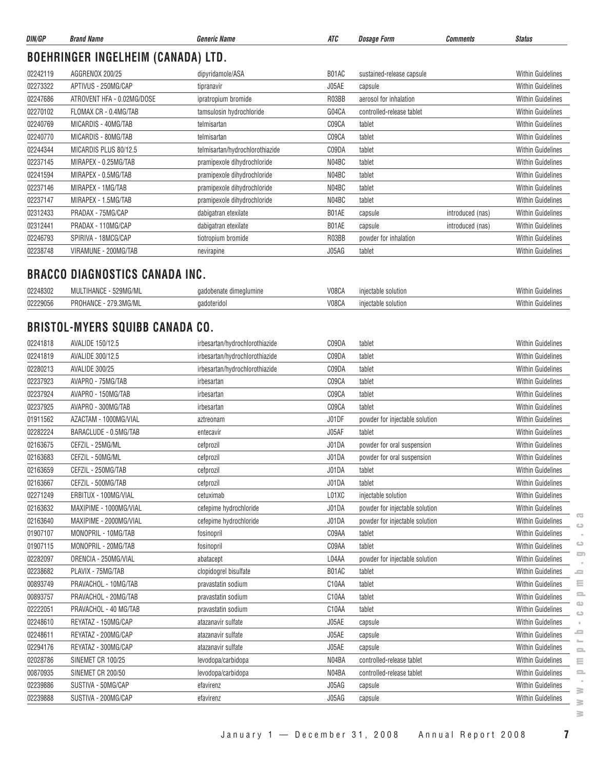| DIN/GP | Brand Name | Generic Name | ATC | Dosage Form | Comments | Status |
|---|---|---|---|---|---|---|

## BOEHRINGER INGELHEIM (CANADA) LTD.

| DIN/GP | Brand Name | Generic Name | ATC | Dosage Form | Comments | Status |
|---|---|---|---|---|---|---|
| 02242119 | AGGRENOX 200/25 | dipyridamole/ASA | B01AC | sustained-release capsule | | Within Guidelines |
| 02273322 | APTIVUS - 250MG/CAP | tipranavir | J05AE | capsule | | Within Guidelines |
| 02247686 | ATROVENT HFA - 0.02MG/DOSE | ipratropium bromide | R03BB | aerosol for inhalation | | Within Guidelines |
| 02270102 | FLOMAX CR - 0.4MG/TAB | tamsulosin hydrochloride | G04CA | controlled-release tablet | | Within Guidelines |
| 02240769 | MICARDIS - 40MG/TAB | telmisartan | C09CA | tablet | | Within Guidelines |
| 02240770 | MICARDIS - 80MG/TAB | telmisartan | C09CA | tablet | | Within Guidelines |
| 02244344 | MICARDIS PLUS 80/12.5 | telmisartan/hydrochlorothiazide | C09DA | tablet | | Within Guidelines |
| 02237145 | MIRAPEX - 0.25MG/TAB | pramipexole dihydrochloride | N04BC | tablet | | Within Guidelines |
| 02241594 | MIRAPEX - 0.5MG/TAB | pramipexole dihydrochloride | N04BC | tablet | | Within Guidelines |
| 02237146 | MIRAPEX - 1MG/TAB | pramipexole dihydrochloride | N04BC | tablet | | Within Guidelines |
| 02237147 | MIRAPEX - 1.5MG/TAB | pramipexole dihydrochloride | N04BC | tablet | | Within Guidelines |
| 02312433 | PRADAX - 75MG/CAP | dabigatran etexilate | B01AE | capsule | introduced (nas) | Within Guidelines |
| 02312441 | PRADAX - 110MG/CAP | dabigatran etexilate | B01AE | capsule | introduced (nas) | Within Guidelines |
| 02246793 | SPIRIVA - 18MCG/CAP | tiotropium bromide | R03BB | powder for inhalation | | Within Guidelines |
| 02238748 | VIRAMUNE - 200MG/TAB | nevirapine | J05AG | tablet | | Within Guidelines |

## BRACCO DIAGNOSTICS CANADA INC.

| DIN/GP | Brand Name | Generic Name | ATC | Dosage Form | Comments | Status |
|---|---|---|---|---|---|---|
| 02248302 | MULTIHANCE - 529MG/ML | gadobenate dimeglumine | V08CA | injectable solution | | Within Guidelines |
| 02229056 | PROHANCE - 279.3MG/ML | gadoteridol | V08CA | injectable solution | | Within Guidelines |

## BRISTOL-MYERS SQUIBB CANADA CO.

| DIN/GP | Brand Name | Generic Name | ATC | Dosage Form | Comments | Status |
|---|---|---|---|---|---|---|
| 02241818 | AVALIDE 150/12.5 | irbesartan/hydrochlorothiazide | C09DA | tablet | | Within Guidelines |
| 02241819 | AVALIDE 300/12.5 | irbesartan/hydrochlorothiazide | C09DA | tablet | | Within Guidelines |
| 02280213 | AVALIDE 300/25 | irbesartan/hydrochlorothiazide | C09DA | tablet | | Within Guidelines |
| 02237923 | AVAPRO - 75MG/TAB | irbesartan | C09CA | tablet | | Within Guidelines |
| 02237924 | AVAPRO - 150MG/TAB | irbesartan | C09CA | tablet | | Within Guidelines |
| 02237925 | AVAPRO - 300MG/TAB | irbesartan | C09CA | tablet | | Within Guidelines |
| 01911562 | AZACTAM - 1000MG/VIAL | aztreonam | J01DF | powder for injectable solution | | Within Guidelines |
| 02282224 | BARACLUDE - 0.5MG/TAB | entecavir | J05AF | tablet | | Within Guidelines |
| 02163675 | CEFZIL - 25MG/ML | cefprozil | J01DA | powder for oral suspension | | Within Guidelines |
| 02163683 | CEFZIL - 50MG/ML | cefprozil | J01DA | powder for oral suspension | | Within Guidelines |
| 02163659 | CEFZIL - 250MG/TAB | cefprozil | J01DA | tablet | | Within Guidelines |
| 02163667 | CEFZIL - 500MG/TAB | cefprozil | J01DA | tablet | | Within Guidelines |
| 02271249 | ERBITUX - 100MG/VIAL | cetuximab | L01XC | injectable solution | | Within Guidelines |
| 02163632 | MAXIPIME - 1000MG/VIAL | cefepime hydrochloride | J01DA | powder for injectable solution | | Within Guidelines |
| 02163640 | MAXIPIME - 2000MG/VIAL | cefepime hydrochloride | J01DA | powder for injectable solution | | Within Guidelines |
| 01907107 | MONOPRIL - 10MG/TAB | fosinopril | C09AA | tablet | | Within Guidelines |
| 01907115 | MONOPRIL - 20MG/TAB | fosinopril | C09AA | tablet | | Within Guidelines |
| 02282097 | ORENCIA - 250MG/VIAL | abatacept | L04AA | powder for injectable solution | | Within Guidelines |
| 02238682 | PLAVIX - 75MG/TAB | clopidogrel bisulfate | B01AC | tablet | | Within Guidelines |
| 00893749 | PRAVACHOL - 10MG/TAB | pravastatin sodium | C10AA | tablet | | Within Guidelines |
| 00893757 | PRAVACHOL - 20MG/TAB | pravastatin sodium | C10AA | tablet | | Within Guidelines |
| 02222051 | PRAVACHOL - 40 MG/TAB | pravastatin sodium | C10AA | tablet | | Within Guidelines |
| 02248610 | REYATAZ - 150MG/CAP | atazanavir sulfate | J05AE | capsule | | Within Guidelines |
| 02248611 | REYATAZ - 200MG/CAP | atazanavir sulfate | J05AE | capsule | | Within Guidelines |
| 02294176 | REYATAZ - 300MG/CAP | atazanavir sulfate | J05AE | capsule | | Within Guidelines |
| 02028786 | SINEMET CR 100/25 | levodopa/carbidopa | N04BA | controlled-release tablet | | Within Guidelines |
| 00870935 | SINEMET CR 200/50 | levodopa/carbidopa | N04BA | controlled-release tablet | | Within Guidelines |
| 02239886 | SUSTIVA - 50MG/CAP | efavirenz | J05AG | capsule | | Within Guidelines |
| 02239888 | SUSTIVA - 200MG/CAP | efavirenz | J05AG | capsule | | Within Guidelines |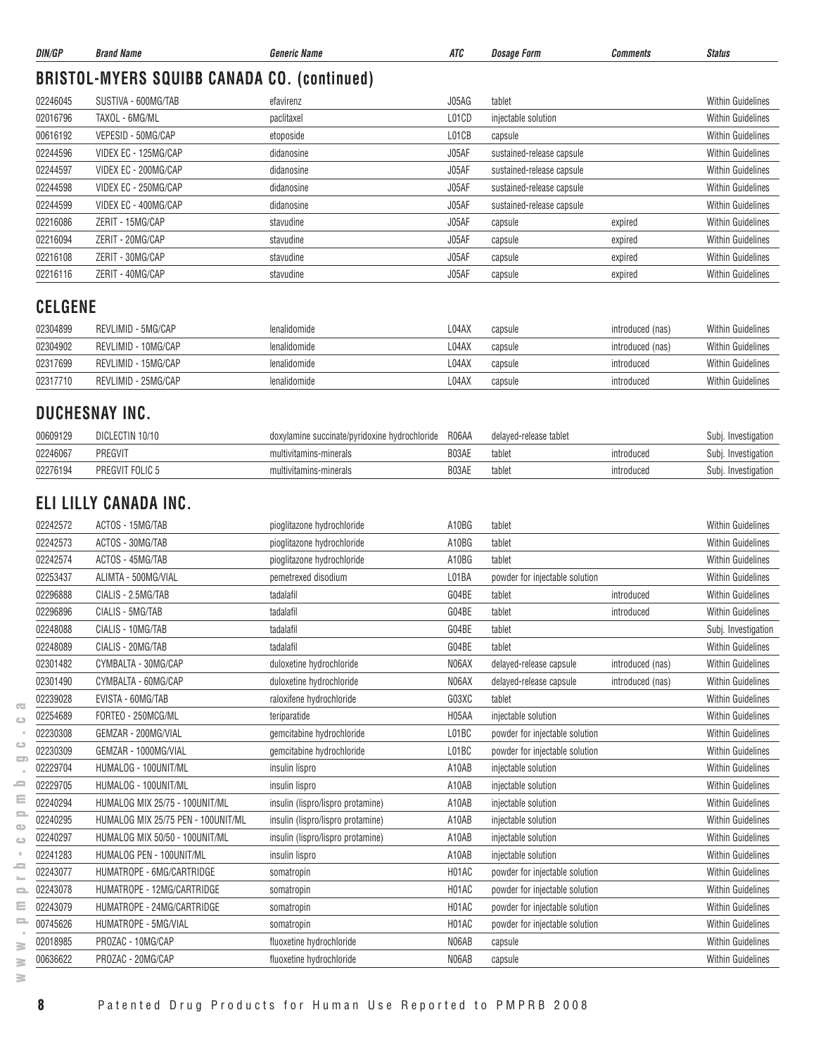| DIN/GP | Brand Name | Generic Name | ATC | Dosage Form | Comments | Status |
|---|---|---|---|---|---|---|

## BRISTOL-MYERS SQUIBB CANADA CO. (continued)

| DIN/GP | Brand Name | Generic Name | ATC | Dosage Form | Comments | Status |
|---|---|---|---|---|---|---|
| 02246045 | SUSTIVA - 600MG/TAB | efavirenz | J05AG | tablet | | Within Guidelines |
| 02016796 | TAXOL - 6MG/ML | paclitaxel | L01CD | injectable solution | | Within Guidelines |
| 00616192 | VEPESID - 50MG/CAP | etoposide | L01CB | capsule | | Within Guidelines |
| 02244596 | VIDEX EC - 125MG/CAP | didanosine | J05AF | sustained-release capsule | | Within Guidelines |
| 02244597 | VIDEX EC - 200MG/CAP | didanosine | J05AF | sustained-release capsule | | Within Guidelines |
| 02244598 | VIDEX EC - 250MG/CAP | didanosine | J05AF | sustained-release capsule | | Within Guidelines |
| 02244599 | VIDEX EC - 400MG/CAP | didanosine | J05AF | sustained-release capsule | | Within Guidelines |
| 02216086 | ZERIT - 15MG/CAP | stavudine | J05AF | capsule | expired | Within Guidelines |
| 02216094 | ZERIT - 20MG/CAP | stavudine | J05AF | capsule | expired | Within Guidelines |
| 02216108 | ZERIT - 30MG/CAP | stavudine | J05AF | capsule | expired | Within Guidelines |
| 02216116 | ZERIT - 40MG/CAP | stavudine | J05AF | capsule | expired | Within Guidelines |

## CELGENE

| DIN/GP | Brand Name | Generic Name | ATC | Dosage Form | Comments | Status |
|---|---|---|---|---|---|---|
| 02304899 | REVLIMID - 5MG/CAP | lenalidomide | L04AX | capsule | introduced (nas) | Within Guidelines |
| 02304902 | REVLIMID - 10MG/CAP | lenalidomide | L04AX | capsule | introduced (nas) | Within Guidelines |
| 02317699 | REVLIMID - 15MG/CAP | lenalidomide | L04AX | capsule | introduced | Within Guidelines |
| 02317710 | REVLIMID - 25MG/CAP | lenalidomide | L04AX | capsule | introduced | Within Guidelines |

## DUCHESNAY INC.

| DIN/GP | Brand Name | Generic Name | ATC | Dosage Form | Comments | Status |
|---|---|---|---|---|---|---|
| 00609129 | DICLECTIN 10/10 | doxylamine succinate/pyridoxine hydrochloride | R06AA | delayed-release tablet | | Subj. Investigation |
| 02246067 | PREGVIT | multivitamins-minerals | B03AE | tablet | introduced | Subj. Investigation |
| 02276194 | PREGVIT FOLIC 5 | multivitamins-minerals | B03AE | tablet | introduced | Subj. Investigation |

## ELI LILLY CANADA INC.

| DIN/GP | Brand Name | Generic Name | ATC | Dosage Form | Comments | Status |
|---|---|---|---|---|---|---|
| 02242572 | ACTOS - 15MG/TAB | pioglitazone hydrochloride | A10BG | tablet | | Within Guidelines |
| 02242573 | ACTOS - 30MG/TAB | pioglitazone hydrochloride | A10BG | tablet | | Within Guidelines |
| 02242574 | ACTOS - 45MG/TAB | pioglitazone hydrochloride | A10BG | tablet | | Within Guidelines |
| 02253437 | ALIMTA - 500MG/VIAL | pemetrexed disodium | L01BA | powder for injectable solution | | Within Guidelines |
| 02296888 | CIALIS - 2.5MG/TAB | tadalafil | G04BE | tablet | introduced | Within Guidelines |
| 02296896 | CIALIS - 5MG/TAB | tadalafil | G04BE | tablet | introduced | Within Guidelines |
| 02248088 | CIALIS - 10MG/TAB | tadalafil | G04BE | tablet | | Subj. Investigation |
| 02248089 | CIALIS - 20MG/TAB | tadalafil | G04BE | tablet | | Within Guidelines |
| 02301482 | CYMBALTA - 30MG/CAP | duloxetine hydrochloride | N06AX | delayed-release capsule | introduced (nas) | Within Guidelines |
| 02301490 | CYMBALTA - 60MG/CAP | duloxetine hydrochloride | N06AX | delayed-release capsule | introduced (nas) | Within Guidelines |
| 02239028 | EVISTA - 60MG/TAB | raloxifene hydrochloride | G03XC | tablet | | Within Guidelines |
| 02254689 | FORTEO - 250MCG/ML | teriparatide | H05AA | injectable solution | | Within Guidelines |
| 02230308 | GEMZAR - 200MG/VIAL | gemcitabine hydrochloride | L01BC | powder for injectable solution | | Within Guidelines |
| 02230309 | GEMZAR - 1000MG/VIAL | gemcitabine hydrochloride | L01BC | powder for injectable solution | | Within Guidelines |
| 02229704 | HUMALOG - 100UNIT/ML | insulin lispro | A10AB | injectable solution | | Within Guidelines |
| 02229705 | HUMALOG - 100UNIT/ML | insulin lispro | A10AB | injectable solution | | Within Guidelines |
| 02240294 | HUMALOG MIX 25/75 - 100UNIT/ML | insulin (lispro/lispro protamine) | A10AB | injectable solution | | Within Guidelines |
| 02240295 | HUMALOG MIX 25/75 PEN - 100UNIT/ML | insulin (lispro/lispro protamine) | A10AB | injectable solution | | Within Guidelines |
| 02240297 | HUMALOG MIX 50/50 - 100UNIT/ML | insulin (lispro/lispro protamine) | A10AB | injectable solution | | Within Guidelines |
| 02241283 | HUMALOG PEN - 100UNIT/ML | insulin lispro | A10AB | injectable solution | | Within Guidelines |
| 02243077 | HUMATROPE - 6MG/CARTRIDGE | somatropin | H01AC | powder for injectable solution | | Within Guidelines |
| 02243078 | HUMATROPE - 12MG/CARTRIDGE | somatropin | H01AC | powder for injectable solution | | Within Guidelines |
| 02243079 | HUMATROPE - 24MG/CARTRIDGE | somatropin | H01AC | powder for injectable solution | | Within Guidelines |
| 00745626 | HUMATROPE - 5MG/VIAL | somatropin | H01AC | powder for injectable solution | | Within Guidelines |
| 02018985 | PROZAC - 10MG/CAP | fluoxetine hydrochloride | N06AB | capsule | | Within Guidelines |
| 00636622 | PROZAC - 20MG/CAP | fluoxetine hydrochloride | N06AB | capsule | | Within Guidelines |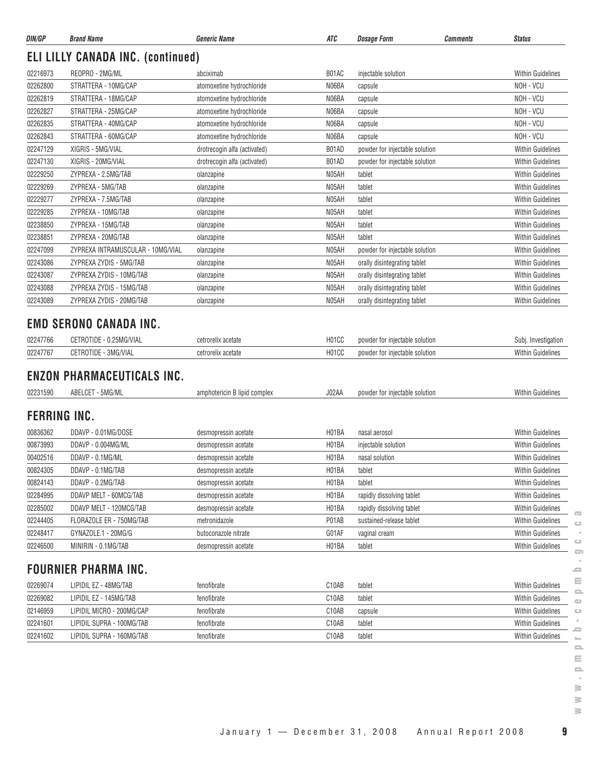| DIN/GP | Brand Name | Generic Name | ATC | Dosage Form | Comments | Status |
|---|---|---|---|---|---|---|

## ELI LILLY CANADA INC. (continued)

| DIN/GP | Brand Name | Generic Name | ATC | Dosage Form | Comments | Status |
|---|---|---|---|---|---|---|
| 02216973 | REOPRO - 2MG/ML | abciximab | B01AC | injectable solution | | Within Guidelines |
| 02262800 | STRATTERA - 10MG/CAP | atomoxetine hydrochloride | N06BA | capsule | | NOH - VCU |
| 02262819 | STRATTERA - 18MG/CAP | atomoxetine hydrochloride | N06BA | capsule | | NOH - VCU |
| 02262827 | STRATTERA - 25MG/CAP | atomoxetine hydrochloride | N06BA | capsule | | NOH - VCU |
| 02262835 | STRATTERA - 40MG/CAP | atomoxetine hydrochloride | N06BA | capsule | | NOH - VCU |
| 02262843 | STRATTERA - 60MG/CAP | atomoxetine hydrochloride | N06BA | capsule | | NOH - VCU |
| 02247129 | XIGRIS - 5MG/VIAL | drotrecogin alfa (activated) | B01AD | powder for injectable solution | | Within Guidelines |
| 02247130 | XIGRIS - 20MG/VIAL | drotrecogin alfa (activated) | B01AD | powder for injectable solution | | Within Guidelines |
| 02229250 | ZYPREXA - 2.5MG/TAB | olanzapine | N05AH | tablet | | Within Guidelines |
| 02229269 | ZYPREXA - 5MG/TAB | olanzapine | N05AH | tablet | | Within Guidelines |
| 02229277 | ZYPREXA - 7.5MG/TAB | olanzapine | N05AH | tablet | | Within Guidelines |
| 02229285 | ZYPREXA - 10MG/TAB | olanzapine | N05AH | tablet | | Within Guidelines |
| 02238850 | ZYPREXA - 15MG/TAB | olanzapine | N05AH | tablet | | Within Guidelines |
| 02238851 | ZYPREXA - 20MG/TAB | olanzapine | N05AH | tablet | | Within Guidelines |
| 02247099 | ZYPREXA INTRAMUSCULAR - 10MG/VIAL | olanzapine | N05AH | powder for injectable solution | | Within Guidelines |
| 02243086 | ZYPREXA ZYDIS - 5MG/TAB | olanzapine | N05AH | orally disintegrating tablet | | Within Guidelines |
| 02243087 | ZYPREXA ZYDIS - 10MG/TAB | olanzapine | N05AH | orally disintegrating tablet | | Within Guidelines |
| 02243088 | ZYPREXA ZYDIS - 15MG/TAB | olanzapine | N05AH | orally disintegrating tablet | | Within Guidelines |
| 02243089 | ZYPREXA ZYDIS - 20MG/TAB | olanzapine | N05AH | orally disintegrating tablet | | Within Guidelines |

## EMD SERONO CANADA INC.

| DIN/GP | Brand Name | Generic Name | ATC | Dosage Form | Comments | Status |
|---|---|---|---|---|---|---|
| 02247766 | CETROTIDE - 0.25MG/VIAL | cetrorelix acetate | H01CC | powder for injectable solution | | Subj. Investigation |
| 02247767 | CETROTIDE - 3MG/VIAL | cetrorelix acetate | H01CC | powder for injectable solution | | Within Guidelines |

## ENZON PHARMACEUTICALS INC.

| DIN/GP | Brand Name | Generic Name | ATC | Dosage Form | Comments | Status |
|---|---|---|---|---|---|---|
| 02231590 | ABELCET - 5MG/ML | amphotericin B lipid complex | J02AA | powder for injectable solution | | Within Guidelines |

## FERRING INC.

| DIN/GP | Brand Name | Generic Name | ATC | Dosage Form | Comments | Status |
|---|---|---|---|---|---|---|
| 00836362 | DDAVP - 0.01MG/DOSE | desmopressin acetate | H01BA | nasal aerosol | | Within Guidelines |
| 00873993 | DDAVP - 0.004MG/ML | desmopressin acetate | H01BA | injectable solution | | Within Guidelines |
| 00402516 | DDAVP - 0.1MG/ML | desmopressin acetate | H01BA | nasal solution | | Within Guidelines |
| 00824305 | DDAVP - 0.1MG/TAB | desmopressin acetate | H01BA | tablet | | Within Guidelines |
| 00824143 | DDAVP - 0.2MG/TAB | desmopressin acetate | H01BA | tablet | | Within Guidelines |
| 02284995 | DDAVP MELT - 60MCG/TAB | desmopressin acetate | H01BA | rapidly dissolving tablet | | Within Guidelines |
| 02285002 | DDAVP MELT - 120MCG/TAB | desmopressin acetate | H01BA | rapidly dissolving tablet | | Within Guidelines |
| 02244405 | FLORAZOLE ER - 750MG/TAB | metronidazole | P01AB | sustained-release tablet | | Within Guidelines |
| 02248417 | GYNAZOLE.1 - 20MG/G | butoconazole nitrate | G01AF | vaginal cream | | Within Guidelines |
| 02246500 | MINIRIN - 0.1MG/TAB | desmopressin acetate | H01BA | tablet | | Within Guidelines |

## FOURNIER PHARMA INC.

| DIN/GP | Brand Name | Generic Name | ATC | Dosage Form | Comments | Status |
|---|---|---|---|---|---|---|
| 02269074 | LIPIDIL EZ - 48MG/TAB | fenofibrate | C10AB | tablet | | Within Guidelines |
| 02269082 | LIPIDIL EZ - 145MG/TAB | fenofibrate | C10AB | tablet | | Within Guidelines |
| 02146959 | LIPIDIL MICRO - 200MG/CAP | fenofibrate | C10AB | capsule | | Within Guidelines |
| 02241601 | LIPIDIL SUPRA - 100MG/TAB | fenofibrate | C10AB | tablet | | Within Guidelines |
| 02241602 | LIPIDIL SUPRA - 160MG/TAB | fenofibrate | C10AB | tablet | | Within Guidelines |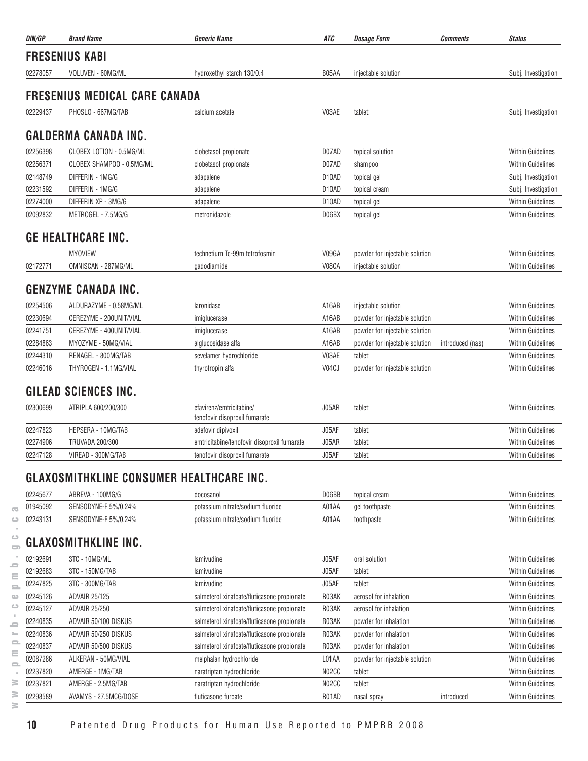| DIN/GP | Brand Name | Generic Name | ATC | Dosage Form | Comments | Status |
|---|---|---|---|---|---|---|
| **FRESENIUS KABI** | | | | | | |
| 02278057 | VOLUVEN - 60MG/ML | hydroxethyl starch 130/0.4 | B05AA | injectable solution | | Subj. Investigation |
| **FRESENIUS MEDICAL CARE CANADA** | | | | | | |
| 02229437 | PHOSLO - 667MG/TAB | calcium acetate | V03AE | tablet | | Subj. Investigation |
| **GALDERMA CANADA INC.** | | | | | | |
| 02256398 | CLOBEX LOTION - 0.5MG/ML | clobetasol propionate | D07AD | topical solution | | Within Guidelines |
| 02256371 | CLOBEX SHAMPOO - 0.5MG/ML | clobetasol propionate | D07AD | shampoo | | Within Guidelines |
| 02148749 | DIFFERIN - 1MG/G | adapalene | D10AD | topical gel | | Subj. Investigation |
| 02231592 | DIFFERIN - 1MG/G | adapalene | D10AD | topical cream | | Subj. Investigation |
| 02274000 | DIFFERIN XP - 3MG/G | adapalene | D10AD | topical gel | | Within Guidelines |
| 02092832 | METROGEL - 7.5MG/G | metronidazole | D06BX | topical gel | | Within Guidelines |
| **GE HEALTHCARE INC.** | | | | | | |
| | MYOVIEW | technetium Tc-99m tetrofosmin | V09GA | powder for injectable solution | | Within Guidelines |
| 02172771 | OMNISCAN - 287MG/ML | gadodiamide | V08CA | injectable solution | | Within Guidelines |
| **GENZYME CANADA INC.** | | | | | | |
| 02254506 | ALDURAZYME - 0.58MG/ML | laronidase | A16AB | injectable solution | | Within Guidelines |
| 02230694 | CEREZYME - 200UNIT/VIAL | imiglucerase | A16AB | powder for injectable solution | | Within Guidelines |
| 02241751 | CEREZYME - 400UNIT/VIAL | imiglucerase | A16AB | powder for injectable solution | | Within Guidelines |
| 02284863 | MYOZYME - 50MG/VIAL | alglucosidase alfa | A16AB | powder for injectable solution | introduced (nas) | Within Guidelines |
| 02244310 | RENAGEL - 800MG/TAB | sevelamer hydrochloride | V03AE | tablet | | Within Guidelines |
| 02246016 | THYROGEN - 1.1MG/VIAL | thyrotropin alfa | V04CJ | powder for injectable solution | | Within Guidelines |
| **GILEAD SCIENCES INC.** | | | | | | |
| 02300699 | ATRIPLA 600/200/300 | efavirenz/emtricitabine/ tenofovir disoproxil fumarate | J05AR | tablet | | Within Guidelines |
| 02247823 | HEPSERA - 10MG/TAB | adefovir dipivoxil | J05AF | tablet | | Within Guidelines |
| 02274906 | TRUVADA 200/300 | emtricitabine/tenofovir disoproxil fumarate | J05AR | tablet | | Within Guidelines |
| 02247128 | VIREAD - 300MG/TAB | tenofovir disoproxil fumarate | J05AF | tablet | | Within Guidelines |
| **GLAXOSMITHKLINE CONSUMER HEALTHCARE INC.** | | | | | | |
| 02245677 | ABREVA - 100MG/G | docosanol | D06BB | topical cream | | Within Guidelines |
| 01945092 | SENSODYNE-F 5%/0.24% | potassium nitrate/sodium fluoride | A01AA | gel toothpaste | | Within Guidelines |
| 02243131 | SENSODYNE-F 5%/0.24% | potassium nitrate/sodium fluoride | A01AA | toothpaste | | Within Guidelines |
| **GLAXOSMITHKLINE INC.** | | | | | | |
| 02192691 | 3TC - 10MG/ML | lamivudine | J05AF | oral solution | | Within Guidelines |
| 02192683 | 3TC - 150MG/TAB | lamivudine | J05AF | tablet | | Within Guidelines |
| 02247825 | 3TC - 300MG/TAB | lamivudine | J05AF | tablet | | Within Guidelines |
| 02245126 | ADVAIR 25/125 | salmeterol xinafoate/fluticasone propionate | R03AK | aerosol for inhalation | | Within Guidelines |
| 02245127 | ADVAIR 25/250 | salmeterol xinafoate/fluticasone propionate | R03AK | aerosol for inhalation | | Within Guidelines |
| 02240835 | ADVAIR 50/100 DISKUS | salmeterol xinafoate/fluticasone propionate | R03AK | powder for inhalation | | Within Guidelines |
| 02240836 | ADVAIR 50/250 DISKUS | salmeterol xinafoate/fluticasone propionate | R03AK | powder for inhalation | | Within Guidelines |
| 02240837 | ADVAIR 50/500 DISKUS | salmeterol xinafoate/fluticasone propionate | R03AK | powder for inhalation | | Within Guidelines |
| 02087286 | ALKERAN - 50MG/VIAL | melphalan hydrochloride | L01AA | powder for injectable solution | | Within Guidelines |
| 02237820 | AMERGE - 1MG/TAB | naratriptan hydrochloride | N02CC | tablet | | Within Guidelines |
| 02237821 | AMERGE - 2.5MG/TAB | naratriptan hydrochloride | N02CC | tablet | | Within Guidelines |
| 02298589 | AVAMYS - 27.5MCG/DOSE | fluticasone furoate | R01AD | nasal spray | introduced | Within Guidelines |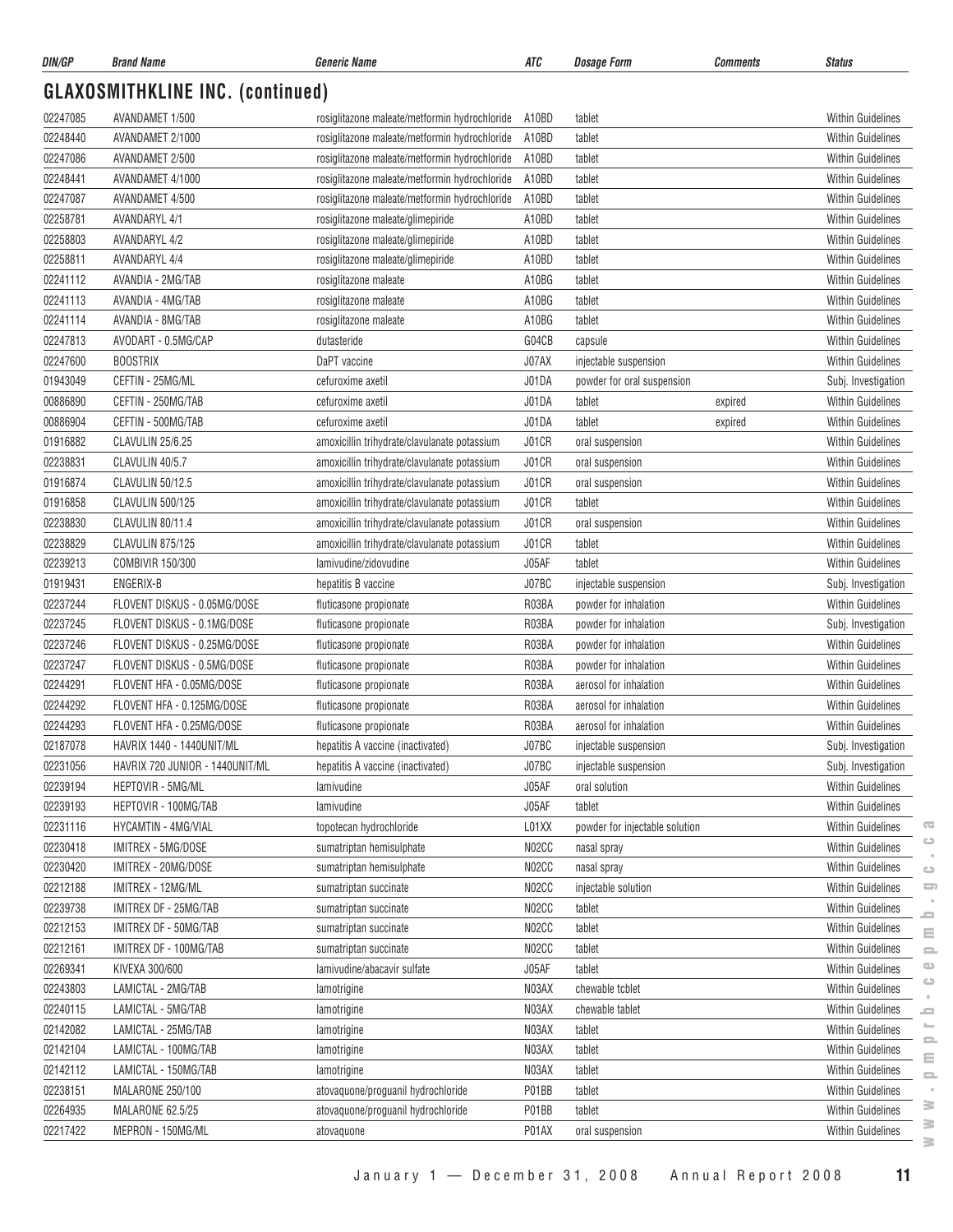## GLAXOSMITHKLINE INC. (continued)

| DIN/GP | Brand Name | Generic Name | ATC | Dosage Form | Comments | Status |
|---|---|---|---|---|---|---|
| 02247085 | AVANDAMET 1/500 | rosiglitazone maleate/metformin hydrochloride | A10BD | tablet | | Within Guidelines |
| 02248440 | AVANDAMET 2/1000 | rosiglitazone maleate/metformin hydrochloride | A10BD | tablet | | Within Guidelines |
| 02247086 | AVANDAMET 2/500 | rosiglitazone maleate/metformin hydrochloride | A10BD | tablet | | Within Guidelines |
| 02248441 | AVANDAMET 4/1000 | rosiglitazone maleate/metformin hydrochloride | A10BD | tablet | | Within Guidelines |
| 02247087 | AVANDAMET 4/500 | rosiglitazone maleate/metformin hydrochloride | A10BD | tablet | | Within Guidelines |
| 02258781 | AVANDARYL 4/1 | rosiglitazone maleate/glimepiride | A10BD | tablet | | Within Guidelines |
| 02258803 | AVANDARYL 4/2 | rosiglitazone maleate/glimepiride | A10BD | tablet | | Within Guidelines |
| 02258811 | AVANDARYL 4/4 | rosiglitazone maleate/glimepiride | A10BD | tablet | | Within Guidelines |
| 02241112 | AVANDIA - 2MG/TAB | rosiglitazone maleate | A10BG | tablet | | Within Guidelines |
| 02241113 | AVANDIA - 4MG/TAB | rosiglitazone maleate | A10BG | tablet | | Within Guidelines |
| 02241114 | AVANDIA - 8MG/TAB | rosiglitazone maleate | A10BG | tablet | | Within Guidelines |
| 02247813 | AVODART - 0.5MG/CAP | dutasteride | G04CB | capsule | | Within Guidelines |
| 02247600 | BOOSTRIX | DaPT vaccine | J07AX | injectable suspension | | Within Guidelines |
| 01943049 | CEFTIN - 25MG/ML | cefuroxime axetil | J01DA | powder for oral suspension | | Subj. Investigation |
| 00886890 | CEFTIN - 250MG/TAB | cefuroxime axetil | J01DA | tablet | expired | Within Guidelines |
| 00886904 | CEFTIN - 500MG/TAB | cefuroxime axetil | J01DA | tablet | expired | Within Guidelines |
| 01916882 | CLAVULIN 25/6.25 | amoxicillin trihydrate/clavulanate potassium | J01CR | oral suspension | | Within Guidelines |
| 02238831 | CLAVULIN 40/5.7 | amoxicillin trihydrate/clavulanate potassium | J01CR | oral suspension | | Within Guidelines |
| 01916874 | CLAVULIN 50/12.5 | amoxicillin trihydrate/clavulanate potassium | J01CR | oral suspension | | Within Guidelines |
| 01916858 | CLAVULIN 500/125 | amoxicillin trihydrate/clavulanate potassium | J01CR | tablet | | Within Guidelines |
| 02238830 | CLAVULIN 80/11.4 | amoxicillin trihydrate/clavulanate potassium | J01CR | oral suspension | | Within Guidelines |
| 02238829 | CLAVULIN 875/125 | amoxicillin trihydrate/clavulanate potassium | J01CR | tablet | | Within Guidelines |
| 02239213 | COMBIVIR 150/300 | lamivudine/zidovudine | J05AF | tablet | | Within Guidelines |
| 01919431 | ENGERIX-B | hepatitis B vaccine | J07BC | injectable suspension | | Subj. Investigation |
| 02237244 | FLOVENT DISKUS - 0.05MG/DOSE | fluticasone propionate | R03BA | powder for inhalation | | Within Guidelines |
| 02237245 | FLOVENT DISKUS - 0.1MG/DOSE | fluticasone propionate | R03BA | powder for inhalation | | Subj. Investigation |
| 02237246 | FLOVENT DISKUS - 0.25MG/DOSE | fluticasone propionate | R03BA | powder for inhalation | | Within Guidelines |
| 02237247 | FLOVENT DISKUS - 0.5MG/DOSE | fluticasone propionate | R03BA | powder for inhalation | | Within Guidelines |
| 02244291 | FLOVENT HFA - 0.05MG/DOSE | fluticasone propionate | R03BA | aerosol for inhalation | | Within Guidelines |
| 02244292 | FLOVENT HFA - 0.125MG/DOSE | fluticasone propionate | R03BA | aerosol for inhalation | | Within Guidelines |
| 02244293 | FLOVENT HFA - 0.25MG/DOSE | fluticasone propionate | R03BA | aerosol for inhalation | | Within Guidelines |
| 02187078 | HAVRIX 1440 - 1440UNIT/ML | hepatitis A vaccine (inactivated) | J07BC | injectable suspension | | Subj. Investigation |
| 02231056 | HAVRIX 720 JUNIOR - 1440UNIT/ML | hepatitis A vaccine (inactivated) | J07BC | injectable suspension | | Subj. Investigation |
| 02239194 | HEPTOVIR - 5MG/ML | lamivudine | J05AF | oral solution | | Within Guidelines |
| 02239193 | HEPTOVIR - 100MG/TAB | lamivudine | J05AF | tablet | | Within Guidelines |
| 02231116 | HYCAMTIN - 4MG/VIAL | topotecan hydrochloride | L01XX | powder for injectable solution | | Within Guidelines |
| 02230418 | IMITREX - 5MG/DOSE | sumatriptan hemisulphate | N02CC | nasal spray | | Within Guidelines |
| 02230420 | IMITREX - 20MG/DOSE | sumatriptan hemisulphate | N02CC | nasal spray | | Within Guidelines |
| 02212188 | IMITREX - 12MG/ML | sumatriptan succinate | N02CC | injectable solution | | Within Guidelines |
| 02239738 | IMITREX DF - 25MG/TAB | sumatriptan succinate | N02CC | tablet | | Within Guidelines |
| 02212153 | IMITREX DF - 50MG/TAB | sumatriptan succinate | N02CC | tablet | | Within Guidelines |
| 02212161 | IMITREX DF - 100MG/TAB | sumatriptan succinate | N02CC | tablet | | Within Guidelines |
| 02269341 | KIVEXA 300/600 | lamivudine/abacavir sulfate | J05AF | tablet | | Within Guidelines |
| 02243803 | LAMICTAL - 2MG/TAB | lamotrigine | N03AX | chewable tcblet | | Within Guidelines |
| 02240115 | LAMICTAL - 5MG/TAB | lamotrigine | N03AX | chewable tablet | | Within Guidelines |
| 02142082 | LAMICTAL - 25MG/TAB | lamotrigine | N03AX | tablet | | Within Guidelines |
| 02142104 | LAMICTAL - 100MG/TAB | lamotrigine | N03AX | tablet | | Within Guidelines |
| 02142112 | LAMICTAL - 150MG/TAB | lamotrigine | N03AX | tablet | | Within Guidelines |
| 02238151 | MALARONE 250/100 | atovaquone/proguanil hydrochloride | P01BB | tablet | | Within Guidelines |
| 02264935 | MALARONE 62.5/25 | atovaquone/proguanil hydrochloride | P01BB | tablet | | Within Guidelines |
| 02217422 | MEPRON - 150MG/ML | atovaquone | P01AX | oral suspension | | Within Guidelines |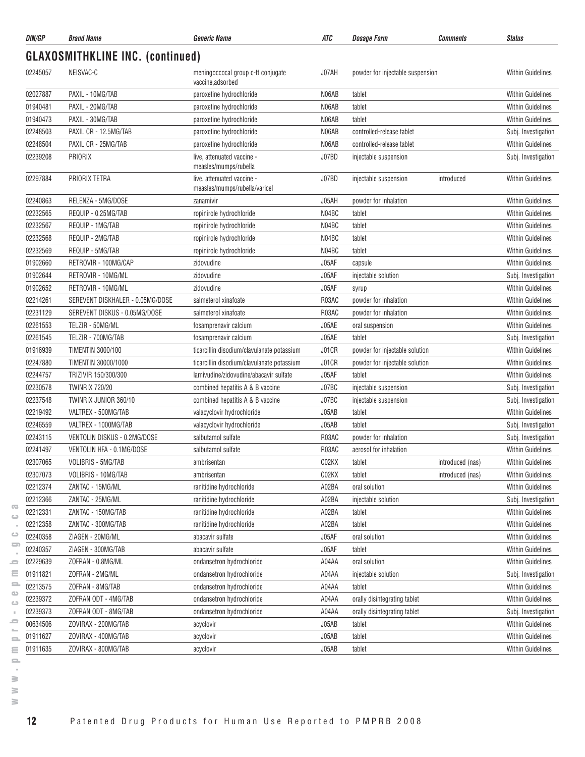## GLAXOSMITHKLINE INC. (continued)

| DIN/GP | Brand Name | Generic Name | ATC | Dosage Form | Comments | Status |
|---|---|---|---|---|---|---|
| 02245057 | NEISVAC-C | meningoccocal group c-tt conjugate vaccine,adsorbed | J07AH | powder for injectable suspension | | Within Guidelines |
| 02027887 | PAXIL - 10MG/TAB | paroxetine hydrochloride | N06AB | tablet | | Within Guidelines |
| 01940481 | PAXIL - 20MG/TAB | paroxetine hydrochloride | N06AB | tablet | | Within Guidelines |
| 01940473 | PAXIL - 30MG/TAB | paroxetine hydrochloride | N06AB | tablet | | Within Guidelines |
| 02248503 | PAXIL CR - 12.5MG/TAB | paroxetine hydrochloride | N06AB | controlled-release tablet | | Subj. Investigation |
| 02248504 | PAXIL CR - 25MG/TAB | paroxetine hydrochloride | N06AB | controlled-release tablet | | Within Guidelines |
| 02239208 | PRIORIX | live, attenuated vaccine - measles/mumps/rubella | J07BD | injectable suspension | | Subj. Investigation |
| 02297884 | PRIORIX TETRA | live, attenuated vaccine - measles/mumps/rubella/varicel | J07BD | injectable suspension | introduced | Within Guidelines |
| 02240863 | RELENZA - 5MG/DOSE | zanamivir | J05AH | powder for inhalation | | Within Guidelines |
| 02232565 | REQUIP - 0.25MG/TAB | ropinirole hydrochloride | N04BC | tablet | | Within Guidelines |
| 02232567 | REQUIP - 1MG/TAB | ropinirole hydrochloride | N04BC | tablet | | Within Guidelines |
| 02232568 | REQUIP - 2MG/TAB | ropinirole hydrochloride | N04BC | tablet | | Within Guidelines |
| 02232569 | REQUIP - 5MG/TAB | ropinirole hydrochloride | N04BC | tablet | | Within Guidelines |
| 01902660 | RETROVIR - 100MG/CAP | zidovudine | J05AF | capsule | | Within Guidelines |
| 01902644 | RETROVIR - 10MG/ML | zidovudine | J05AF | injectable solution | | Subj. Investigation |
| 01902652 | RETROVIR - 10MG/ML | zidovudine | J05AF | syrup | | Within Guidelines |
| 02214261 | SEREVENT DISKHALER - 0.05MG/DOSE | salmeterol xinafoate | R03AC | powder for inhalation | | Within Guidelines |
| 02231129 | SEREVENT DISKUS - 0.05MG/DOSE | salmeterol xinafoate | R03AC | powder for inhalation | | Within Guidelines |
| 02261553 | TELZIR - 50MG/ML | fosamprenavir calcium | J05AE | oral suspension | | Within Guidelines |
| 02261545 | TELZIR - 700MG/TAB | fosamprenavir calcium | J05AE | tablet | | Subj. Investigation |
| 01916939 | TIMENTIN 3000/100 | ticarcillin disodium/clavulanate potassium | J01CR | powder for injectable solution | | Within Guidelines |
| 02247880 | TIMENTIN 30000/1000 | ticarcillin disodium/clavulanate potassium | J01CR | powder for injectable solution | | Within Guidelines |
| 02244757 | TRIZIVIR 150/300/300 | lamivudine/zidovudine/abacavir sulfate | J05AF | tablet | | Within Guidelines |
| 02230578 | TWINRIX 720/20 | combined hepatitis A & B vaccine | J07BC | injectable suspension | | Subj. Investigation |
| 02237548 | TWINRIX JUNIOR 360/10 | combined hepatitis A & B vaccine | J07BC | injectable suspension | | Subj. Investigation |
| 02219492 | VALTREX - 500MG/TAB | valacyclovir hydrochloride | J05AB | tablet | | Within Guidelines |
| 02246559 | VALTREX - 1000MG/TAB | valacyclovir hydrochloride | J05AB | tablet | | Subj. Investigation |
| 02243115 | VENTOLIN DISKUS - 0.2MG/DOSE | salbutamol sulfate | R03AC | powder for inhalation | | Subj. Investigation |
| 02241497 | VENTOLIN HFA - 0.1MG/DOSE | salbutamol sulfate | R03AC | aerosol for inhalation | | Within Guidelines |
| 02307065 | VOLIBRIS - 5MG/TAB | ambrisentan | C02KX | tablet | introduced (nas) | Within Guidelines |
| 02307073 | VOLIBRIS - 10MG/TAB | ambrisentan | C02KX | tablet | introduced (nas) | Within Guidelines |
| 02212374 | ZANTAC - 15MG/ML | ranitidine hydrochloride | A02BA | oral solution | | Within Guidelines |
| 02212366 | ZANTAC - 25MG/ML | ranitidine hydrochloride | A02BA | injectable solution | | Subj. Investigation |
| 02212331 | ZANTAC - 150MG/TAB | ranitidine hydrochloride | A02BA | tablet | | Within Guidelines |
| 02212358 | ZANTAC - 300MG/TAB | ranitidine hydrochloride | A02BA | tablet | | Within Guidelines |
| 02240358 | ZIAGEN - 20MG/ML | abacavir sulfate | J05AF | oral solution | | Within Guidelines |
| 02240357 | ZIAGEN - 300MG/TAB | abacavir sulfate | J05AF | tablet | | Within Guidelines |
| 02229639 | ZOFRAN - 0.8MG/ML | ondansetron hydrochloride | A04AA | oral solution | | Within Guidelines |
| 01911821 | ZOFRAN - 2MG/ML | ondansetron hydrochloride | A04AA | injectable solution | | Subj. Investigation |
| 02213575 | ZOFRAN - 8MG/TAB | ondansetron hydrochloride | A04AA | tablet | | Within Guidelines |
| 02239372 | ZOFRAN ODT - 4MG/TAB | ondansetron hydrochloride | A04AA | orally disintegrating tablet | | Within Guidelines |
| 02239373 | ZOFRAN ODT - 8MG/TAB | ondansetron hydrochloride | A04AA | orally disintegrating tablet | | Subj. Investigation |
| 00634506 | ZOVIRAX - 200MG/TAB | acyclovir | J05AB | tablet | | Within Guidelines |
| 01911627 | ZOVIRAX - 400MG/TAB | acyclovir | J05AB | tablet | | Within Guidelines |
| 01911635 | ZOVIRAX - 800MG/TAB | acyclovir | J05AB | tablet | | Within Guidelines |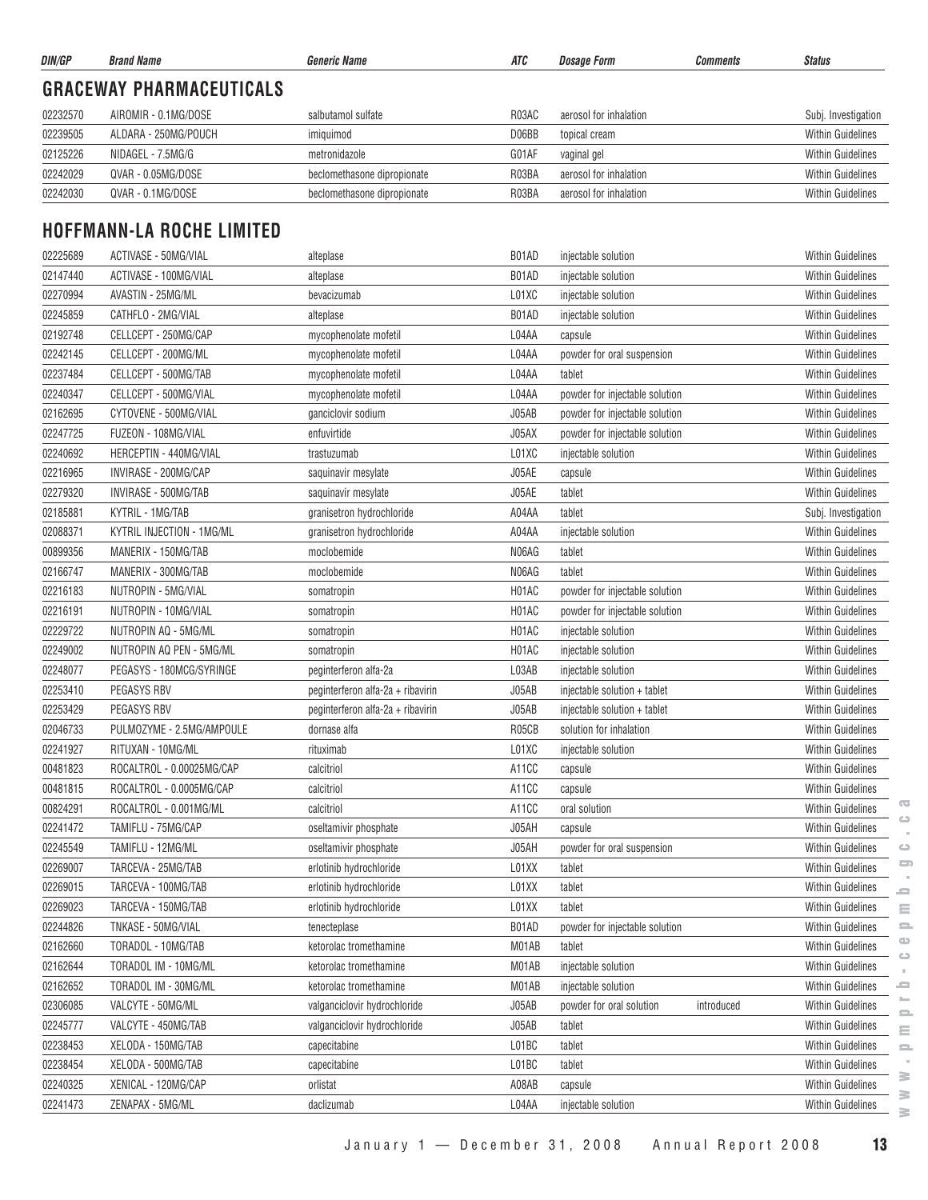| DIN/GP | Brand Name | Generic Name | ATC | Dosage Form | Comments | Status |
|---|---|---|---|---|---|---|

## GRACEWAY PHARMACEUTICALS

| DIN/GP | Brand Name | Generic Name | ATC | Dosage Form | Comments | Status |
|---|---|---|---|---|---|---|
| 02232570 | AIROMIR - 0.1MG/DOSE | salbutamol sulfate | R03AC | aerosol for inhalation | | Subj. Investigation |
| 02239505 | ALDARA - 250MG/POUCH | imiquimod | D06BB | topical cream | | Within Guidelines |
| 02125226 | NIDAGEL - 7.5MG/G | metronidazole | G01AF | vaginal gel | | Within Guidelines |
| 02242029 | QVAR - 0.05MG/DOSE | beclomethasone dipropionate | R03BA | aerosol for inhalation | | Within Guidelines |
| 02242030 | QVAR - 0.1MG/DOSE | beclomethasone dipropionate | R03BA | aerosol for inhalation | | Within Guidelines |

## HOFFMANN-LA ROCHE LIMITED

| DIN/GP | Brand Name | Generic Name | ATC | Dosage Form | Comments | Status |
|---|---|---|---|---|---|---|
| 02225689 | ACTIVASE - 50MG/VIAL | alteplase | B01AD | injectable solution | | Within Guidelines |
| 02147440 | ACTIVASE - 100MG/VIAL | alteplase | B01AD | injectable solution | | Within Guidelines |
| 02270994 | AVASTIN - 25MG/ML | bevacizumab | L01XC | injectable solution | | Within Guidelines |
| 02245859 | CATHFLO - 2MG/VIAL | alteplase | B01AD | injectable solution | | Within Guidelines |
| 02192748 | CELLCEPT - 250MG/CAP | mycophenolate mofetil | L04AA | capsule | | Within Guidelines |
| 02242145 | CELLCEPT - 200MG/ML | mycophenolate mofetil | L04AA | powder for oral suspension | | Within Guidelines |
| 02237484 | CELLCEPT - 500MG/TAB | mycophenolate mofetil | L04AA | tablet | | Within Guidelines |
| 02240347 | CELLCEPT - 500MG/VIAL | mycophenolate mofetil | L04AA | powder for injectable solution | | Within Guidelines |
| 02162695 | CYTOVENE - 500MG/VIAL | ganciclovir sodium | J05AB | powder for injectable solution | | Within Guidelines |
| 02247725 | FUZEON - 108MG/VIAL | enfuvirtide | J05AX | powder for injectable solution | | Within Guidelines |
| 02240692 | HERCEPTIN - 440MG/VIAL | trastuzumab | L01XC | injectable solution | | Within Guidelines |
| 02216965 | INVIRASE - 200MG/CAP | saquinavir mesylate | J05AE | capsule | | Within Guidelines |
| 02279320 | INVIRASE - 500MG/TAB | saquinavir mesylate | J05AE | tablet | | Within Guidelines |
| 02185881 | KYTRIL - 1MG/TAB | granisetron hydrochloride | A04AA | tablet | | Subj. Investigation |
| 02088371 | KYTRIL INJECTION - 1MG/ML | granisetron hydrochloride | A04AA | injectable solution | | Within Guidelines |
| 00899356 | MANERIX - 150MG/TAB | moclobemide | N06AG | tablet | | Within Guidelines |
| 02166747 | MANERIX - 300MG/TAB | moclobemide | N06AG | tablet | | Within Guidelines |
| 02216183 | NUTROPIN - 5MG/VIAL | somatropin | H01AC | powder for injectable solution | | Within Guidelines |
| 02216191 | NUTROPIN - 10MG/VIAL | somatropin | H01AC | powder for injectable solution | | Within Guidelines |
| 02229722 | NUTROPIN AQ - 5MG/ML | somatropin | H01AC | injectable solution | | Within Guidelines |
| 02249002 | NUTROPIN AQ PEN - 5MG/ML | somatropin | H01AC | injectable solution | | Within Guidelines |
| 02248077 | PEGASYS - 180MCG/SYRINGE | peginterferon alfa-2a | L03AB | injectable solution | | Within Guidelines |
| 02253410 | PEGASYS RBV | peginterferon alfa-2a + ribavirin | J05AB | injectable solution + tablet | | Within Guidelines |
| 02253429 | PEGASYS RBV | peginterferon alfa-2a + ribavirin | J05AB | injectable solution + tablet | | Within Guidelines |
| 02046733 | PULMOZYME - 2.5MG/AMPOULE | dornase alfa | R05CB | solution for inhalation | | Within Guidelines |
| 02241927 | RITUXAN - 10MG/ML | rituximab | L01XC | injectable solution | | Within Guidelines |
| 00481823 | ROCALTROL - 0.00025MG/CAP | calcitriol | A11CC | capsule | | Within Guidelines |
| 00481815 | ROCALTROL - 0.0005MG/CAP | calcitriol | A11CC | capsule | | Within Guidelines |
| 00824291 | ROCALTROL - 0.001MG/ML | calcitriol | A11CC | oral solution | | Within Guidelines |
| 02241472 | TAMIFLU - 75MG/CAP | oseltamivir phosphate | J05AH | capsule | | Within Guidelines |
| 02245549 | TAMIFLU - 12MG/ML | oseltamivir phosphate | J05AH | powder for oral suspension | | Within Guidelines |
| 02269007 | TARCEVA - 25MG/TAB | erlotinib hydrochloride | L01XX | tablet | | Within Guidelines |
| 02269015 | TARCEVA - 100MG/TAB | erlotinib hydrochloride | L01XX | tablet | | Within Guidelines |
| 02269023 | TARCEVA - 150MG/TAB | erlotinib hydrochloride | L01XX | tablet | | Within Guidelines |
| 02244826 | TNKASE - 50MG/VIAL | tenecteplase | B01AD | powder for injectable solution | | Within Guidelines |
| 02162660 | TORADOL - 10MG/TAB | ketorolac tromethamine | M01AB | tablet | | Within Guidelines |
| 02162644 | TORADOL IM - 10MG/ML | ketorolac tromethamine | M01AB | injectable solution | | Within Guidelines |
| 02162652 | TORADOL IM - 30MG/ML | ketorolac tromethamine | M01AB | injectable solution | | Within Guidelines |
| 02306085 | VALCYTE - 50MG/ML | valganciclovir hydrochloride | J05AB | powder for oral solution | introduced | Within Guidelines |
| 02245777 | VALCYTE - 450MG/TAB | valganciclovir hydrochloride | J05AB | tablet | | Within Guidelines |
| 02238453 | XELODA - 150MG/TAB | capecitabine | L01BC | tablet | | Within Guidelines |
| 02238454 | XELODA - 500MG/TAB | capecitabine | L01BC | tablet | | Within Guidelines |
| 02240325 | XENICAL - 120MG/CAP | orlistat | A08AB | capsule | | Within Guidelines |
| 02241473 | ZENAPAX - 5MG/ML | daclizumab | L04AA | injectable solution | | Within Guidelines |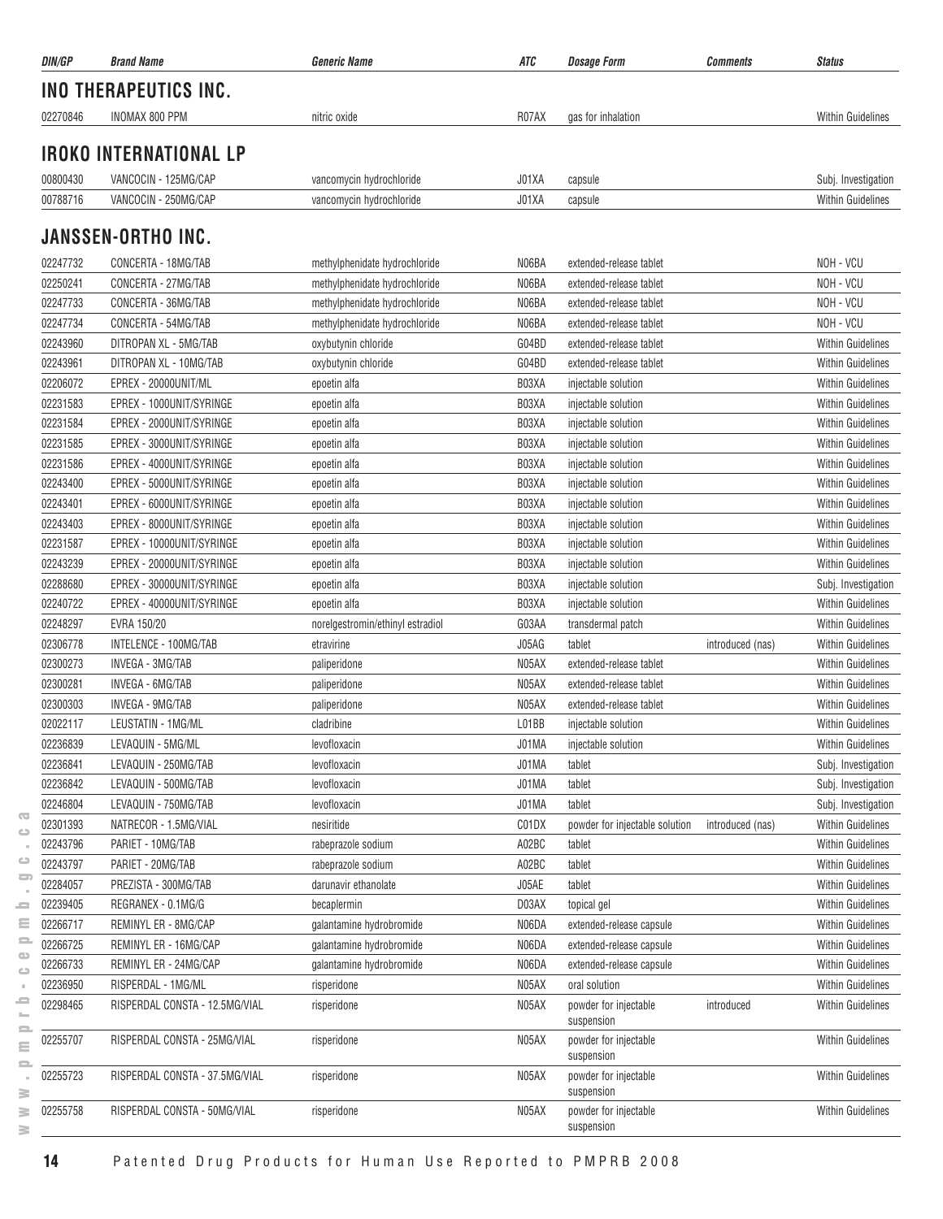| DIN/GP | Brand Name | Generic Name | ATC | Dosage Form | Comments | Status |
|---|---|---|---|---|---|---|

## INO THERAPEUTICS INC.

| DIN/GP | Brand Name | Generic Name | ATC | Dosage Form | Comments | Status |
|---|---|---|---|---|---|---|
| 02270846 | INOMAX 800 PPM | nitric oxide | R07AX | gas for inhalation | | Within Guidelines |

## IROKO INTERNATIONAL LP

| DIN/GP | Brand Name | Generic Name | ATC | Dosage Form | Comments | Status |
|---|---|---|---|---|---|---|
| 00800430 | VANCOCIN - 125MG/CAP | vancomycin hydrochloride | J01XA | capsule | | Subj. Investigation |
| 00788716 | VANCOCIN - 250MG/CAP | vancomycin hydrochloride | J01XA | capsule | | Within Guidelines |

## JANSSEN-ORTHO INC.

| DIN/GP | Brand Name | Generic Name | ATC | Dosage Form | Comments | Status |
|---|---|---|---|---|---|---|
| 02247732 | CONCERTA - 18MG/TAB | methylphenidate hydrochloride | N06BA | extended-release tablet | | NOH - VCU |
| 02250241 | CONCERTA - 27MG/TAB | methylphenidate hydrochloride | N06BA | extended-release tablet | | NOH - VCU |
| 02247733 | CONCERTA - 36MG/TAB | methylphenidate hydrochloride | N06BA | extended-release tablet | | NOH - VCU |
| 02247734 | CONCERTA - 54MG/TAB | methylphenidate hydrochloride | N06BA | extended-release tablet | | NOH - VCU |
| 02243960 | DITROPAN XL - 5MG/TAB | oxybutynin chloride | G04BD | extended-release tablet | | Within Guidelines |
| 02243961 | DITROPAN XL - 10MG/TAB | oxybutynin chloride | G04BD | extended-release tablet | | Within Guidelines |
| 02206072 | EPREX - 20000UNIT/ML | epoetin alfa | B03XA | injectable solution | | Within Guidelines |
| 02231583 | EPREX - 1000UNIT/SYRINGE | epoetin alfa | B03XA | injectable solution | | Within Guidelines |
| 02231584 | EPREX - 2000UNIT/SYRINGE | epoetin alfa | B03XA | injectable solution | | Within Guidelines |
| 02231585 | EPREX - 3000UNIT/SYRINGE | epoetin alfa | B03XA | injectable solution | | Within Guidelines |
| 02231586 | EPREX - 4000UNIT/SYRINGE | epoetin alfa | B03XA | injectable solution | | Within Guidelines |
| 02243400 | EPREX - 5000UNIT/SYRINGE | epoetin alfa | B03XA | injectable solution | | Within Guidelines |
| 02243401 | EPREX - 6000UNIT/SYRINGE | epoetin alfa | B03XA | injectable solution | | Within Guidelines |
| 02243403 | EPREX - 8000UNIT/SYRINGE | epoetin alfa | B03XA | injectable solution | | Within Guidelines |
| 02231587 | EPREX - 10000UNIT/SYRINGE | epoetin alfa | B03XA | injectable solution | | Within Guidelines |
| 02243239 | EPREX - 20000UNIT/SYRINGE | epoetin alfa | B03XA | injectable solution | | Within Guidelines |
| 02288680 | EPREX - 30000UNIT/SYRINGE | epoetin alfa | B03XA | injectable solution | | Subj. Investigation |
| 02240722 | EPREX - 40000UNIT/SYRINGE | epoetin alfa | B03XA | injectable solution | | Within Guidelines |
| 02248297 | EVRA 150/20 | norelgestromin/ethinyl estradiol | G03AA | transdermal patch | | Within Guidelines |
| 02306778 | INTELENCE - 100MG/TAB | etravirine | J05AG | tablet | introduced (nas) | Within Guidelines |
| 02300273 | INVEGA - 3MG/TAB | paliperidone | N05AX | extended-release tablet | | Within Guidelines |
| 02300281 | INVEGA - 6MG/TAB | paliperidone | N05AX | extended-release tablet | | Within Guidelines |
| 02300303 | INVEGA - 9MG/TAB | paliperidone | N05AX | extended-release tablet | | Within Guidelines |
| 02022117 | LEUSTATIN - 1MG/ML | cladribine | L01BB | injectable solution | | Within Guidelines |
| 02236839 | LEVAQUIN - 5MG/ML | levofloxacin | J01MA | injectable solution | | Within Guidelines |
| 02236841 | LEVAQUIN - 250MG/TAB | levofloxacin | J01MA | tablet | | Subj. Investigation |
| 02236842 | LEVAQUIN - 500MG/TAB | levofloxacin | J01MA | tablet | | Subj. Investigation |
| 02246804 | LEVAQUIN - 750MG/TAB | levofloxacin | J01MA | tablet | | Subj. Investigation |
| 02301393 | NATRECOR - 1.5MG/VIAL | nesiritide | C01DX | powder for injectable solution | introduced (nas) | Within Guidelines |
| 02243796 | PARIET - 10MG/TAB | rabeprazole sodium | A02BC | tablet | | Within Guidelines |
| 02243797 | PARIET - 20MG/TAB | rabeprazole sodium | A02BC | tablet | | Within Guidelines |
| 02284057 | PREZISTA - 300MG/TAB | darunavir ethanolate | J05AE | tablet | | Within Guidelines |
| 02239405 | REGRANEX - 0.1MG/G | becaplermin | D03AX | topical gel | | Within Guidelines |
| 02266717 | REMINYL ER - 8MG/CAP | galantamine hydrobromide | N06DA | extended-release capsule | | Within Guidelines |
| 02266725 | REMINYL ER - 16MG/CAP | galantamine hydrobromide | N06DA | extended-release capsule | | Within Guidelines |
| 02266733 | REMINYL ER - 24MG/CAP | galantamine hydrobromide | N06DA | extended-release capsule | | Within Guidelines |
| 02236950 | RISPERDAL - 1MG/ML | risperidone | N05AX | oral solution | | Within Guidelines |
| 02298465 | RISPERDAL CONSTA - 12.5MG/VIAL | risperidone | N05AX | powder for injectable suspension | introduced | Within Guidelines |
| 02255707 | RISPERDAL CONSTA - 25MG/VIAL | risperidone | N05AX | powder for injectable suspension | | Within Guidelines |
| 02255723 | RISPERDAL CONSTA - 37.5MG/VIAL | risperidone | N05AX | powder for injectable suspension | | Within Guidelines |
| 02255758 | RISPERDAL CONSTA - 50MG/VIAL | risperidone | N05AX | powder for injectable suspension | | Within Guidelines |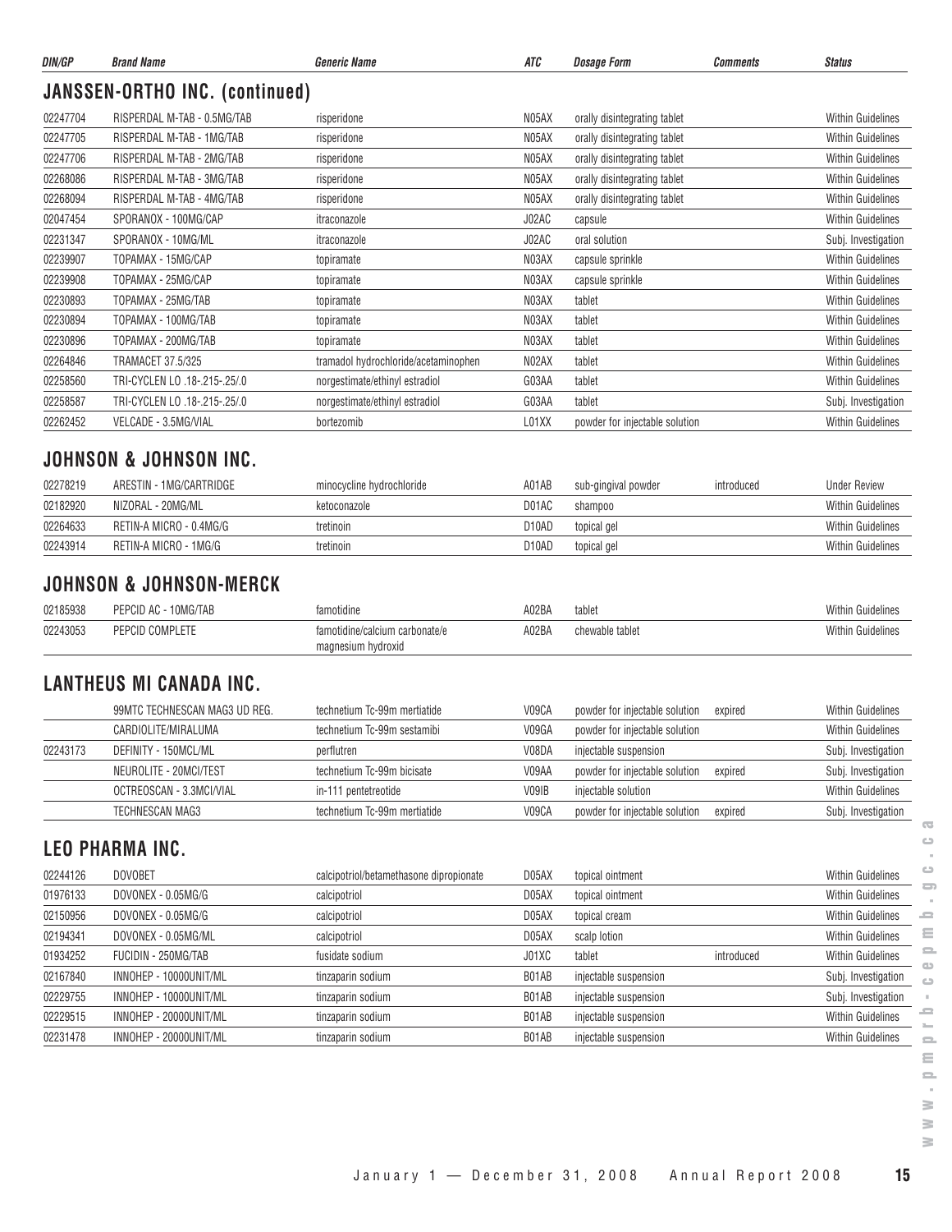| DIN/GP | Brand Name | Generic Name | ATC | Dosage Form | Comments | Status |
|---|---|---|---|---|---|---|

## JANSSEN-ORTHO INC. (continued)

| DIN/GP | Brand Name | Generic Name | ATC | Dosage Form | Comments | Status |
|---|---|---|---|---|---|---|
| 02247704 | RISPERDAL M-TAB - 0.5MG/TAB | risperidone | N05AX | orally disintegrating tablet | | Within Guidelines |
| 02247705 | RISPERDAL M-TAB - 1MG/TAB | risperidone | N05AX | orally disintegrating tablet | | Within Guidelines |
| 02247706 | RISPERDAL M-TAB - 2MG/TAB | risperidone | N05AX | orally disintegrating tablet | | Within Guidelines |
| 02268086 | RISPERDAL M-TAB - 3MG/TAB | risperidone | N05AX | orally disintegrating tablet | | Within Guidelines |
| 02268094 | RISPERDAL M-TAB - 4MG/TAB | risperidone | N05AX | orally disintegrating tablet | | Within Guidelines |
| 02047454 | SPORANOX - 100MG/CAP | itraconazole | J02AC | capsule | | Within Guidelines |
| 02231347 | SPORANOX - 10MG/ML | itraconazole | J02AC | oral solution | | Subj. Investigation |
| 02239907 | TOPAMAX - 15MG/CAP | topiramate | N03AX | capsule sprinkle | | Within Guidelines |
| 02239908 | TOPAMAX - 25MG/CAP | topiramate | N03AX | capsule sprinkle | | Within Guidelines |
| 02230893 | TOPAMAX - 25MG/TAB | topiramate | N03AX | tablet | | Within Guidelines |
| 02230894 | TOPAMAX - 100MG/TAB | topiramate | N03AX | tablet | | Within Guidelines |
| 02230896 | TOPAMAX - 200MG/TAB | topiramate | N03AX | tablet | | Within Guidelines |
| 02264846 | TRAMACET 37.5/325 | tramadol hydrochloride/acetaminophen | N02AX | tablet | | Within Guidelines |
| 02258560 | TRI-CYCLEN LO .18-.215-.25/.0 | norgestimate/ethinyl estradiol | G03AA | tablet | | Within Guidelines |
| 02258587 | TRI-CYCLEN LO .18-.215-.25/.0 | norgestimate/ethinyl estradiol | G03AA | tablet | | Subj. Investigation |
| 02262452 | VELCADE - 3.5MG/VIAL | bortezomib | L01XX | powder for injectable solution | | Within Guidelines |

## JOHNSON & JOHNSON INC.

| DIN/GP | Brand Name | Generic Name | ATC | Dosage Form | Comments | Status |
|---|---|---|---|---|---|---|
| 02278219 | ARESTIN - 1MG/CARTRIDGE | minocycline hydrochloride | A01AB | sub-gingival powder | introduced | Under Review |
| 02182920 | NIZORAL - 20MG/ML | ketoconazole | D01AC | shampoo | | Within Guidelines |
| 02264633 | RETIN-A MICRO - 0.4MG/G | tretinoin | D10AD | topical gel | | Within Guidelines |
| 02243914 | RETIN-A MICRO - 1MG/G | tretinoin | D10AD | topical gel | | Within Guidelines |

## JOHNSON & JOHNSON-MERCK

| DIN/GP | Brand Name | Generic Name | ATC | Dosage Form | Comments | Status |
|---|---|---|---|---|---|---|
| 02185938 | PEPCID AC - 10MG/TAB | famotidine | A02BA | tablet | | Within Guidelines |
| 02243053 | PEPCID COMPLETE | famotidine/calcium carbonate/e magnesium hydroxid | A02BA | chewable tablet | | Within Guidelines |

## LANTHEUS MI CANADA INC.

| DIN/GP | Brand Name | Generic Name | ATC | Dosage Form | Comments | Status |
|---|---|---|---|---|---|---|
| | 99MTC TECHNESCAN MAG3 UD REG. | technetium Tc-99m mertiatide | V09CA | powder for injectable solution | expired | Within Guidelines |
| | CARDIOLITE/MIRALUMA | technetium Tc-99m sestamibi | V09GA | powder for injectable solution | | Within Guidelines |
| 02243173 | DEFINITY - 150MCL/ML | perflutren | V08DA | injectable suspension | | Subj. Investigation |
| | NEUROLITE - 20MCI/TEST | technetium Tc-99m bicisate | V09AA | powder for injectable solution | expired | Subj. Investigation |
| | OCTREOSCAN - 3.3MCI/VIAL | in-111 pentetreotide | V09IB | injectable solution | | Within Guidelines |
| | TECHNESCAN MAG3 | technetium Tc-99m mertiatide | V09CA | powder for injectable solution | expired | Subj. Investigation |

## LEO PHARMA INC.

| DIN/GP | Brand Name | Generic Name | ATC | Dosage Form | Comments | Status |
|---|---|---|---|---|---|---|
| 02244126 | DOVOBET | calcipotriol/betamethasone dipropionate | D05AX | topical ointment | | Within Guidelines |
| 01976133 | DOVONEX - 0.05MG/G | calcipotriol | D05AX | topical ointment | | Within Guidelines |
| 02150956 | DOVONEX - 0.05MG/G | calcipotriol | D05AX | topical cream | | Within Guidelines |
| 02194341 | DOVONEX - 0.05MG/ML | calcipotriol | D05AX | scalp lotion | | Within Guidelines |
| 01934252 | FUCIDIN - 250MG/TAB | fusidate sodium | J01XC | tablet | introduced | Within Guidelines |
| 02167840 | INNOHEP - 10000UNIT/ML | tinzaparin sodium | B01AB | injectable suspension | | Subj. Investigation |
| 02229755 | INNOHEP - 10000UNIT/ML | tinzaparin sodium | B01AB | injectable suspension | | Subj. Investigation |
| 02229515 | INNOHEP - 20000UNIT/ML | tinzaparin sodium | B01AB | injectable suspension | | Within Guidelines |
| 02231478 | INNOHEP - 20000UNIT/ML | tinzaparin sodium | B01AB | injectable suspension | | Within Guidelines |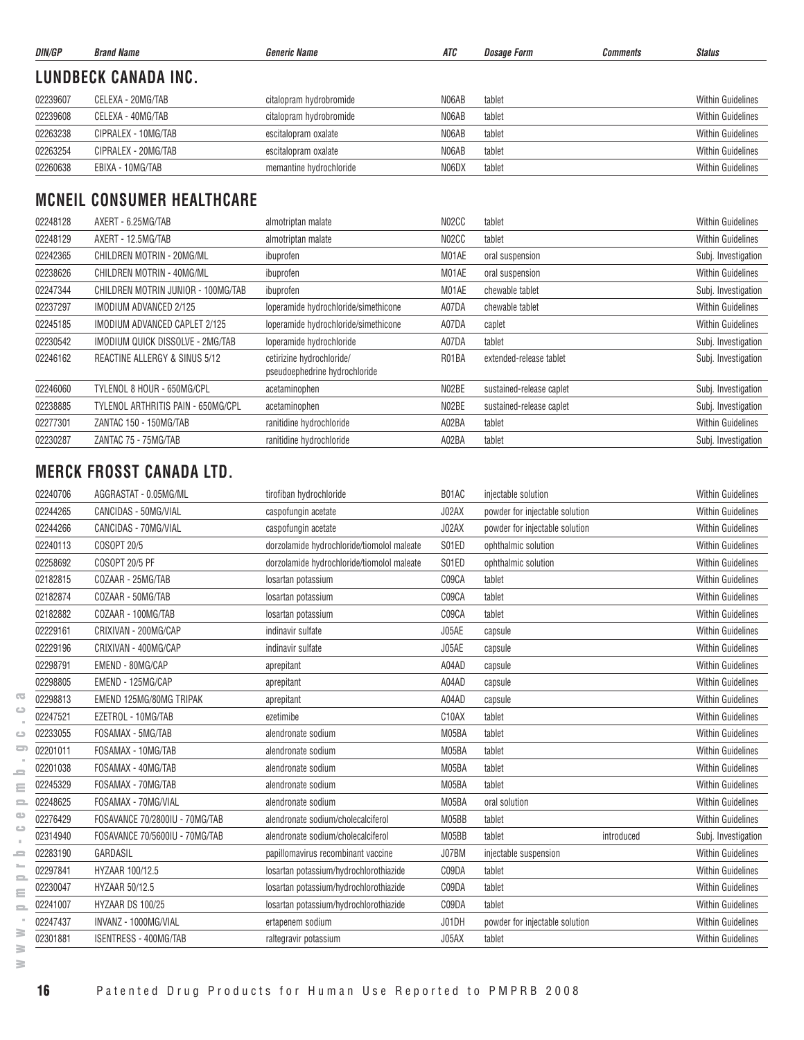| DIN/GP | Brand Name | Generic Name | ATC | Dosage Form | Comments | Status |
|---|---|---|---|---|---|---|

## LUNDBECK CANADA INC.

| DIN/GP | Brand Name | Generic Name | ATC | Dosage Form | Comments | Status |
|---|---|---|---|---|---|---|
| 02239607 | CELEXA - 20MG/TAB | citalopram hydrobromide | N06AB | tablet | | Within Guidelines |
| 02239608 | CELEXA - 40MG/TAB | citalopram hydrobromide | N06AB | tablet | | Within Guidelines |
| 02263238 | CIPRALEX - 10MG/TAB | escitalopram oxalate | N06AB | tablet | | Within Guidelines |
| 02263254 | CIPRALEX - 20MG/TAB | escitalopram oxalate | N06AB | tablet | | Within Guidelines |
| 02260638 | EBIXA - 10MG/TAB | memantine hydrochloride | N06DX | tablet | | Within Guidelines |

## MCNEIL CONSUMER HEALTHCARE

| DIN/GP | Brand Name | Generic Name | ATC | Dosage Form | Comments | Status |
|---|---|---|---|---|---|---|
| 02248128 | AXERT - 6.25MG/TAB | almotriptan malate | N02CC | tablet | | Within Guidelines |
| 02248129 | AXERT - 12.5MG/TAB | almotriptan malate | N02CC | tablet | | Within Guidelines |
| 02242365 | CHILDREN MOTRIN - 20MG/ML | ibuprofen | M01AE | oral suspension | | Subj. Investigation |
| 02238626 | CHILDREN MOTRIN - 40MG/ML | ibuprofen | M01AE | oral suspension | | Within Guidelines |
| 02247344 | CHILDREN MOTRIN JUNIOR - 100MG/TAB | ibuprofen | M01AE | chewable tablet | | Subj. Investigation |
| 02237297 | IMODIUM ADVANCED 2/125 | loperamide hydrochloride/simethicone | A07DA | chewable tablet | | Within Guidelines |
| 02245185 | IMODIUM ADVANCED CAPLET 2/125 | loperamide hydrochloride/simethicone | A07DA | caplet | | Within Guidelines |
| 02230542 | IMODIUM QUICK DISSOLVE - 2MG/TAB | loperamide hydrochloride | A07DA | tablet | | Subj. Investigation |
| 02246162 | REACTINE ALLERGY & SINUS 5/12 | cetirizine hydrochloride/ pseudoephedrine hydrochloride | R01BA | extended-release tablet | | Subj. Investigation |
| 02246060 | TYLENOL 8 HOUR - 650MG/CPL | acetaminophen | N02BE | sustained-release caplet | | Subj. Investigation |
| 02238885 | TYLENOL ARTHRITIS PAIN - 650MG/CPL | acetaminophen | N02BE | sustained-release caplet | | Subj. Investigation |
| 02277301 | ZANTAC 150 - 150MG/TAB | ranitidine hydrochloride | A02BA | tablet | | Within Guidelines |
| 02230287 | ZANTAC 75 - 75MG/TAB | ranitidine hydrochloride | A02BA | tablet | | Subj. Investigation |

## MERCK FROSST CANADA LTD.

| DIN/GP | Brand Name | Generic Name | ATC | Dosage Form | Comments | Status |
|---|---|---|---|---|---|---|
| 02240706 | AGGRASTAT - 0.05MG/ML | tirofiban hydrochloride | B01AC | injectable solution | | Within Guidelines |
| 02244265 | CANCIDAS - 50MG/VIAL | caspofungin acetate | J02AX | powder for injectable solution | | Within Guidelines |
| 02244266 | CANCIDAS - 70MG/VIAL | caspofungin acetate | J02AX | powder for injectable solution | | Within Guidelines |
| 02240113 | COSOPT 20/5 | dorzolamide hydrochloride/tiomolol maleate | S01ED | ophthalmic solution | | Within Guidelines |
| 02258692 | COSOPT 20/5 PF | dorzolamide hydrochloride/tiomolol maleate | S01ED | ophthalmic solution | | Within Guidelines |
| 02182815 | COZAAR - 25MG/TAB | losartan potassium | C09CA | tablet | | Within Guidelines |
| 02182874 | COZAAR - 50MG/TAB | losartan potassium | C09CA | tablet | | Within Guidelines |
| 02182882 | COZAAR - 100MG/TAB | losartan potassium | C09CA | tablet | | Within Guidelines |
| 02229161 | CRIXIVAN - 200MG/CAP | indinavir sulfate | J05AE | capsule | | Within Guidelines |
| 02229196 | CRIXIVAN - 400MG/CAP | indinavir sulfate | J05AE | capsule | | Within Guidelines |
| 02298791 | EMEND - 80MG/CAP | aprepitant | A04AD | capsule | | Within Guidelines |
| 02298805 | EMEND - 125MG/CAP | aprepitant | A04AD | capsule | | Within Guidelines |
| 02298813 | EMEND 125MG/80MG TRIPAK | aprepitant | A04AD | capsule | | Within Guidelines |
| 02247521 | EZETROL - 10MG/TAB | ezetimibe | C10AX | tablet | | Within Guidelines |
| 02233055 | FOSAMAX - 5MG/TAB | alendronate sodium | M05BA | tablet | | Within Guidelines |
| 02201011 | FOSAMAX - 10MG/TAB | alendronate sodium | M05BA | tablet | | Within Guidelines |
| 02201038 | FOSAMAX - 40MG/TAB | alendronate sodium | M05BA | tablet | | Within Guidelines |
| 02245329 | FOSAMAX - 70MG/TAB | alendronate sodium | M05BA | tablet | | Within Guidelines |
| 02248625 | FOSAMAX - 70MG/VIAL | alendronate sodium | M05BA | oral solution | | Within Guidelines |
| 02276429 | FOSAVANCE 70/2800IU - 70MG/TAB | alendronate sodium/cholecalciferol | M05BB | tablet | | Within Guidelines |
| 02314940 | FOSAVANCE 70/5600IU - 70MG/TAB | alendronate sodium/cholecalciferol | M05BB | tablet | introduced | Subj. Investigation |
| 02283190 | GARDASIL | papillomavirus recombinant vaccine | J07BM | injectable suspension | | Within Guidelines |
| 02297841 | HYZAAR 100/12.5 | losartan potassium/hydrochlorothiazide | C09DA | tablet | | Within Guidelines |
| 02230047 | HYZAAR 50/12.5 | losartan potassium/hydrochlorothiazide | C09DA | tablet | | Within Guidelines |
| 02241007 | HYZAAR DS 100/25 | losartan potassium/hydrochlorothiazide | C09DA | tablet | | Within Guidelines |
| 02247437 | INVANZ - 1000MG/VIAL | ertapenem sodium | J01DH | powder for injectable solution | | Within Guidelines |
| 02301881 | ISENTRESS - 400MG/TAB | raltegravir potassium | J05AX | tablet | | Within Guidelines |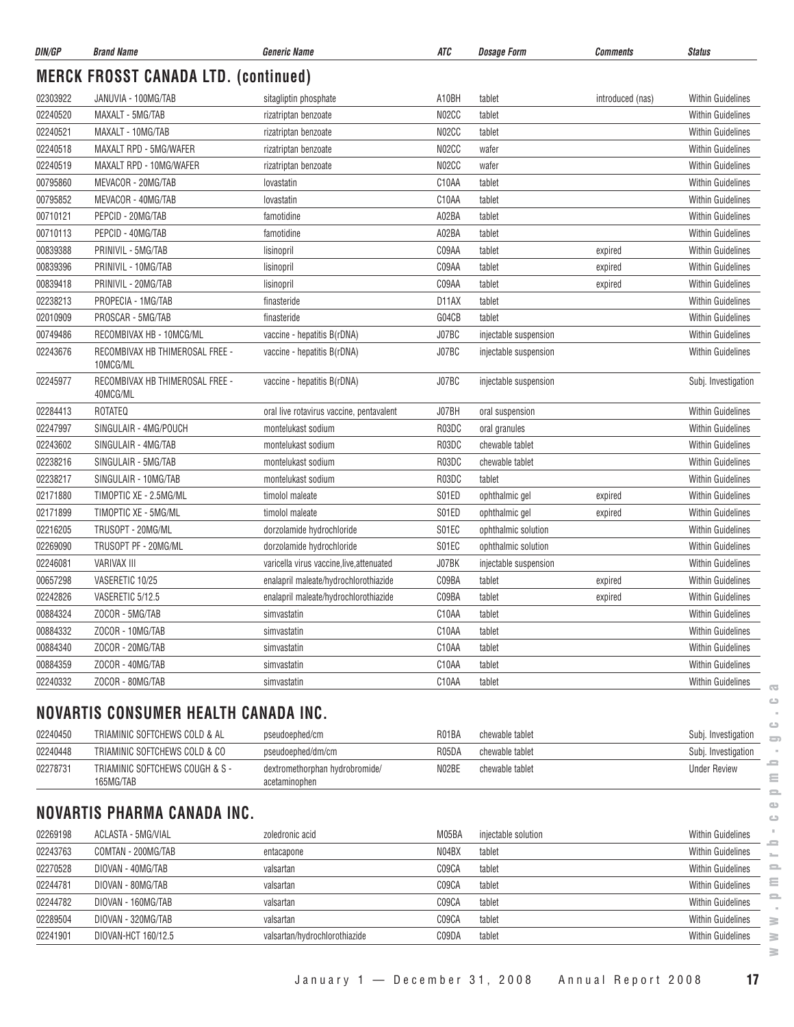| DIN/GP | Brand Name | Generic Name | ATC | Dosage Form | Comments | Status |
|---|---|---|---|---|---|---|

## MERCK FROSST CANADA LTD. (continued)

| DIN/GP | Brand Name | Generic Name | ATC | Dosage Form | Comments | Status |
|---|---|---|---|---|---|---|
| 02303922 | JANUVIA - 100MG/TAB | sitagliptin phosphate | A10BH | tablet | introduced (nas) | Within Guidelines |
| 02240520 | MAXALT - 5MG/TAB | rizatriptan benzoate | N02CC | tablet | | Within Guidelines |
| 02240521 | MAXALT - 10MG/TAB | rizatriptan benzoate | N02CC | tablet | | Within Guidelines |
| 02240518 | MAXALT RPD - 5MG/WAFER | rizatriptan benzoate | N02CC | wafer | | Within Guidelines |
| 02240519 | MAXALT RPD - 10MG/WAFER | rizatriptan benzoate | N02CC | wafer | | Within Guidelines |
| 00795860 | MEVACOR - 20MG/TAB | lovastatin | C10AA | tablet | | Within Guidelines |
| 00795852 | MEVACOR - 40MG/TAB | lovastatin | C10AA | tablet | | Within Guidelines |
| 00710121 | PEPCID - 20MG/TAB | famotidine | A02BA | tablet | | Within Guidelines |
| 00710113 | PEPCID - 40MG/TAB | famotidine | A02BA | tablet | | Within Guidelines |
| 00839388 | PRINIVIL - 5MG/TAB | lisinopril | C09AA | tablet | expired | Within Guidelines |
| 00839396 | PRINIVIL - 10MG/TAB | lisinopril | C09AA | tablet | expired | Within Guidelines |
| 00839418 | PRINIVIL - 20MG/TAB | lisinopril | C09AA | tablet | expired | Within Guidelines |
| 02238213 | PROPECIA - 1MG/TAB | finasteride | D11AX | tablet | | Within Guidelines |
| 02010909 | PROSCAR - 5MG/TAB | finasteride | G04CB | tablet | | Within Guidelines |
| 00749486 | RECOMBIVAX HB - 10MCG/ML | vaccine - hepatitis B(rDNA) | J07BC | injectable suspension | | Within Guidelines |
| 02243676 | RECOMBIVAX HB THIMEROSAL FREE - 10MCG/ML | vaccine - hepatitis B(rDNA) | J07BC | injectable suspension | | Within Guidelines |
| 02245977 | RECOMBIVAX HB THIMEROSAL FREE - 40MCG/ML | vaccine - hepatitis B(rDNA) | J07BC | injectable suspension | | Subj. Investigation |
| 02284413 | ROTATEQ | oral live rotavirus vaccine, pentavalent | J07BH | oral suspension | | Within Guidelines |
| 02247997 | SINGULAIR - 4MG/POUCH | montelukast sodium | R03DC | oral granules | | Within Guidelines |
| 02243602 | SINGULAIR - 4MG/TAB | montelukast sodium | R03DC | chewable tablet | | Within Guidelines |
| 02238216 | SINGULAIR - 5MG/TAB | montelukast sodium | R03DC | chewable tablet | | Within Guidelines |
| 02238217 | SINGULAIR - 10MG/TAB | montelukast sodium | R03DC | tablet | | Within Guidelines |
| 02171880 | TIMOPTIC XE - 2.5MG/ML | timolol maleate | S01ED | ophthalmic gel | expired | Within Guidelines |
| 02171899 | TIMOPTIC XE - 5MG/ML | timolol maleate | S01ED | ophthalmic gel | expired | Within Guidelines |
| 02216205 | TRUSOPT - 20MG/ML | dorzolamide hydrochloride | S01EC | ophthalmic solution | | Within Guidelines |
| 02269090 | TRUSOPT PF - 20MG/ML | dorzolamide hydrochloride | S01EC | ophthalmic solution | | Within Guidelines |
| 02246081 | VARIVAX III | varicella virus vaccine,live,attenuated | J07BK | injectable suspension | | Within Guidelines |
| 00657298 | VASERETIC 10/25 | enalapril maleate/hydrochlorothiazide | C09BA | tablet | expired | Within Guidelines |
| 02242826 | VASERETIC 5/12.5 | enalapril maleate/hydrochlorothiazide | C09BA | tablet | expired | Within Guidelines |
| 00884324 | ZOCOR - 5MG/TAB | simvastatin | C10AA | tablet | | Within Guidelines |
| 00884332 | ZOCOR - 10MG/TAB | simvastatin | C10AA | tablet | | Within Guidelines |
| 00884340 | ZOCOR - 20MG/TAB | simvastatin | C10AA | tablet | | Within Guidelines |
| 00884359 | ZOCOR - 40MG/TAB | simvastatin | C10AA | tablet | | Within Guidelines |
| 02240332 | ZOCOR - 80MG/TAB | simvastatin | C10AA | tablet | | Within Guidelines |

## NOVARTIS CONSUMER HEALTH CANADA INC.

| DIN/GP | Brand Name | Generic Name | ATC | Dosage Form | Comments | Status |
|---|---|---|---|---|---|---|
| 02240450 | TRIAMINIC SOFTCHEWS COLD & AL | pseudoephed/cm | R01BA | chewable tablet | | Subj. Investigation |
| 02240448 | TRIAMINIC SOFTCHEWS COLD & CO | pseudoephed/dm/cm | R05DA | chewable tablet | | Subj. Investigation |
| 02278731 | TRIAMINIC SOFTCHEWS COUGH & S - 165MG/TAB | dextromethorphan hydrobromide/ acetaminophen | N02BE | chewable tablet | | Under Review |

## NOVARTIS PHARMA CANADA INC.

| DIN/GP | Brand Name | Generic Name | ATC | Dosage Form | Comments | Status |
|---|---|---|---|---|---|---|
| 02269198 | ACLASTA - 5MG/VIAL | zoledronic acid | M05BA | injectable solution | | Within Guidelines |
| 02243763 | COMTAN - 200MG/TAB | entacapone | N04BX | tablet | | Within Guidelines |
| 02270528 | DIOVAN - 40MG/TAB | valsartan | C09CA | tablet | | Within Guidelines |
| 02244781 | DIOVAN - 80MG/TAB | valsartan | C09CA | tablet | | Within Guidelines |
| 02244782 | DIOVAN - 160MG/TAB | valsartan | C09CA | tablet | | Within Guidelines |
| 02289504 | DIOVAN - 320MG/TAB | valsartan | C09CA | tablet | | Within Guidelines |
| 02241901 | DIOVAN-HCT 160/12.5 | valsartan/hydrochlorothiazide | C09DA | tablet | | Within Guidelines |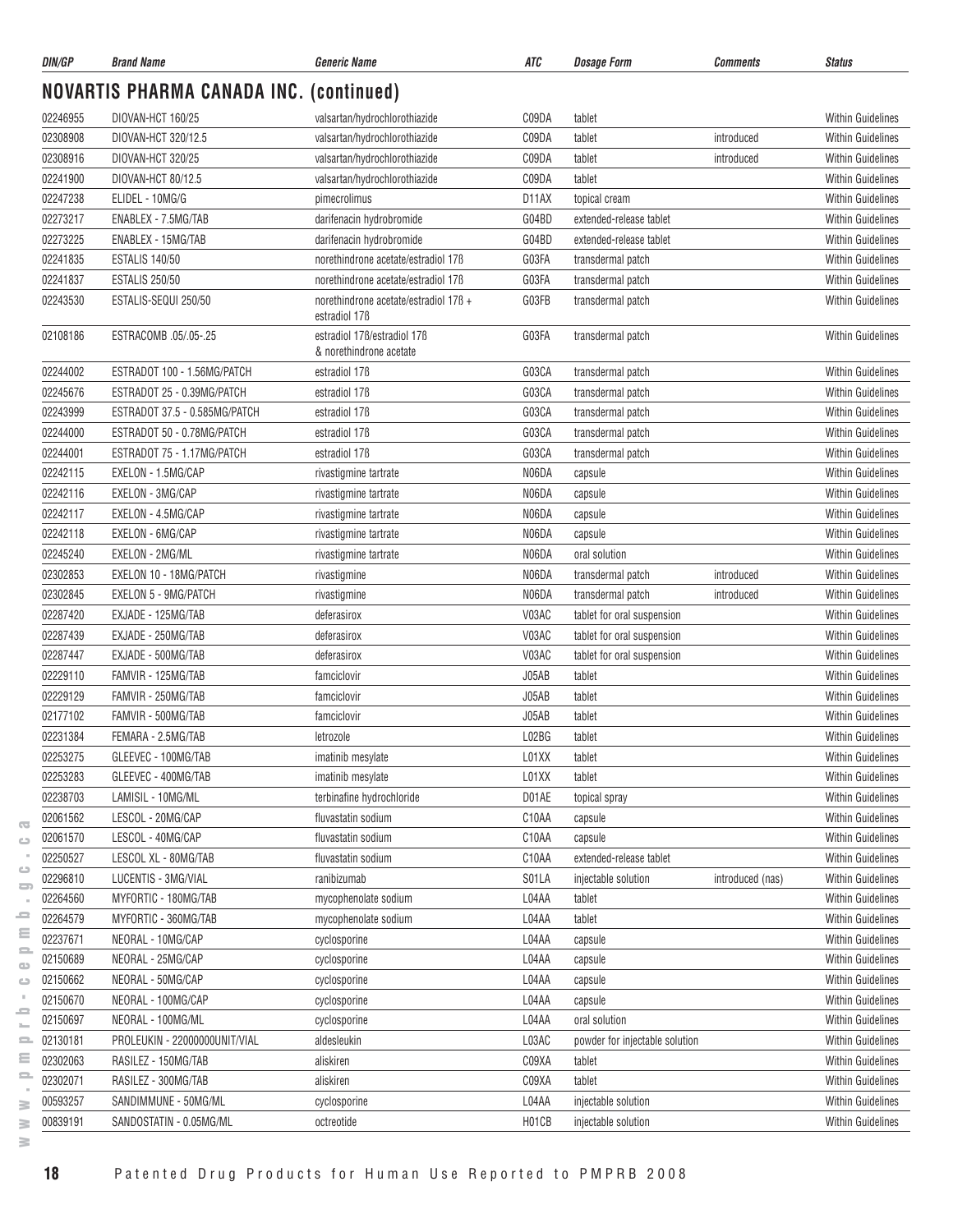## NOVARTIS PHARMA CANADA INC. (continued)

| DIN/GP | Brand Name | Generic Name | ATC | Dosage Form | Comments | Status |
|---|---|---|---|---|---|---|
| 02246955 | DIOVAN-HCT 160/25 | valsartan/hydrochlorothiazide | C09DA | tablet | | Within Guidelines |
| 02308908 | DIOVAN-HCT 320/12.5 | valsartan/hydrochlorothiazide | C09DA | tablet | introduced | Within Guidelines |
| 02308916 | DIOVAN-HCT 320/25 | valsartan/hydrochlorothiazide | C09DA | tablet | introduced | Within Guidelines |
| 02241900 | DIOVAN-HCT 80/12.5 | valsartan/hydrochlorothiazide | C09DA | tablet | | Within Guidelines |
| 02247238 | ELIDEL - 10MG/G | pimecrolimus | D11AX | topical cream | | Within Guidelines |
| 02273217 | ENABLEX - 7.5MG/TAB | darifenacin hydrobromide | G04BD | extended-release tablet | | Within Guidelines |
| 02273225 | ENABLEX - 15MG/TAB | darifenacin hydrobromide | G04BD | extended-release tablet | | Within Guidelines |
| 02241835 | ESTALIS 140/50 | norethindrone acetate/estradiol 17ß | G03FA | transdermal patch | | Within Guidelines |
| 02241837 | ESTALIS 250/50 | norethindrone acetate/estradiol 17ß | G03FA | transdermal patch | | Within Guidelines |
| 02243530 | ESTALIS-SEQUI 250/50 | norethindrone acetate/estradiol 17ß + estradiol 17ß | G03FB | transdermal patch | | Within Guidelines |
| 02108186 | ESTRACOMB .05/.05-.25 | estradiol 17ß/estradiol 17ß & norethindrone acetate | G03FA | transdermal patch | | Within Guidelines |
| 02244002 | ESTRADOT 100 - 1.56MG/PATCH | estradiol 17ß | G03CA | transdermal patch | | Within Guidelines |
| 02245676 | ESTRADOT 25 - 0.39MG/PATCH | estradiol 17ß | G03CA | transdermal patch | | Within Guidelines |
| 02243999 | ESTRADOT 37.5 - 0.585MG/PATCH | estradiol 17ß | G03CA | transdermal patch | | Within Guidelines |
| 02244000 | ESTRADOT 50 - 0.78MG/PATCH | estradiol 17ß | G03CA | transdermal patch | | Within Guidelines |
| 02244001 | ESTRADOT 75 - 1.17MG/PATCH | estradiol 17ß | G03CA | transdermal patch | | Within Guidelines |
| 02242115 | EXELON - 1.5MG/CAP | rivastigmine tartrate | N06DA | capsule | | Within Guidelines |
| 02242116 | EXELON - 3MG/CAP | rivastigmine tartrate | N06DA | capsule | | Within Guidelines |
| 02242117 | EXELON - 4.5MG/CAP | rivastigmine tartrate | N06DA | capsule | | Within Guidelines |
| 02242118 | EXELON - 6MG/CAP | rivastigmine tartrate | N06DA | capsule | | Within Guidelines |
| 02245240 | EXELON - 2MG/ML | rivastigmine tartrate | N06DA | oral solution | | Within Guidelines |
| 02302853 | EXELON 10 - 18MG/PATCH | rivastigmine | N06DA | transdermal patch | introduced | Within Guidelines |
| 02302845 | EXELON 5 - 9MG/PATCH | rivastigmine | N06DA | transdermal patch | introduced | Within Guidelines |
| 02287420 | EXJADE - 125MG/TAB | deferasirox | V03AC | tablet for oral suspension | | Within Guidelines |
| 02287439 | EXJADE - 250MG/TAB | deferasirox | V03AC | tablet for oral suspension | | Within Guidelines |
| 02287447 | EXJADE - 500MG/TAB | deferasirox | V03AC | tablet for oral suspension | | Within Guidelines |
| 02229110 | FAMVIR - 125MG/TAB | famciclovir | J05AB | tablet | | Within Guidelines |
| 02229129 | FAMVIR - 250MG/TAB | famciclovir | J05AB | tablet | | Within Guidelines |
| 02177102 | FAMVIR - 500MG/TAB | famciclovir | J05AB | tablet | | Within Guidelines |
| 02231384 | FEMARA - 2.5MG/TAB | letrozole | L02BG | tablet | | Within Guidelines |
| 02253275 | GLEEVEC - 100MG/TAB | imatinib mesylate | L01XX | tablet | | Within Guidelines |
| 02253283 | GLEEVEC - 400MG/TAB | imatinib mesylate | L01XX | tablet | | Within Guidelines |
| 02238703 | LAMISIL - 10MG/ML | terbinafine hydrochloride | D01AE | topical spray | | Within Guidelines |
| 02061562 | LESCOL - 20MG/CAP | fluvastatin sodium | C10AA | capsule | | Within Guidelines |
| 02061570 | LESCOL - 40MG/CAP | fluvastatin sodium | C10AA | capsule | | Within Guidelines |
| 02250527 | LESCOL XL - 80MG/TAB | fluvastatin sodium | C10AA | extended-release tablet | | Within Guidelines |
| 02296810 | LUCENTIS - 3MG/VIAL | ranibizumab | S01LA | injectable solution | introduced (nas) | Within Guidelines |
| 02264560 | MYFORTIC - 180MG/TAB | mycophenolate sodium | L04AA | tablet | | Within Guidelines |
| 02264579 | MYFORTIC - 360MG/TAB | mycophenolate sodium | L04AA | tablet | | Within Guidelines |
| 02237671 | NEORAL - 10MG/CAP | cyclosporine | L04AA | capsule | | Within Guidelines |
| 02150689 | NEORAL - 25MG/CAP | cyclosporine | L04AA | capsule | | Within Guidelines |
| 02150662 | NEORAL - 50MG/CAP | cyclosporine | L04AA | capsule | | Within Guidelines |
| 02150670 | NEORAL - 100MG/CAP | cyclosporine | L04AA | capsule | | Within Guidelines |
| 02150697 | NEORAL - 100MG/ML | cyclosporine | L04AA | oral solution | | Within Guidelines |
| 02130181 | PROLEUKIN - 22000000UNIT/VIAL | aldesleukin | L03AC | powder for injectable solution | | Within Guidelines |
| 02302063 | RASILEZ - 150MG/TAB | aliskiren | C09XA | tablet | | Within Guidelines |
| 02302071 | RASILEZ - 300MG/TAB | aliskiren | C09XA | tablet | | Within Guidelines |
| 00593257 | SANDIMMUNE - 50MG/ML | cyclosporine | L04AA | injectable solution | | Within Guidelines |
| 00839191 | SANDOSTATIN - 0.05MG/ML | octreotide | H01CB | injectable solution | | Within Guidelines |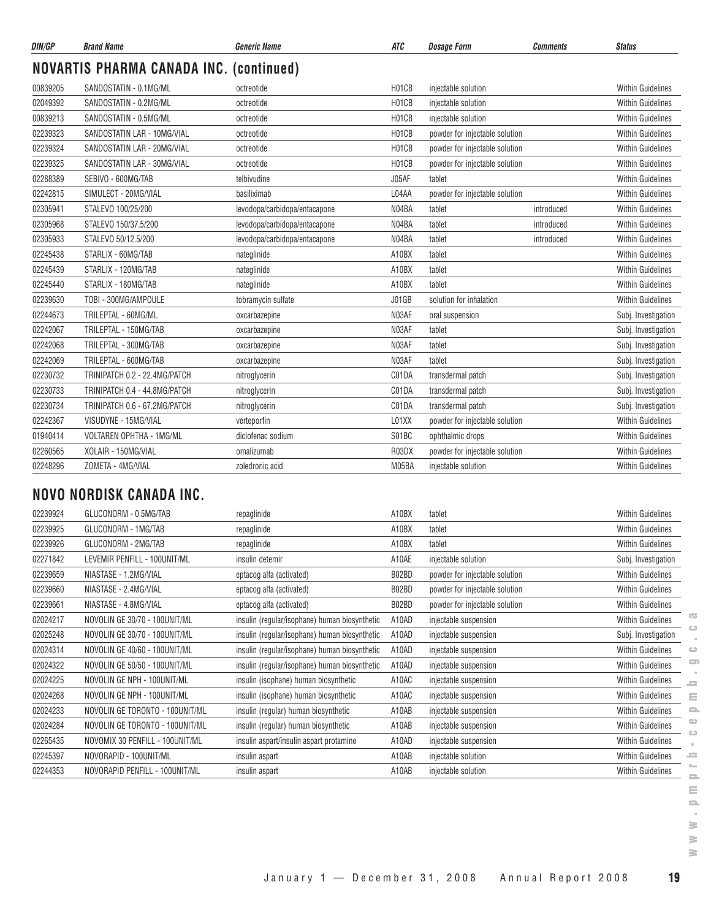| DIN/GP | Brand Name | Generic Name | ATC | Dosage Form | Comments | Status |
|---|---|---|---|---|---|---|

## NOVARTIS PHARMA CANADA INC. (continued)

| DIN/GP | Brand Name | Generic Name | ATC | Dosage Form | Comments | Status |
|---|---|---|---|---|---|---|
| 00839205 | SANDOSTATIN - 0.1MG/ML | octreotide | H01CB | injectable solution | | Within Guidelines |
| 02049392 | SANDOSTATIN - 0.2MG/ML | octreotide | H01CB | injectable solution | | Within Guidelines |
| 00839213 | SANDOSTATIN - 0.5MG/ML | octreotide | H01CB | injectable solution | | Within Guidelines |
| 02239323 | SANDOSTATIN LAR - 10MG/VIAL | octreotide | H01CB | powder for injectable solution | | Within Guidelines |
| 02239324 | SANDOSTATIN LAR - 20MG/VIAL | octreotide | H01CB | powder for injectable solution | | Within Guidelines |
| 02239325 | SANDOSTATIN LAR - 30MG/VIAL | octreotide | H01CB | powder for injectable solution | | Within Guidelines |
| 02288389 | SEBIVO - 600MG/TAB | telbivudine | J05AF | tablet | | Within Guidelines |
| 02242815 | SIMULECT - 20MG/VIAL | basiliximab | L04AA | powder for injectable solution | | Within Guidelines |
| 02305941 | STALEVO 100/25/200 | levodopa/carbidopa/entacapone | N04BA | tablet | introduced | Within Guidelines |
| 02305968 | STALEVO 150/37.5/200 | levodopa/carbidopa/entacapone | N04BA | tablet | introduced | Within Guidelines |
| 02305933 | STALEVO 50/12.5/200 | levodopa/carbidopa/entacapone | N04BA | tablet | introduced | Within Guidelines |
| 02245438 | STARLIX - 60MG/TAB | nateglinide | A10BX | tablet | | Within Guidelines |
| 02245439 | STARLIX - 120MG/TAB | nateglinide | A10BX | tablet | | Within Guidelines |
| 02245440 | STARLIX - 180MG/TAB | nateglinide | A10BX | tablet | | Within Guidelines |
| 02239630 | TOBI - 300MG/AMPOULE | tobramycin sulfate | J01GB | solution for inhalation | | Within Guidelines |
| 02244673 | TRILEPTAL - 60MG/ML | oxcarbazepine | N03AF | oral suspension | | Subj. Investigation |
| 02242067 | TRILEPTAL - 150MG/TAB | oxcarbazepine | N03AF | tablet | | Subj. Investigation |
| 02242068 | TRILEPTAL - 300MG/TAB | oxcarbazepine | N03AF | tablet | | Subj. Investigation |
| 02242069 | TRILEPTAL - 600MG/TAB | oxcarbazepine | N03AF | tablet | | Subj. Investigation |
| 02230732 | TRINIPATCH 0.2 - 22.4MG/PATCH | nitroglycerin | C01DA | transdermal patch | | Subj. Investigation |
| 02230733 | TRINIPATCH 0.4 - 44.8MG/PATCH | nitroglycerin | C01DA | transdermal patch | | Subj. Investigation |
| 02230734 | TRINIPATCH 0.6 - 67.2MG/PATCH | nitroglycerin | C01DA | transdermal patch | | Subj. Investigation |
| 02242367 | VISUDYNE - 15MG/VIAL | verteporfin | L01XX | powder for injectable solution | | Within Guidelines |
| 01940414 | VOLTAREN OPHTHA - 1MG/ML | diclofenac sodium | S01BC | ophthalmic drops | | Within Guidelines |
| 02260565 | XOLAIR - 150MG/VIAL | omalizumab | R03DX | powder for injectable solution | | Within Guidelines |
| 02248296 | ZOMETA - 4MG/VIAL | zoledronic acid | M05BA | injectable solution | | Within Guidelines |

## NOVO NORDISK CANADA INC.

| DIN/GP | Brand Name | Generic Name | ATC | Dosage Form | Comments | Status |
|---|---|---|---|---|---|---|
| 02239924 | GLUCONORM - 0.5MG/TAB | repaglinide | A10BX | tablet | | Within Guidelines |
| 02239925 | GLUCONORM - 1MG/TAB | repaglinide | A10BX | tablet | | Within Guidelines |
| 02239926 | GLUCONORM - 2MG/TAB | repaglinide | A10BX | tablet | | Within Guidelines |
| 02271842 | LEVEMIR PENFILL - 100UNIT/ML | insulin detemir | A10AE | injectable solution | | Subj. Investigation |
| 02239659 | NIASTASE - 1.2MG/VIAL | eptacog alfa (activated) | B02BD | powder for injectable solution | | Within Guidelines |
| 02239660 | NIASTASE - 2.4MG/VIAL | eptacog alfa (activated) | B02BD | powder for injectable solution | | Within Guidelines |
| 02239661 | NIASTASE - 4.8MG/VIAL | eptacog alfa (activated) | B02BD | powder for injectable solution | | Within Guidelines |
| 02024217 | NOVOLIN GE 30/70 - 100UNIT/ML | insulin (regular/isophane) human biosynthetic | A10AD | injectable suspension | | Within Guidelines |
| 02025248 | NOVOLIN GE 30/70 - 100UNIT/ML | insulin (regular/isophane) human biosynthetic | A10AD | injectable suspension | | Subj. Investigation |
| 02024314 | NOVOLIN GE 40/60 - 100UNIT/ML | insulin (regular/isophane) human biosynthetic | A10AD | injectable suspension | | Within Guidelines |
| 02024322 | NOVOLIN GE 50/50 - 100UNIT/ML | insulin (regular/isophane) human biosynthetic | A10AD | injectable suspension | | Within Guidelines |
| 02024225 | NOVOLIN GE NPH - 100UNIT/ML | insulin (isophane) human biosynthetic | A10AC | injectable suspension | | Within Guidelines |
| 02024268 | NOVOLIN GE NPH - 100UNIT/ML | insulin (isophane) human biosynthetic | A10AC | injectable suspension | | Within Guidelines |
| 02024233 | NOVOLIN GE TORONTO - 100UNIT/ML | insulin (regular) human biosynthetic | A10AB | injectable suspension | | Within Guidelines |
| 02024284 | NOVOLIN GE TORONTO - 100UNIT/ML | insulin (regular) human biosynthetic | A10AB | injectable suspension | | Within Guidelines |
| 02265435 | NOVOMIX 30 PENFILL - 100UNIT/ML | insulin aspart/insulin aspart protamine | A10AD | injectable suspension | | Within Guidelines |
| 02245397 | NOVORAPID - 100UNIT/ML | insulin aspart | A10AB | injectable solution | | Within Guidelines |
| 02244353 | NOVORAPID PENFILL - 100UNIT/ML | insulin aspart | A10AB | injectable solution | | Within Guidelines |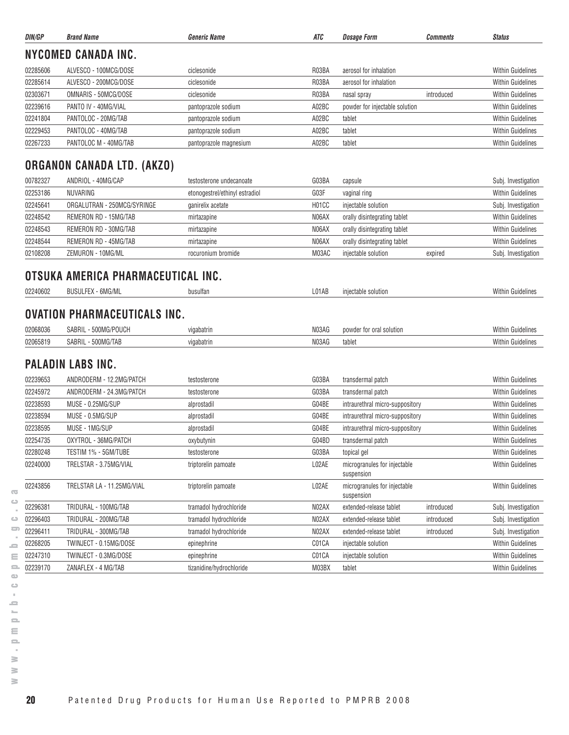| DIN/GP | Brand Name | Generic Name | ATC | Dosage Form | Comments | Status |
|---|---|---|---|---|---|---|

## NYCOMED CANADA INC.

| DIN/GP | Brand Name | Generic Name | ATC | Dosage Form | Comments | Status |
|---|---|---|---|---|---|---|
| 02285606 | ALVESCO - 100MCG/DOSE | ciclesonide | R03BA | aerosol for inhalation | | Within Guidelines |
| 02285614 | ALVESCO - 200MCG/DOSE | ciclesonide | R03BA | aerosol for inhalation | | Within Guidelines |
| 02303671 | OMNARIS - 50MCG/DOSE | ciclesonide | R03BA | nasal spray | introduced | Within Guidelines |
| 02239616 | PANTO IV - 40MG/VIAL | pantoprazole sodium | A02BC | powder for injectable solution | | Within Guidelines |
| 02241804 | PANTOLOC - 20MG/TAB | pantoprazole sodium | A02BC | tablet | | Within Guidelines |
| 02229453 | PANTOLOC - 40MG/TAB | pantoprazole sodium | A02BC | tablet | | Within Guidelines |
| 02267233 | PANTOLOC M - 40MG/TAB | pantoprazole magnesium | A02BC | tablet | | Within Guidelines |

## ORGANON CANADA LTD. (AKZO)

| DIN/GP | Brand Name | Generic Name | ATC | Dosage Form | Comments | Status |
|---|---|---|---|---|---|---|
| 00782327 | ANDRIOL - 40MG/CAP | testosterone undecanoate | G03BA | capsule | | Subj. Investigation |
| 02253186 | NUVARING | etonogestrel/ethinyl estradiol | G03F | vaginal ring | | Within Guidelines |
| 02245641 | ORGALUTRAN - 250MCG/SYRINGE | ganirelix acetate | H01CC | injectable solution | | Subj. Investigation |
| 02248542 | REMERON RD - 15MG/TAB | mirtazapine | N06AX | orally disintegrating tablet | | Within Guidelines |
| 02248543 | REMERON RD - 30MG/TAB | mirtazapine | N06AX | orally disintegrating tablet | | Within Guidelines |
| 02248544 | REMERON RD - 45MG/TAB | mirtazapine | N06AX | orally disintegrating tablet | | Within Guidelines |
| 02108208 | ZEMURON - 10MG/ML | rocuronium bromide | M03AC | injectable solution | expired | Subj. Investigation |

## OTSUKA AMERICA PHARMACEUTICAL INC.

| DIN/GP | Brand Name | Generic Name | ATC | Dosage Form | Comments | Status |
|---|---|---|---|---|---|---|
| 02240602 | BUSULFEX - 6MG/ML | busulfan | L01AB | injectable solution | | Within Guidelines |

## OVATION PHARMACEUTICALS INC.

| DIN/GP | Brand Name | Generic Name | ATC | Dosage Form | Comments | Status |
|---|---|---|---|---|---|---|
| 02068036 | SABRIL - 500MG/POUCH | vigabatrin | N03AG | powder for oral solution | | Within Guidelines |
| 02065819 | SABRIL - 500MG/TAB | vigabatrin | N03AG | tablet | | Within Guidelines |

## PALADIN LABS INC.

| DIN/GP | Brand Name | Generic Name | ATC | Dosage Form | Comments | Status |
|---|---|---|---|---|---|---|
| 02239653 | ANDRODERM - 12.2MG/PATCH | testosterone | G03BA | transdermal patch | | Within Guidelines |
| 02245972 | ANDRODERM - 24.3MG/PATCH | testosterone | G03BA | transdermal patch | | Within Guidelines |
| 02238593 | MUSE - 0.25MG/SUP | alprostadil | G04BE | intraurethral micro-suppository | | Within Guidelines |
| 02238594 | MUSE - 0.5MG/SUP | alprostadil | G04BE | intraurethral micro-suppository | | Within Guidelines |
| 02238595 | MUSE - 1MG/SUP | alprostadil | G04BE | intraurethral micro-suppository | | Within Guidelines |
| 02254735 | OXYTROL - 36MG/PATCH | oxybutynin | G04BD | transdermal patch | | Within Guidelines |
| 02280248 | TESTIM 1% - 5GM/TUBE | testosterone | G03BA | topical gel | | Within Guidelines |
| 02240000 | TRELSTAR - 3.75MG/VIAL | triptorelin pamoate | L02AE | microgranules for injectable suspension | | Within Guidelines |
| 02243856 | TRELSTAR LA - 11.25MG/VIAL | triptorelin pamoate | L02AE | microgranules for injectable suspension | | Within Guidelines |
| 02296381 | TRIDURAL - 100MG/TAB | tramadol hydrochloride | N02AX | extended-release tablet | introduced | Subj. Investigation |
| 02296403 | TRIDURAL - 200MG/TAB | tramadol hydrochloride | N02AX | extended-release tablet | introduced | Subj. Investigation |
| 02296411 | TRIDURAL - 300MG/TAB | tramadol hydrochloride | N02AX | extended-release tablet | introduced | Subj. Investigation |
| 02268205 | TWINJECT - 0.15MG/DOSE | epinephrine | C01CA | injectable solution | | Within Guidelines |
| 02247310 | TWINJECT - 0.3MG/DOSE | epinephrine | C01CA | injectable solution | | Within Guidelines |
| 02239170 | ZANAFLEX - 4 MG/TAB | tizanidine/hydrochloride | M03BX | tablet | | Within Guidelines |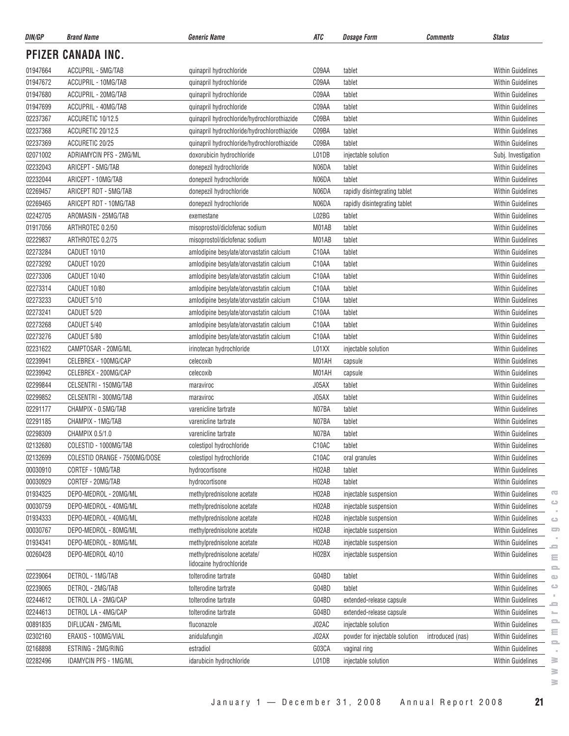| DIN/GP | Brand Name | Generic Name | ATC | Dosage Form | Comments | Status |
|---|---|---|---|---|---|---|

## PFIZER CANADA INC.

| DIN/GP | Brand Name | Generic Name | ATC | Dosage Form | Comments | Status |
|---|---|---|---|---|---|---|
| 01947664 | ACCUPRIL - 5MG/TAB | quinapril hydrochloride | C09AA | tablet | | Within Guidelines |
| 01947672 | ACCUPRIL - 10MG/TAB | quinapril hydrochloride | C09AA | tablet | | Within Guidelines |
| 01947680 | ACCUPRIL - 20MG/TAB | quinapril hydrochloride | C09AA | tablet | | Within Guidelines |
| 01947699 | ACCUPRIL - 40MG/TAB | quinapril hydrochloride | C09AA | tablet | | Within Guidelines |
| 02237367 | ACCURETIC 10/12.5 | quinapril hydrochloride/hydrochlorothiazide | C09BA | tablet | | Within Guidelines |
| 02237368 | ACCURETIC 20/12.5 | quinapril hydrochloride/hydrochlorothiazide | C09BA | tablet | | Within Guidelines |
| 02237369 | ACCURETIC 20/25 | quinapril hydrochloride/hydrochlorothiazide | C09BA | tablet | | Within Guidelines |
| 02071002 | ADRIAMYCIN PFS - 2MG/ML | doxorubicin hydrochloride | L01DB | injectable solution | | Subj. Investigation |
| 02232043 | ARICEPT - 5MG/TAB | donepezil hydrochloride | N06DA | tablet | | Within Guidelines |
| 02232044 | ARICEPT - 10MG/TAB | donepezil hydrochloride | N06DA | tablet | | Within Guidelines |
| 02269457 | ARICEPT RDT - 5MG/TAB | donepezil hydrochloride | N06DA | rapidly disintegrating tablet | | Within Guidelines |
| 02269465 | ARICEPT RDT - 10MG/TAB | donepezil hydrochloride | N06DA | rapidly disintegrating tablet | | Within Guidelines |
| 02242705 | AROMASIN - 25MG/TAB | exemestane | L02BG | tablet | | Within Guidelines |
| 01917056 | ARTHROTEC 0.2/50 | misoprostol/diclofenac sodium | M01AB | tablet | | Within Guidelines |
| 02229837 | ARTHROTEC 0.2/75 | misoprostol/diclofenac sodium | M01AB | tablet | | Within Guidelines |
| 02273284 | CADUET 10/10 | amlodipine besylate/atorvastatin calcium | C10AA | tablet | | Within Guidelines |
| 02273292 | CADUET 10/20 | amlodipine besylate/atorvastatin calcium | C10AA | tablet | | Within Guidelines |
| 02273306 | CADUET 10/40 | amlodipine besylate/atorvastatin calcium | C10AA | tablet | | Within Guidelines |
| 02273314 | CADUET 10/80 | amlodipine besylate/atorvastatin calcium | C10AA | tablet | | Within Guidelines |
| 02273233 | CADUET 5/10 | amlodipine besylate/atorvastatin calcium | C10AA | tablet | | Within Guidelines |
| 02273241 | CADUET 5/20 | amlodipine besylate/atorvastatin calcium | C10AA | tablet | | Within Guidelines |
| 02273268 | CADUET 5/40 | amlodipine besylate/atorvastatin calcium | C10AA | tablet | | Within Guidelines |
| 02273276 | CADUET 5/80 | amlodipine besylate/atorvastatin calcium | C10AA | tablet | | Within Guidelines |
| 02231622 | CAMPTOSAR - 20MG/ML | irinotecan hydrochloride | L01XX | injectable solution | | Within Guidelines |
| 02239941 | CELEBREX - 100MG/CAP | celecoxib | M01AH | capsule | | Within Guidelines |
| 02239942 | CELEBREX - 200MG/CAP | celecoxib | M01AH | capsule | | Within Guidelines |
| 02299844 | CELSENTRI - 150MG/TAB | maraviroc | J05AX | tablet | | Within Guidelines |
| 02299852 | CELSENTRI - 300MG/TAB | maraviroc | J05AX | tablet | | Within Guidelines |
| 02291177 | CHAMPIX - 0.5MG/TAB | varenicline tartrate | N07BA | tablet | | Within Guidelines |
| 02291185 | CHAMPIX - 1MG/TAB | varenicline tartrate | N07BA | tablet | | Within Guidelines |
| 02298309 | CHAMPIX 0.5/1.0 | varenicline tartrate | N07BA | tablet | | Within Guidelines |
| 02132680 | COLESTID - 1000MG/TAB | colestipol hydrochloride | C10AC | tablet | | Within Guidelines |
| 02132699 | COLESTID ORANGE - 7500MG/DOSE | colestipol hydrochloride | C10AC | oral granules | | Within Guidelines |
| 00030910 | CORTEF - 10MG/TAB | hydrocortisone | H02AB | tablet | | Within Guidelines |
| 00030929 | CORTEF - 20MG/TAB | hydrocortisone | H02AB | tablet | | Within Guidelines |
| 01934325 | DEPO-MEDROL - 20MG/ML | methylprednisolone acetate | H02AB | injectable suspension | | Within Guidelines |
| 00030759 | DEPO-MEDROL - 40MG/ML | methylprednisolone acetate | H02AB | injectable suspension | | Within Guidelines |
| 01934333 | DEPO-MEDROL - 40MG/ML | methylprednisolone acetate | H02AB | injectable suspension | | Within Guidelines |
| 00030767 | DEPO-MEDROL - 80MG/ML | methylprednisolone acetate | H02AB | injectable suspension | | Within Guidelines |
| 01934341 | DEPO-MEDROL - 80MG/ML | methylprednisolone acetate | H02AB | injectable suspension | | Within Guidelines |
| 00260428 | DEPO-MEDROL 40/10 | methylprednisolone acetate/ lidocaine hydrochloride | H02BX | injectable suspension | | Within Guidelines |
| 02239064 | DETROL - 1MG/TAB | tolterodine tartrate | G04BD | tablet | | Within Guidelines |
| 02239065 | DETROL - 2MG/TAB | tolterodine tartrate | G04BD | tablet | | Within Guidelines |
| 02244612 | DETROL LA - 2MG/CAP | tolterodine tartrate | G04BD | extended-release capsule | | Within Guidelines |
| 02244613 | DETROL LA - 4MG/CAP | tolterodine tartrate | G04BD | extended-release capsule | | Within Guidelines |
| 00891835 | DIFLUCAN - 2MG/ML | fluconazole | J02AC | injectable solution | | Within Guidelines |
| 02302160 | ERAXIS - 100MG/VIAL | anidulafungin | J02AX | powder for injectable solution | introduced (nas) | Within Guidelines |
| 02168898 | ESTRING - 2MG/RING | estradiol | G03CA | vaginal ring | | Within Guidelines |
| 02282496 | IDAMYCIN PFS - 1MG/ML | idarubicin hydrochloride | L01DB | injectable solution | | Within Guidelines |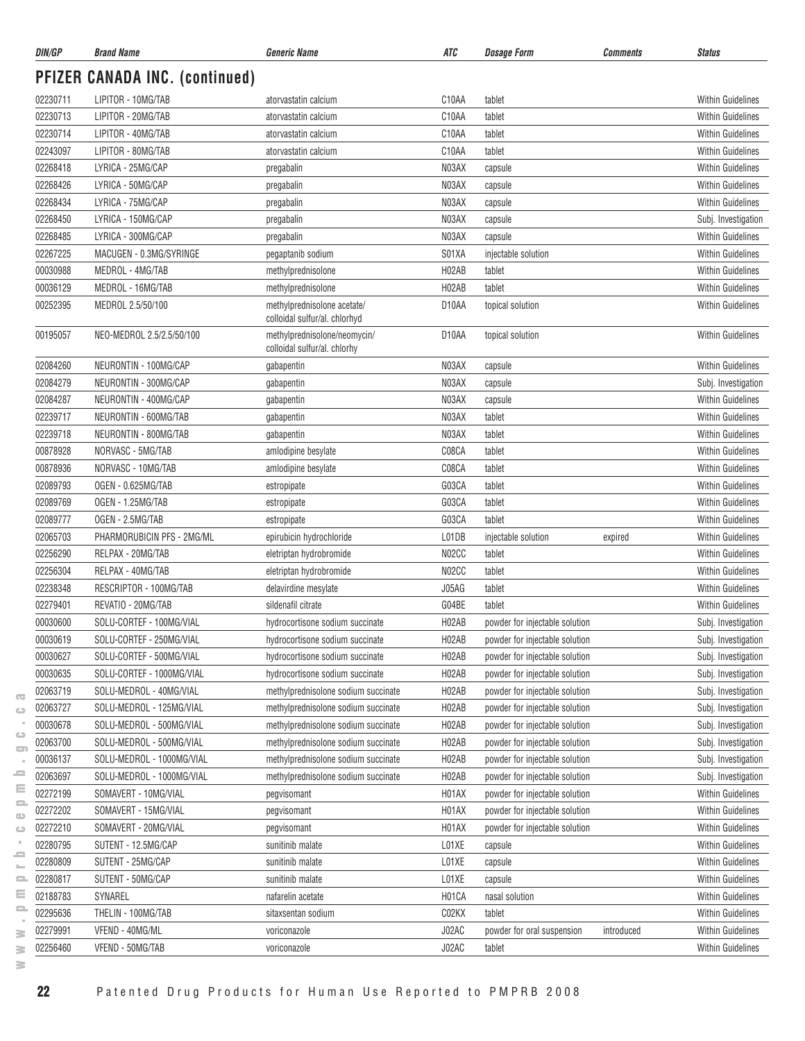## PFIZER CANADA INC. (continued)

| DIN/GP | Brand Name | Generic Name | ATC | Dosage Form | Comments | Status |
|---|---|---|---|---|---|---|
| 02230711 | LIPITOR - 10MG/TAB | atorvastatin calcium | C10AA | tablet | | Within Guidelines |
| 02230713 | LIPITOR - 20MG/TAB | atorvastatin calcium | C10AA | tablet | | Within Guidelines |
| 02230714 | LIPITOR - 40MG/TAB | atorvastatin calcium | C10AA | tablet | | Within Guidelines |
| 02243097 | LIPITOR - 80MG/TAB | atorvastatin calcium | C10AA | tablet | | Within Guidelines |
| 02268418 | LYRICA - 25MG/CAP | pregabalin | N03AX | capsule | | Within Guidelines |
| 02268426 | LYRICA - 50MG/CAP | pregabalin | N03AX | capsule | | Within Guidelines |
| 02268434 | LYRICA - 75MG/CAP | pregabalin | N03AX | capsule | | Within Guidelines |
| 02268450 | LYRICA - 150MG/CAP | pregabalin | N03AX | capsule | | Subj. Investigation |
| 02268485 | LYRICA - 300MG/CAP | pregabalin | N03AX | capsule | | Within Guidelines |
| 02267225 | MACUGEN - 0.3MG/SYRINGE | pegaptanib sodium | S01XA | injectable solution | | Within Guidelines |
| 00030988 | MEDROL - 4MG/TAB | methylprednisolone | H02AB | tablet | | Within Guidelines |
| 00036129 | MEDROL - 16MG/TAB | methylprednisolone | H02AB | tablet | | Within Guidelines |
| 00252395 | MEDROL 2.5/50/100 | methylprednisolone acetate/ colloidal sulfur/al. chlorhyd | D10AA | topical solution | | Within Guidelines |
| 00195057 | NEO-MEDROL 2.5/2.5/50/100 | methylprednisolone/neomycin/ colloidal sulfur/al. chlorhy | D10AA | topical solution | | Within Guidelines |
| 02084260 | NEURONTIN - 100MG/CAP | gabapentin | N03AX | capsule | | Within Guidelines |
| 02084279 | NEURONTIN - 300MG/CAP | gabapentin | N03AX | capsule | | Subj. Investigation |
| 02084287 | NEURONTIN - 400MG/CAP | gabapentin | N03AX | capsule | | Within Guidelines |
| 02239717 | NEURONTIN - 600MG/TAB | gabapentin | N03AX | tablet | | Within Guidelines |
| 02239718 | NEURONTIN - 800MG/TAB | gabapentin | N03AX | tablet | | Within Guidelines |
| 00878928 | NORVASC - 5MG/TAB | amlodipine besylate | C08CA | tablet | | Within Guidelines |
| 00878936 | NORVASC - 10MG/TAB | amlodipine besylate | C08CA | tablet | | Within Guidelines |
| 02089793 | OGEN - 0.625MG/TAB | estropipate | G03CA | tablet | | Within Guidelines |
| 02089769 | OGEN - 1.25MG/TAB | estropipate | G03CA | tablet | | Within Guidelines |
| 02089777 | OGEN - 2.5MG/TAB | estropipate | G03CA | tablet | | Within Guidelines |
| 02065703 | PHARMORUBICIN PFS - 2MG/ML | epirubicin hydrochloride | L01DB | injectable solution | expired | Within Guidelines |
| 02256290 | RELPAX - 20MG/TAB | eletriptan hydrobromide | N02CC | tablet | | Within Guidelines |
| 02256304 | RELPAX - 40MG/TAB | eletriptan hydrobromide | N02CC | tablet | | Within Guidelines |
| 02238348 | RESCRIPTOR - 100MG/TAB | delavirdine mesylate | J05AG | tablet | | Within Guidelines |
| 02279401 | REVATIO - 20MG/TAB | sildenafil citrate | G04BE | tablet | | Within Guidelines |
| 00030600 | SOLU-CORTEF - 100MG/VIAL | hydrocortisone sodium succinate | H02AB | powder for injectable solution | | Subj. Investigation |
| 00030619 | SOLU-CORTEF - 250MG/VIAL | hydrocortisone sodium succinate | H02AB | powder for injectable solution | | Subj. Investigation |
| 00030627 | SOLU-CORTEF - 500MG/VIAL | hydrocortisone sodium succinate | H02AB | powder for injectable solution | | Subj. Investigation |
| 00030635 | SOLU-CORTEF - 1000MG/VIAL | hydrocortisone sodium succinate | H02AB | powder for injectable solution | | Subj. Investigation |
| 02063719 | SOLU-MEDROL - 40MG/VIAL | methylprednisolone sodium succinate | H02AB | powder for injectable solution | | Subj. Investigation |
| 02063727 | SOLU-MEDROL - 125MG/VIAL | methylprednisolone sodium succinate | H02AB | powder for injectable solution | | Subj. Investigation |
| 00030678 | SOLU-MEDROL - 500MG/VIAL | methylprednisolone sodium succinate | H02AB | powder for injectable solution | | Subj. Investigation |
| 02063700 | SOLU-MEDROL - 500MG/VIAL | methylprednisolone sodium succinate | H02AB | powder for injectable solution | | Subj. Investigation |
| 00036137 | SOLU-MEDROL - 1000MG/VIAL | methylprednisolone sodium succinate | H02AB | powder for injectable solution | | Subj. Investigation |
| 02063697 | SOLU-MEDROL - 1000MG/VIAL | methylprednisolone sodium succinate | H02AB | powder for injectable solution | | Subj. Investigation |
| 02272199 | SOMAVERT - 10MG/VIAL | pegvisomant | H01AX | powder for injectable solution | | Within Guidelines |
| 02272202 | SOMAVERT - 15MG/VIAL | pegvisomant | H01AX | powder for injectable solution | | Within Guidelines |
| 02272210 | SOMAVERT - 20MG/VIAL | pegvisomant | H01AX | powder for injectable solution | | Within Guidelines |
| 02280795 | SUTENT - 12.5MG/CAP | sunitinib malate | L01XE | capsule | | Within Guidelines |
| 02280809 | SUTENT - 25MG/CAP | sunitinib malate | L01XE | capsule | | Within Guidelines |
| 02280817 | SUTENT - 50MG/CAP | sunitinib malate | L01XE | capsule | | Within Guidelines |
| 02188783 | SYNAREL | nafarelin acetate | H01CA | nasal solution | | Within Guidelines |
| 02295636 | THELIN - 100MG/TAB | sitaxsentan sodium | C02KX | tablet | | Within Guidelines |
| 02279991 | VFEND - 40MG/ML | voriconazole | J02AC | powder for oral suspension | introduced | Within Guidelines |
| 02256460 | VFEND - 50MG/TAB | voriconazole | J02AC | tablet | | Within Guidelines |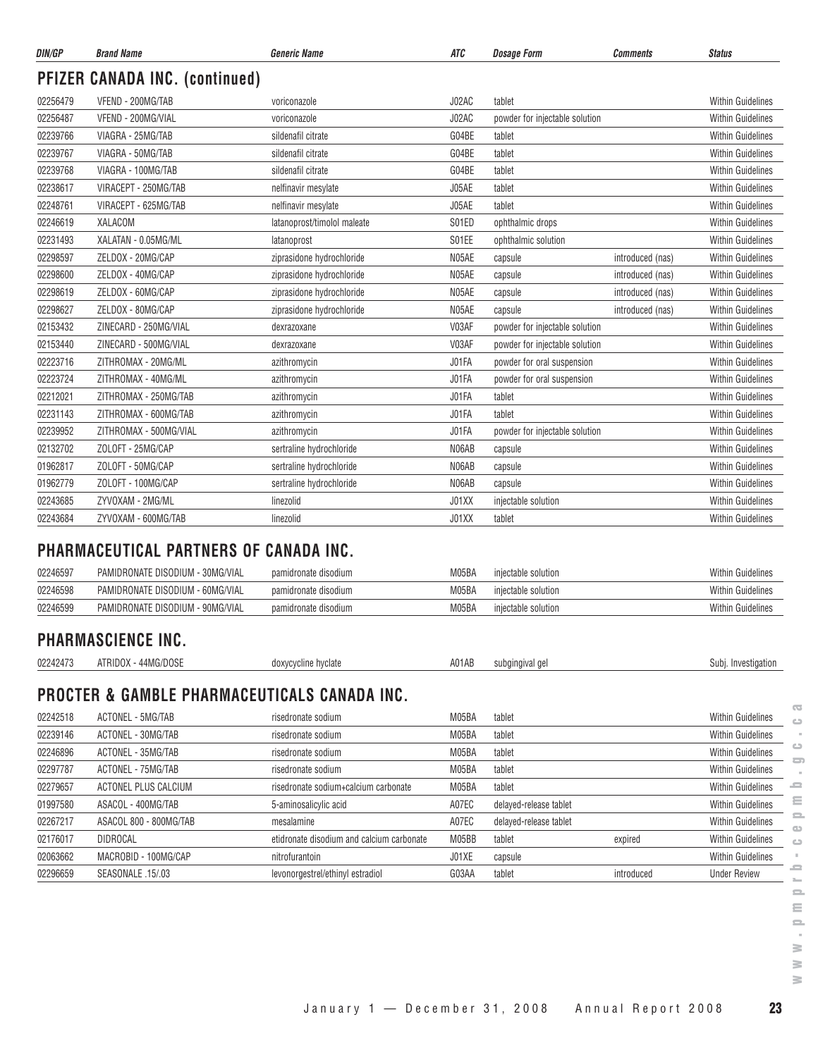| DIN/GP | Brand Name | Generic Name | ATC | Dosage Form | Comments | Status |
|---|---|---|---|---|---|---|

## PFIZER CANADA INC. (continued)

| DIN/GP | Brand Name | Generic Name | ATC | Dosage Form | Comments | Status |
|---|---|---|---|---|---|---|
| 02256479 | VFEND - 200MG/TAB | voriconazole | J02AC | tablet | | Within Guidelines |
| 02256487 | VFEND - 200MG/VIAL | voriconazole | J02AC | powder for injectable solution | | Within Guidelines |
| 02239766 | VIAGRA - 25MG/TAB | sildenafil citrate | G04BE | tablet | | Within Guidelines |
| 02239767 | VIAGRA - 50MG/TAB | sildenafil citrate | G04BE | tablet | | Within Guidelines |
| 02239768 | VIAGRA - 100MG/TAB | sildenafil citrate | G04BE | tablet | | Within Guidelines |
| 02238617 | VIRACEPT - 250MG/TAB | nelfinavir mesylate | J05AE | tablet | | Within Guidelines |
| 02248761 | VIRACEPT - 625MG/TAB | nelfinavir mesylate | J05AE | tablet | | Within Guidelines |
| 02246619 | XALACOM | latanoprost/timolol maleate | S01ED | ophthalmic drops | | Within Guidelines |
| 02231493 | XALATAN - 0.05MG/ML | latanoprost | S01EE | ophthalmic solution | | Within Guidelines |
| 02298597 | ZELDOX - 20MG/CAP | ziprasidone hydrochloride | N05AE | capsule | introduced (nas) | Within Guidelines |
| 02298600 | ZELDOX - 40MG/CAP | ziprasidone hydrochloride | N05AE | capsule | introduced (nas) | Within Guidelines |
| 02298619 | ZELDOX - 60MG/CAP | ziprasidone hydrochloride | N05AE | capsule | introduced (nas) | Within Guidelines |
| 02298627 | ZELDOX - 80MG/CAP | ziprasidone hydrochloride | N05AE | capsule | introduced (nas) | Within Guidelines |
| 02153432 | ZINECARD - 250MG/VIAL | dexrazoxane | V03AF | powder for injectable solution | | Within Guidelines |
| 02153440 | ZINECARD - 500MG/VIAL | dexrazoxane | V03AF | powder for injectable solution | | Within Guidelines |
| 02223716 | ZITHROMAX - 20MG/ML | azithromycin | J01FA | powder for oral suspension | | Within Guidelines |
| 02223724 | ZITHROMAX - 40MG/ML | azithromycin | J01FA | powder for oral suspension | | Within Guidelines |
| 02212021 | ZITHROMAX - 250MG/TAB | azithromycin | J01FA | tablet | | Within Guidelines |
| 02231143 | ZITHROMAX - 600MG/TAB | azithromycin | J01FA | tablet | | Within Guidelines |
| 02239952 | ZITHROMAX - 500MG/VIAL | azithromycin | J01FA | powder for injectable solution | | Within Guidelines |
| 02132702 | ZOLOFT - 25MG/CAP | sertraline hydrochloride | N06AB | capsule | | Within Guidelines |
| 01962817 | ZOLOFT - 50MG/CAP | sertraline hydrochloride | N06AB | capsule | | Within Guidelines |
| 01962779 | ZOLOFT - 100MG/CAP | sertraline hydrochloride | N06AB | capsule | | Within Guidelines |
| 02243685 | ZYVOXAM - 2MG/ML | linezolid | J01XX | injectable solution | | Within Guidelines |
| 02243684 | ZYVOXAM - 600MG/TAB | linezolid | J01XX | tablet | | Within Guidelines |

## PHARMACEUTICAL PARTNERS OF CANADA INC.

| DIN/GP | Brand Name | Generic Name | ATC | Dosage Form | Comments | Status |
|---|---|---|---|---|---|---|
| 02246597 | PAMIDRONATE DISODIUM - 30MG/VIAL | pamidronate disodium | M05BA | injectable solution | | Within Guidelines |
| 02246598 | PAMIDRONATE DISODIUM - 60MG/VIAL | pamidronate disodium | M05BA | injectable solution | | Within Guidelines |
| 02246599 | PAMIDRONATE DISODIUM - 90MG/VIAL | pamidronate disodium | M05BA | injectable solution | | Within Guidelines |

## PHARMASCIENCE INC.

| DIN/GP | Brand Name | Generic Name | ATC | Dosage Form | Comments | Status |
|---|---|---|---|---|---|---|
| 02242473 | ATRIDOX - 44MG/DOSE | doxycycline hyclate | A01AB | subgingival gel | | Subj. Investigation |

## PROCTER & GAMBLE PHARMACEUTICALS CANADA INC.

| DIN/GP | Brand Name | Generic Name | ATC | Dosage Form | Comments | Status |
|---|---|---|---|---|---|---|
| 02242518 | ACTONEL - 5MG/TAB | risedronate sodium | M05BA | tablet | | Within Guidelines |
| 02239146 | ACTONEL - 30MG/TAB | risedronate sodium | M05BA | tablet | | Within Guidelines |
| 02246896 | ACTONEL - 35MG/TAB | risedronate sodium | M05BA | tablet | | Within Guidelines |
| 02297787 | ACTONEL - 75MG/TAB | risedronate sodium | M05BA | tablet | | Within Guidelines |
| 02279657 | ACTONEL PLUS CALCIUM | risedronate sodium+calcium carbonate | M05BA | tablet | | Within Guidelines |
| 01997580 | ASACOL - 400MG/TAB | 5-aminosalicylic acid | A07EC | delayed-release tablet | | Within Guidelines |
| 02267217 | ASACOL 800 - 800MG/TAB | mesalamine | A07EC | delayed-release tablet | | Within Guidelines |
| 02176017 | DIDROCAL | etidronate disodium and calcium carbonate | M05BB | tablet | expired | Within Guidelines |
| 02063662 | MACROBID - 100MG/CAP | nitrofurantoin | J01XE | capsule | | Within Guidelines |
| 02296659 | SEASONALE .15/.03 | levonorgestrel/ethinyl estradiol | G03AA | tablet | introduced | Under Review |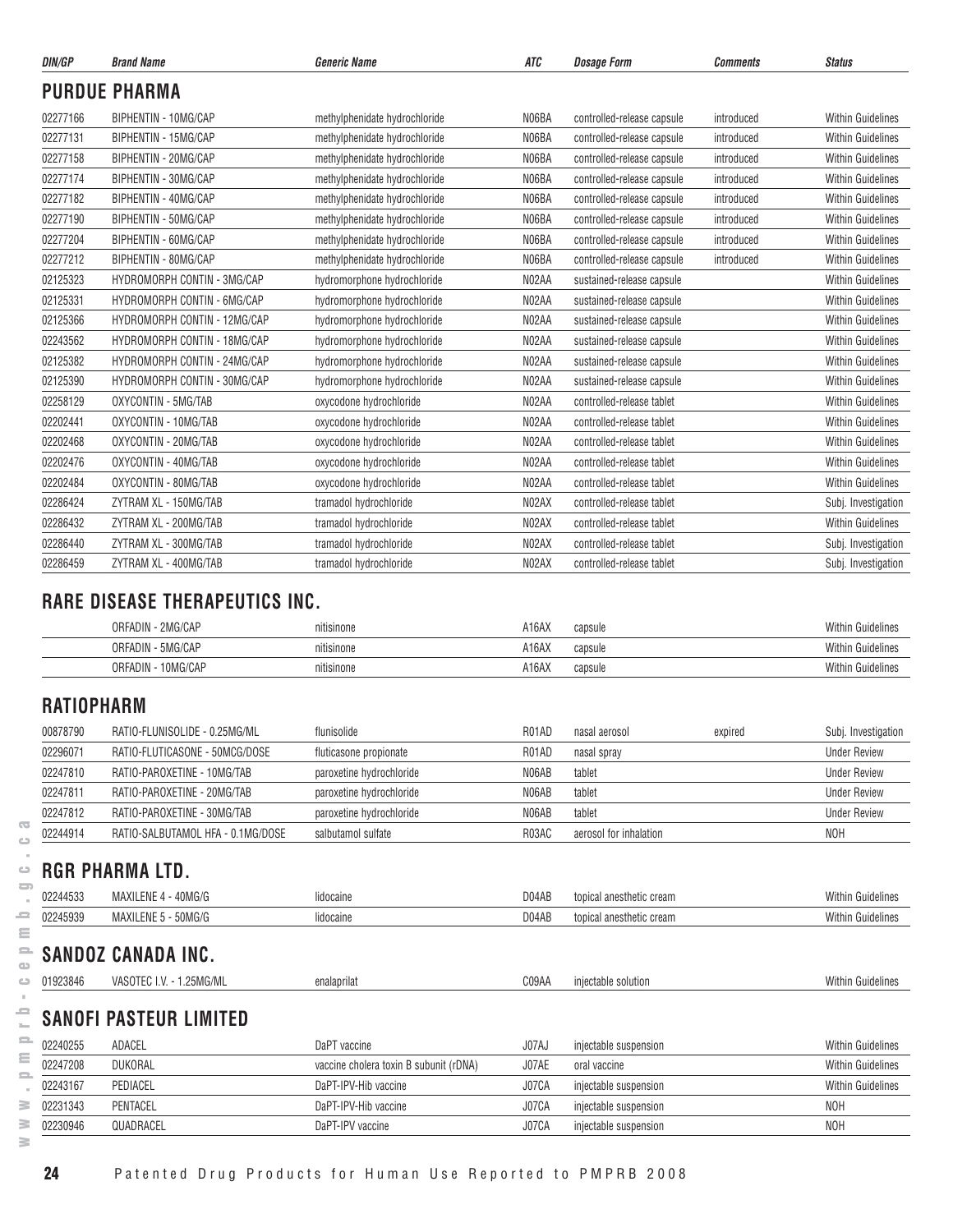| DIN/GP | Brand Name | Generic Name | ATC | Dosage Form | Comments | Status |
|---|---|---|---|---|---|---|

## PURDUE PHARMA

| DIN/GP | Brand Name | Generic Name | ATC | Dosage Form | Comments | Status |
|---|---|---|---|---|---|---|
| 02277166 | BIPHENTIN - 10MG/CAP | methylphenidate hydrochloride | N06BA | controlled-release capsule | introduced | Within Guidelines |
| 02277131 | BIPHENTIN - 15MG/CAP | methylphenidate hydrochloride | N06BA | controlled-release capsule | introduced | Within Guidelines |
| 02277158 | BIPHENTIN - 20MG/CAP | methylphenidate hydrochloride | N06BA | controlled-release capsule | introduced | Within Guidelines |
| 02277174 | BIPHENTIN - 30MG/CAP | methylphenidate hydrochloride | N06BA | controlled-release capsule | introduced | Within Guidelines |
| 02277182 | BIPHENTIN - 40MG/CAP | methylphenidate hydrochloride | N06BA | controlled-release capsule | introduced | Within Guidelines |
| 02277190 | BIPHENTIN - 50MG/CAP | methylphenidate hydrochloride | N06BA | controlled-release capsule | introduced | Within Guidelines |
| 02277204 | BIPHENTIN - 60MG/CAP | methylphenidate hydrochloride | N06BA | controlled-release capsule | introduced | Within Guidelines |
| 02277212 | BIPHENTIN - 80MG/CAP | methylphenidate hydrochloride | N06BA | controlled-release capsule | introduced | Within Guidelines |
| 02125323 | HYDROMORPH CONTIN - 3MG/CAP | hydromorphone hydrochloride | N02AA | sustained-release capsule | | Within Guidelines |
| 02125331 | HYDROMORPH CONTIN - 6MG/CAP | hydromorphone hydrochloride | N02AA | sustained-release capsule | | Within Guidelines |
| 02125366 | HYDROMORPH CONTIN - 12MG/CAP | hydromorphone hydrochloride | N02AA | sustained-release capsule | | Within Guidelines |
| 02243562 | HYDROMORPH CONTIN - 18MG/CAP | hydromorphone hydrochloride | N02AA | sustained-release capsule | | Within Guidelines |
| 02125382 | HYDROMORPH CONTIN - 24MG/CAP | hydromorphone hydrochloride | N02AA | sustained-release capsule | | Within Guidelines |
| 02125390 | HYDROMORPH CONTIN - 30MG/CAP | hydromorphone hydrochloride | N02AA | sustained-release capsule | | Within Guidelines |
| 02258129 | OXYCONTIN - 5MG/TAB | oxycodone hydrochloride | N02AA | controlled-release tablet | | Within Guidelines |
| 02202441 | OXYCONTIN - 10MG/TAB | oxycodone hydrochloride | N02AA | controlled-release tablet | | Within Guidelines |
| 02202468 | OXYCONTIN - 20MG/TAB | oxycodone hydrochloride | N02AA | controlled-release tablet | | Within Guidelines |
| 02202476 | OXYCONTIN - 40MG/TAB | oxycodone hydrochloride | N02AA | controlled-release tablet | | Within Guidelines |
| 02202484 | OXYCONTIN - 80MG/TAB | oxycodone hydrochloride | N02AA | controlled-release tablet | | Within Guidelines |
| 02286424 | ZYTRAM XL - 150MG/TAB | tramadol hydrochloride | N02AX | controlled-release tablet | | Subj. Investigation |
| 02286432 | ZYTRAM XL - 200MG/TAB | tramadol hydrochloride | N02AX | controlled-release tablet | | Within Guidelines |
| 02286440 | ZYTRAM XL - 300MG/TAB | tramadol hydrochloride | N02AX | controlled-release tablet | | Subj. Investigation |
| 02286459 | ZYTRAM XL - 400MG/TAB | tramadol hydrochloride | N02AX | controlled-release tablet | | Subj. Investigation |

## RARE DISEASE THERAPEUTICS INC.

| DIN/GP | Brand Name | Generic Name | ATC | Dosage Form | Comments | Status |
|---|---|---|---|---|---|---|
| | ORFADIN - 2MG/CAP | nitisinone | A16AX | capsule | | Within Guidelines |
| | ORFADIN - 5MG/CAP | nitisinone | A16AX | capsule | | Within Guidelines |
| | ORFADIN - 10MG/CAP | nitisinone | A16AX | capsule | | Within Guidelines |

## RATIOPHARM

| DIN/GP | Brand Name | Generic Name | ATC | Dosage Form | Comments | Status |
|---|---|---|---|---|---|---|
| 00878790 | RATIO-FLUNISOLIDE - 0.25MG/ML | flunisolide | R01AD | nasal aerosol | expired | Subj. Investigation |
| 02296071 | RATIO-FLUTICASONE - 50MCG/DOSE | fluticasone propionate | R01AD | nasal spray | | Under Review |
| 02247810 | RATIO-PAROXETINE - 10MG/TAB | paroxetine hydrochloride | N06AB | tablet | | Under Review |
| 02247811 | RATIO-PAROXETINE - 20MG/TAB | paroxetine hydrochloride | N06AB | tablet | | Under Review |
| 02247812 | RATIO-PAROXETINE - 30MG/TAB | paroxetine hydrochloride | N06AB | tablet | | Under Review |
| 02244914 | RATIO-SALBUTAMOL HFA - 0.1MG/DOSE | salbutamol sulfate | R03AC | aerosol for inhalation | | NOH |

## RGR PHARMA LTD.

| DIN/GP | Brand Name | Generic Name | ATC | Dosage Form | Comments | Status |
|---|---|---|---|---|---|---|
| 02244533 | MAXILENE 4 - 40MG/G | lidocaine | D04AB | topical anesthetic cream | | Within Guidelines |
| 02245939 | MAXILENE 5 - 50MG/G | lidocaine | D04AB | topical anesthetic cream | | Within Guidelines |

## SANDOZ CANADA INC.

| DIN/GP | Brand Name | Generic Name | ATC | Dosage Form | Comments | Status |
|---|---|---|---|---|---|---|
| 01923846 | VASOTEC I.V. - 1.25MG/ML | enalaprilat | C09AA | injectable solution | | Within Guidelines |

## SANOFI PASTEUR LIMITED

| DIN/GP | Brand Name | Generic Name | ATC | Dosage Form | Comments | Status |
|---|---|---|---|---|---|---|
| 02240255 | ADACEL | DaPT vaccine | J07AJ | injectable suspension | | Within Guidelines |
| 02247208 | DUKORAL | vaccine cholera toxin B subunit (rDNA) | J07AE | oral vaccine | | Within Guidelines |
| 02243167 | PEDIACEL | DaPT-IPV-Hib vaccine | J07CA | injectable suspension | | Within Guidelines |
| 02231343 | PENTACEL | DaPT-IPV-Hib vaccine | J07CA | injectable suspension | | NOH |
| 02230946 | QUADRACEL | DaPT-IPV vaccine | J07CA | injectable suspension | | NOH |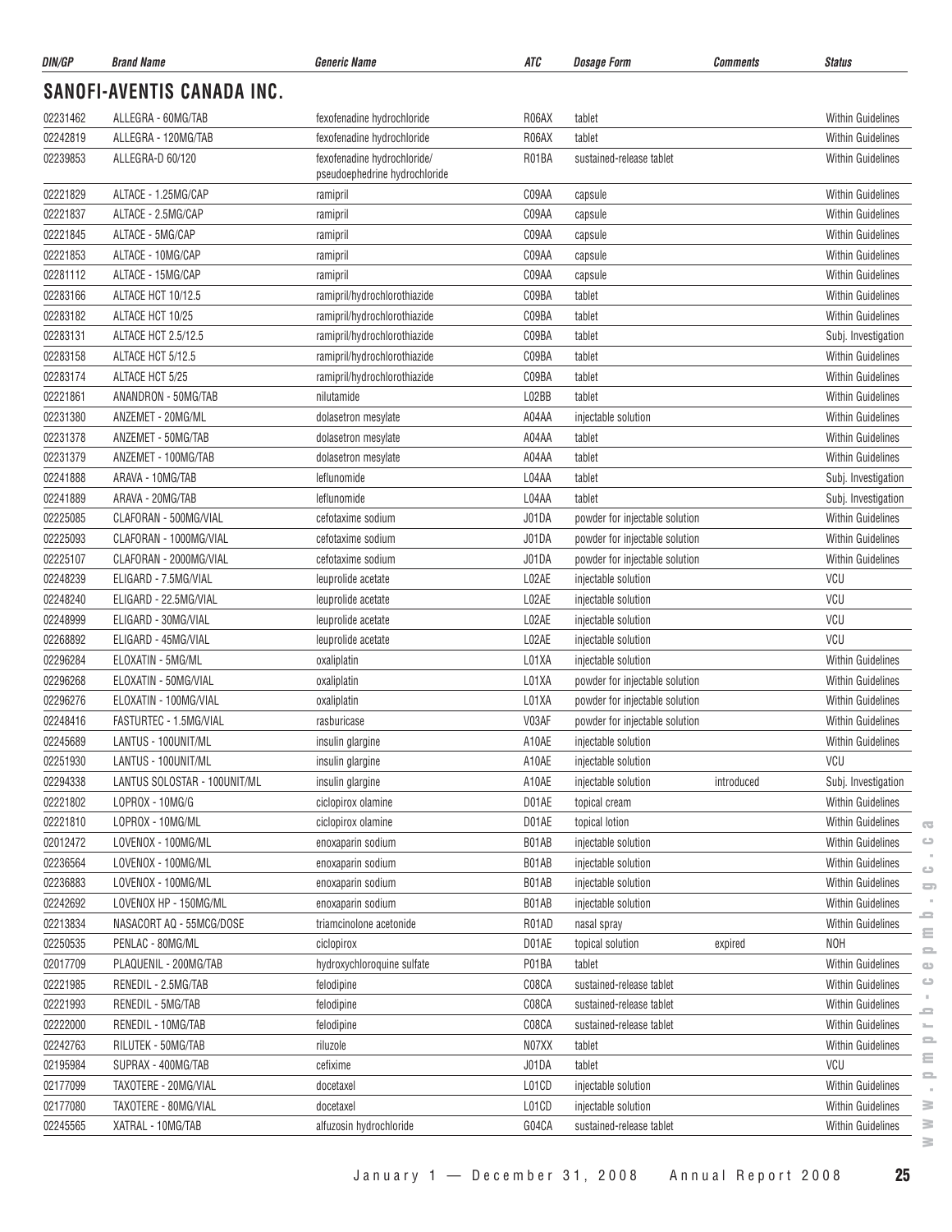| DIN/GP | Brand Name | Generic Name | ATC | Dosage Form | Comments | Status |
|---|---|---|---|---|---|---|

## SANOFI-AVENTIS CANADA INC.

| DIN/GP | Brand Name | Generic Name | ATC | Dosage Form | Comments | Status |
|---|---|---|---|---|---|---|
| 02231462 | ALLEGRA - 60MG/TAB | fexofenadine hydrochloride | R06AX | tablet | | Within Guidelines |
| 02242819 | ALLEGRA - 120MG/TAB | fexofenadine hydrochloride | R06AX | tablet | | Within Guidelines |
| 02239853 | ALLEGRA-D 60/120 | fexofenadine hydrochloride/ pseudoephedrine hydrochloride | R01BA | sustained-release tablet | | Within Guidelines |
| 02221829 | ALTACE - 1.25MG/CAP | ramipril | C09AA | capsule | | Within Guidelines |
| 02221837 | ALTACE - 2.5MG/CAP | ramipril | C09AA | capsule | | Within Guidelines |
| 02221845 | ALTACE - 5MG/CAP | ramipril | C09AA | capsule | | Within Guidelines |
| 02221853 | ALTACE - 10MG/CAP | ramipril | C09AA | capsule | | Within Guidelines |
| 02281112 | ALTACE - 15MG/CAP | ramipril | C09AA | capsule | | Within Guidelines |
| 02283166 | ALTACE HCT 10/12.5 | ramipril/hydrochlorothiazide | C09BA | tablet | | Within Guidelines |
| 02283182 | ALTACE HCT 10/25 | ramipril/hydrochlorothiazide | C09BA | tablet | | Within Guidelines |
| 02283131 | ALTACE HCT 2.5/12.5 | ramipril/hydrochlorothiazide | C09BA | tablet | | Subj. Investigation |
| 02283158 | ALTACE HCT 5/12.5 | ramipril/hydrochlorothiazide | C09BA | tablet | | Within Guidelines |
| 02283174 | ALTACE HCT 5/25 | ramipril/hydrochlorothiazide | C09BA | tablet | | Within Guidelines |
| 02221861 | ANANDRON - 50MG/TAB | nilutamide | L02BB | tablet | | Within Guidelines |
| 02231380 | ANZEMET - 20MG/ML | dolasetron mesylate | A04AA | injectable solution | | Within Guidelines |
| 02231378 | ANZEMET - 50MG/TAB | dolasetron mesylate | A04AA | tablet | | Within Guidelines |
| 02231379 | ANZEMET - 100MG/TAB | dolasetron mesylate | A04AA | tablet | | Within Guidelines |
| 02241888 | ARAVA - 10MG/TAB | leflunomide | L04AA | tablet | | Subj. Investigation |
| 02241889 | ARAVA - 20MG/TAB | leflunomide | L04AA | tablet | | Subj. Investigation |
| 02225085 | CLAFORAN - 500MG/VIAL | cefotaxime sodium | J01DA | powder for injectable solution | | Within Guidelines |
| 02225093 | CLAFORAN - 1000MG/VIAL | cefotaxime sodium | J01DA | powder for injectable solution | | Within Guidelines |
| 02225107 | CLAFORAN - 2000MG/VIAL | cefotaxime sodium | J01DA | powder for injectable solution | | Within Guidelines |
| 02248239 | ELIGARD - 7.5MG/VIAL | leuprolide acetate | L02AE | injectable solution | | VCU |
| 02248240 | ELIGARD - 22.5MG/VIAL | leuprolide acetate | L02AE | injectable solution | | VCU |
| 02248999 | ELIGARD - 30MG/VIAL | leuprolide acetate | L02AE | injectable solution | | VCU |
| 02268892 | ELIGARD - 45MG/VIAL | leuprolide acetate | L02AE | injectable solution | | VCU |
| 02296284 | ELOXATIN - 5MG/ML | oxaliplatin | L01XA | injectable solution | | Within Guidelines |
| 02296268 | ELOXATIN - 50MG/VIAL | oxaliplatin | L01XA | powder for injectable solution | | Within Guidelines |
| 02296276 | ELOXATIN - 100MG/VIAL | oxaliplatin | L01XA | powder for injectable solution | | Within Guidelines |
| 02248416 | FASTURTEC - 1.5MG/VIAL | rasburicase | V03AF | powder for injectable solution | | Within Guidelines |
| 02245689 | LANTUS - 100UNIT/ML | insulin glargine | A10AE | injectable solution | | Within Guidelines |
| 02251930 | LANTUS - 100UNIT/ML | insulin glargine | A10AE | injectable solution | | VCU |
| 02294338 | LANTUS SOLOSTAR - 100UNIT/ML | insulin glargine | A10AE | injectable solution | introduced | Subj. Investigation |
| 02221802 | LOPROX - 10MG/G | ciclopirox olamine | D01AE | topical cream | | Within Guidelines |
| 02221810 | LOPROX - 10MG/ML | ciclopirox olamine | D01AE | topical lotion | | Within Guidelines |
| 02012472 | LOVENOX - 100MG/ML | enoxaparin sodium | B01AB | injectable solution | | Within Guidelines |
| 02236564 | LOVENOX - 100MG/ML | enoxaparin sodium | B01AB | injectable solution | | Within Guidelines |
| 02236883 | LOVENOX - 100MG/ML | enoxaparin sodium | B01AB | injectable solution | | Within Guidelines |
| 02242692 | LOVENOX HP - 150MG/ML | enoxaparin sodium | B01AB | injectable solution | | Within Guidelines |
| 02213834 | NASACORT AQ - 55MCG/DOSE | triamcinolone acetonide | R01AD | nasal spray | | Within Guidelines |
| 02250535 | PENLAC - 80MG/ML | ciclopirox | D01AE | topical solution | expired | NOH |
| 02017709 | PLAQUENIL - 200MG/TAB | hydroxychloroquine sulfate | P01BA | tablet | | Within Guidelines |
| 02221985 | RENEDIL - 2.5MG/TAB | felodipine | C08CA | sustained-release tablet | | Within Guidelines |
| 02221993 | RENEDIL - 5MG/TAB | felodipine | C08CA | sustained-release tablet | | Within Guidelines |
| 02222000 | RENEDIL - 10MG/TAB | felodipine | C08CA | sustained-release tablet | | Within Guidelines |
| 02242763 | RILUTEK - 50MG/TAB | riluzole | N07XX | tablet | | Within Guidelines |
| 02195984 | SUPRAX - 400MG/TAB | cefixime | J01DA | tablet | | VCU |
| 02177099 | TAXOTERE - 20MG/VIAL | docetaxel | L01CD | injectable solution | | Within Guidelines |
| 02177080 | TAXOTERE - 80MG/VIAL | docetaxel | L01CD | injectable solution | | Within Guidelines |
| 02245565 | XATRAL - 10MG/TAB | alfuzosin hydrochloride | G04CA | sustained-release tablet | | Within Guidelines |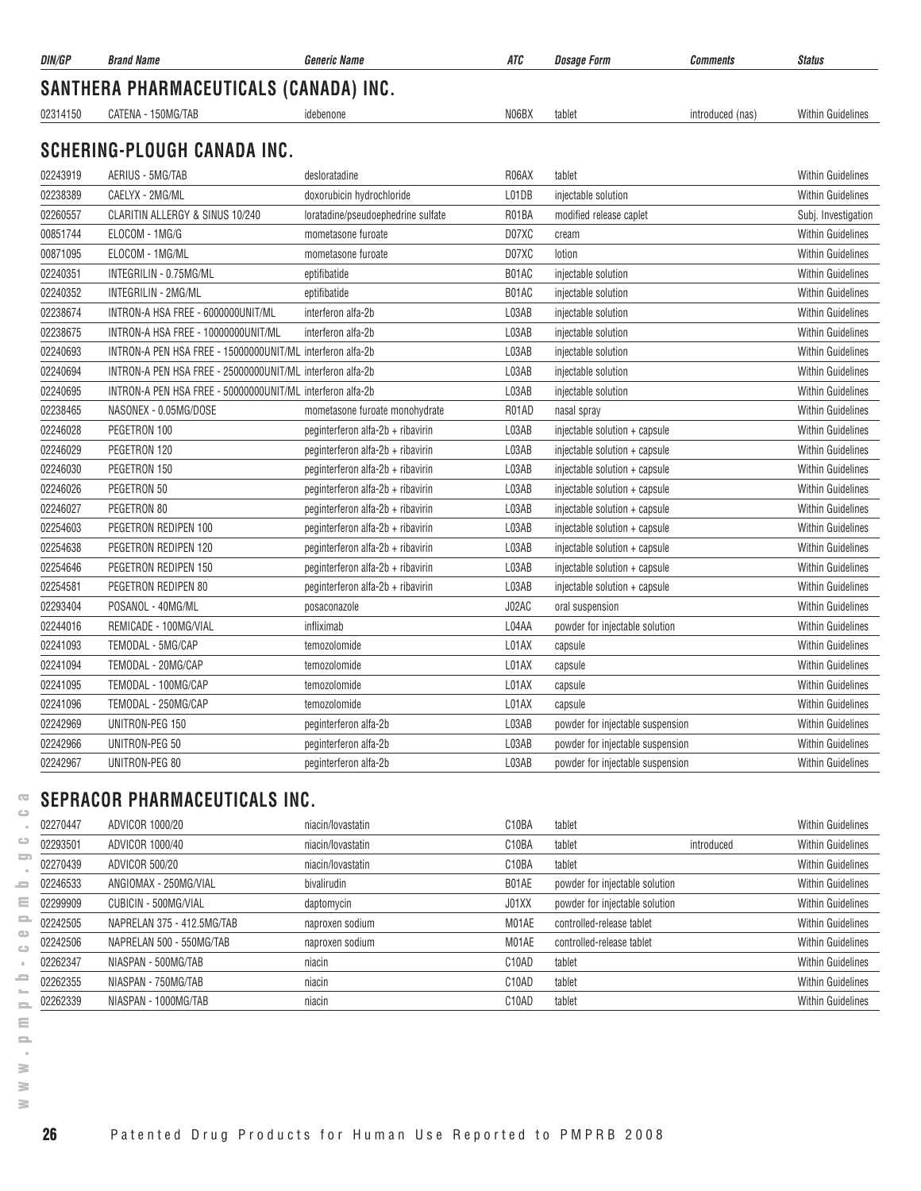| DIN/GP | Brand Name | Generic Name | ATC | Dosage Form | Comments | Status |
|---|---|---|---|---|---|---|

## SANTHERA PHARMACEUTICALS (CANADA) INC.

| DIN/GP | Brand Name | Generic Name | ATC | Dosage Form | Comments | Status |
|---|---|---|---|---|---|---|
| 02314150 | CATENA - 150MG/TAB | idebenone | N06BX | tablet | introduced (nas) | Within Guidelines |

## SCHERING-PLOUGH CANADA INC.

| DIN/GP | Brand Name | Generic Name | ATC | Dosage Form | Comments | Status |
|---|---|---|---|---|---|---|
| 02243919 | AERIUS - 5MG/TAB | desloratadine | R06AX | tablet | | Within Guidelines |
| 02238389 | CAELYX - 2MG/ML | doxorubicin hydrochloride | L01DB | injectable solution | | Within Guidelines |
| 02260557 | CLARITIN ALLERGY & SINUS 10/240 | loratadine/pseudoephedrine sulfate | R01BA | modified release caplet | | Subj. Investigation |
| 00851744 | ELOCOM - 1MG/G | mometasone furoate | D07XC | cream | | Within Guidelines |
| 00871095 | ELOCOM - 1MG/ML | mometasone furoate | D07XC | lotion | | Within Guidelines |
| 02240351 | INTEGRILIN - 0.75MG/ML | eptifibatide | B01AC | injectable solution | | Within Guidelines |
| 02240352 | INTEGRILIN - 2MG/ML | eptifibatide | B01AC | injectable solution | | Within Guidelines |
| 02238674 | INTRON-A HSA FREE - 6000000UNIT/ML | interferon alfa-2b | L03AB | injectable solution | | Within Guidelines |
| 02238675 | INTRON-A HSA FREE - 10000000UNIT/ML | interferon alfa-2b | L03AB | injectable solution | | Within Guidelines |
| 02240693 | INTRON-A PEN HSA FREE - 15000000UNIT/ML | interferon alfa-2b | L03AB | injectable solution | | Within Guidelines |
| 02240694 | INTRON-A PEN HSA FREE - 25000000UNIT/ML | interferon alfa-2b | L03AB | injectable solution | | Within Guidelines |
| 02240695 | INTRON-A PEN HSA FREE - 50000000UNIT/ML | interferon alfa-2b | L03AB | injectable solution | | Within Guidelines |
| 02238465 | NASONEX - 0.05MG/DOSE | mometasone furoate monohydrate | R01AD | nasal spray | | Within Guidelines |
| 02246028 | PEGETRON 100 | peginterferon alfa-2b + ribavirin | L03AB | injectable solution + capsule | | Within Guidelines |
| 02246029 | PEGETRON 120 | peginterferon alfa-2b + ribavirin | L03AB | injectable solution + capsule | | Within Guidelines |
| 02246030 | PEGETRON 150 | peginterferon alfa-2b + ribavirin | L03AB | injectable solution + capsule | | Within Guidelines |
| 02246026 | PEGETRON 50 | peginterferon alfa-2b + ribavirin | L03AB | injectable solution + capsule | | Within Guidelines |
| 02246027 | PEGETRON 80 | peginterferon alfa-2b + ribavirin | L03AB | injectable solution + capsule | | Within Guidelines |
| 02254603 | PEGETRON REDIPEN 100 | peginterferon alfa-2b + ribavirin | L03AB | injectable solution + capsule | | Within Guidelines |
| 02254638 | PEGETRON REDIPEN 120 | peginterferon alfa-2b + ribavirin | L03AB | injectable solution + capsule | | Within Guidelines |
| 02254646 | PEGETRON REDIPEN 150 | peginterferon alfa-2b + ribavirin | L03AB | injectable solution + capsule | | Within Guidelines |
| 02254581 | PEGETRON REDIPEN 80 | peginterferon alfa-2b + ribavirin | L03AB | injectable solution + capsule | | Within Guidelines |
| 02293404 | POSANOL - 40MG/ML | posaconazole | J02AC | oral suspension | | Within Guidelines |
| 02244016 | REMICADE - 100MG/VIAL | infliximab | L04AA | powder for injectable solution | | Within Guidelines |
| 02241093 | TEMODAL - 5MG/CAP | temozolomide | L01AX | capsule | | Within Guidelines |
| 02241094 | TEMODAL - 20MG/CAP | temozolomide | L01AX | capsule | | Within Guidelines |
| 02241095 | TEMODAL - 100MG/CAP | temozolomide | L01AX | capsule | | Within Guidelines |
| 02241096 | TEMODAL - 250MG/CAP | temozolomide | L01AX | capsule | | Within Guidelines |
| 02242969 | UNITRON-PEG 150 | peginterferon alfa-2b | L03AB | powder for injectable suspension | | Within Guidelines |
| 02242966 | UNITRON-PEG 50 | peginterferon alfa-2b | L03AB | powder for injectable suspension | | Within Guidelines |
| 02242967 | UNITRON-PEG 80 | peginterferon alfa-2b | L03AB | powder for injectable suspension | | Within Guidelines |

## SEPRACOR PHARMACEUTICALS INC.

| DIN/GP | Brand Name | Generic Name | ATC | Dosage Form | Comments | Status |
|---|---|---|---|---|---|---|
| 02270447 | ADVICOR 1000/20 | niacin/lovastatin | C10BA | tablet | | Within Guidelines |
| 02293501 | ADVICOR 1000/40 | niacin/lovastatin | C10BA | tablet | introduced | Within Guidelines |
| 02270439 | ADVICOR 500/20 | niacin/lovastatin | C10BA | tablet | | Within Guidelines |
| 02246533 | ANGIOMAX - 250MG/VIAL | bivalirudin | B01AE | powder for injectable solution | | Within Guidelines |
| 02299909 | CUBICIN - 500MG/VIAL | daptomycin | J01XX | powder for injectable solution | | Within Guidelines |
| 02242505 | NAPRELAN 375 - 412.5MG/TAB | naproxen sodium | M01AE | controlled-release tablet | | Within Guidelines |
| 02242506 | NAPRELAN 500 - 550MG/TAB | naproxen sodium | M01AE | controlled-release tablet | | Within Guidelines |
| 02262347 | NIASPAN - 500MG/TAB | niacin | C10AD | tablet | | Within Guidelines |
| 02262355 | NIASPAN - 750MG/TAB | niacin | C10AD | tablet | | Within Guidelines |
| 02262339 | NIASPAN - 1000MG/TAB | niacin | C10AD | tablet | | Within Guidelines |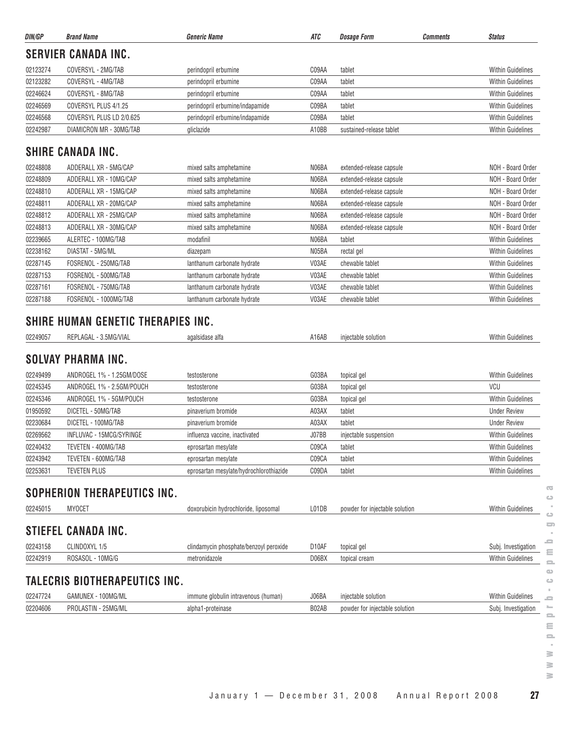| DIN/GP | Brand Name | Generic Name | ATC | Dosage Form | Comments | Status |
|---|---|---|---|---|---|---|

## SERVIER CANADA INC.

| DIN/GP | Brand Name | Generic Name | ATC | Dosage Form | Comments | Status |
|---|---|---|---|---|---|---|
| 02123274 | COVERSYL - 2MG/TAB | perindopril erbumine | C09AA | tablet | | Within Guidelines |
| 02123282 | COVERSYL - 4MG/TAB | perindopril erbumine | C09AA | tablet | | Within Guidelines |
| 02246624 | COVERSYL - 8MG/TAB | perindopril erbumine | C09AA | tablet | | Within Guidelines |
| 02246569 | COVERSYL PLUS 4/1.25 | perindopril erbumine/indapamide | C09BA | tablet | | Within Guidelines |
| 02246568 | COVERSYL PLUS LD 2/0.625 | perindopril erbumine/indapamide | C09BA | tablet | | Within Guidelines |
| 02242987 | DIAMICRON MR - 30MG/TAB | gliclazide | A10BB | sustained-release tablet | | Within Guidelines |

## SHIRE CANADA INC.

| DIN/GP | Brand Name | Generic Name | ATC | Dosage Form | Comments | Status |
|---|---|---|---|---|---|---|
| 02248808 | ADDERALL XR - 5MG/CAP | mixed salts amphetamine | N06BA | extended-release capsule | | NOH - Board Order |
| 02248809 | ADDERALL XR - 10MG/CAP | mixed salts amphetamine | N06BA | extended-release capsule | | NOH - Board Order |
| 02248810 | ADDERALL XR - 15MG/CAP | mixed salts amphetamine | N06BA | extended-release capsule | | NOH - Board Order |
| 02248811 | ADDERALL XR - 20MG/CAP | mixed salts amphetamine | N06BA | extended-release capsule | | NOH - Board Order |
| 02248812 | ADDERALL XR - 25MG/CAP | mixed salts amphetamine | N06BA | extended-release capsule | | NOH - Board Order |
| 02248813 | ADDERALL XR - 30MG/CAP | mixed salts amphetamine | N06BA | extended-release capsule | | NOH - Board Order |
| 02239665 | ALERTEC - 100MG/TAB | modafinil | N06BA | tablet | | Within Guidelines |
| 02238162 | DIASTAT - 5MG/ML | diazepam | N05BA | rectal gel | | Within Guidelines |
| 02287145 | FOSRENOL - 250MG/TAB | lanthanum carbonate hydrate | V03AE | chewable tablet | | Within Guidelines |
| 02287153 | FOSRENOL - 500MG/TAB | lanthanum carbonate hydrate | V03AE | chewable tablet | | Within Guidelines |
| 02287161 | FOSRENOL - 750MG/TAB | lanthanum carbonate hydrate | V03AE | chewable tablet | | Within Guidelines |
| 02287188 | FOSRENOL - 1000MG/TAB | lanthanum carbonate hydrate | V03AE | chewable tablet | | Within Guidelines |

## SHIRE HUMAN GENETIC THERAPIES INC.

| DIN/GP | Brand Name | Generic Name | ATC | Dosage Form | Comments | Status |
|---|---|---|---|---|---|---|
| 02249057 | REPLAGAL - 3.5MG/VIAL | agalsidase alfa | A16AB | injectable solution | | Within Guidelines |

## SOLVAY PHARMA INC.

| DIN/GP | Brand Name | Generic Name | ATC | Dosage Form | Comments | Status |
|---|---|---|---|---|---|---|
| 02249499 | ANDROGEL 1% - 1.25GM/DOSE | testosterone | G03BA | topical gel | | Within Guidelines |
| 02245345 | ANDROGEL 1% - 2.5GM/POUCH | testosterone | G03BA | topical gel | | VCU |
| 02245346 | ANDROGEL 1% - 5GM/POUCH | testosterone | G03BA | topical gel | | Within Guidelines |
| 01950592 | DICETEL - 50MG/TAB | pinaverium bromide | A03AX | tablet | | Under Review |
| 02230684 | DICETEL - 100MG/TAB | pinaverium bromide | A03AX | tablet | | Under Review |
| 02269562 | INFLUVAC - 15MCG/SYRINGE | influenza vaccine, inactivated | J07BB | injectable suspension | | Within Guidelines |
| 02240432 | TEVETEN - 400MG/TAB | eprosartan mesylate | C09CA | tablet | | Within Guidelines |
| 02243942 | TEVETEN - 600MG/TAB | eprosartan mesylate | C09CA | tablet | | Within Guidelines |
| 02253631 | TEVETEN PLUS | eprosartan mesylate/hydrochlorothiazide | C09DA | tablet | | Within Guidelines |

## SOPHERION THERAPEUTICS INC.

| DIN/GP | Brand Name | Generic Name | ATC | Dosage Form | Comments | Status |
|---|---|---|---|---|---|---|
| 02245015 | MYOCET | doxorubicin hydrochloride, liposomal | L01DB | powder for injectable solution | | Within Guidelines |

## STIEFEL CANADA INC.

| DIN/GP | Brand Name | Generic Name | ATC | Dosage Form | Comments | Status |
|---|---|---|---|---|---|---|
| 02243158 | CLINDOXYL 1/5 | clindamycin phosphate/benzoyl peroxide | D10AF | topical gel | | Subj. Investigation |
| 02242919 | ROSASOL - 10MG/G | metronidazole | D06BX | topical cream | | Within Guidelines |

## TALECRIS BIOTHERAPEUTICS INC.

| DIN/GP | Brand Name | Generic Name | ATC | Dosage Form | Comments | Status |
|---|---|---|---|---|---|---|
| 02247724 | GAMUNEX - 100MG/ML | immune globulin intravenous (human) | J06BA | injectable solution | | Within Guidelines |
| 02204606 | PROLASTIN - 25MG/ML | alpha1-proteinase | B02AB | powder for injectable solution | | Subj. Investigation |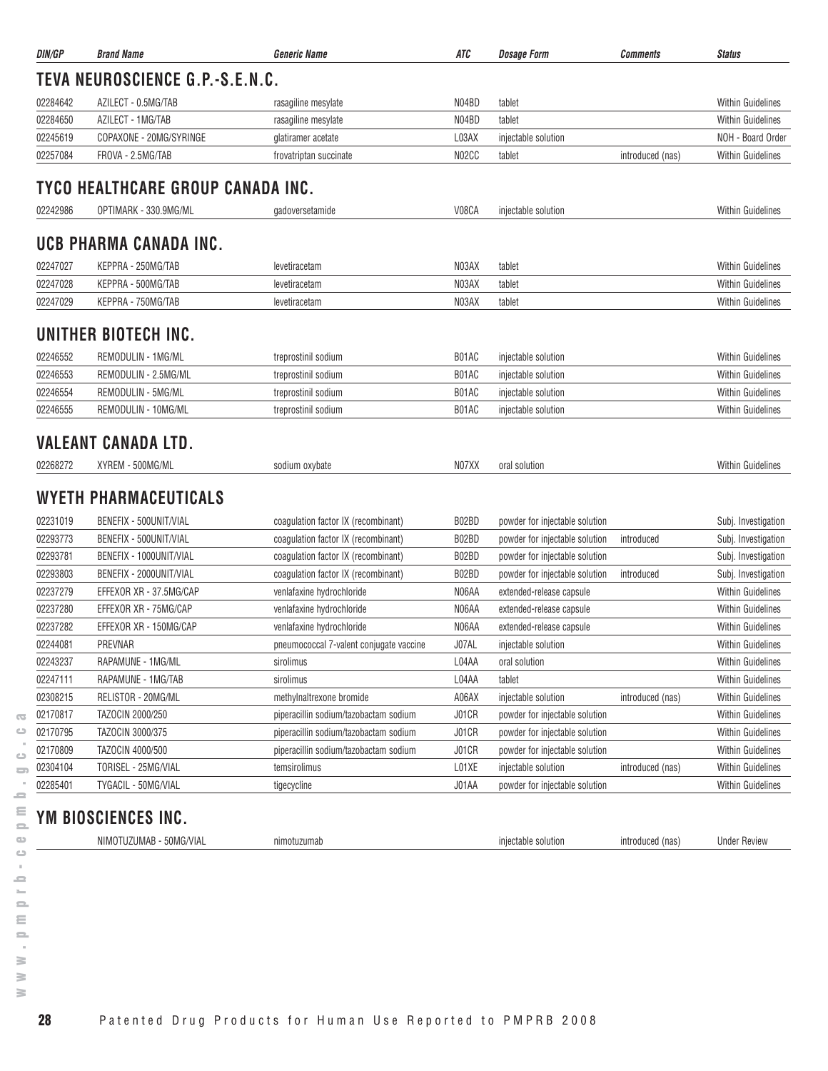| DIN/GP | Brand Name | Generic Name | ATC | Dosage Form | Comments | Status |
|---|---|---|---|---|---|---|
| **TEVA NEUROSCIENCE G.P.-S.E.N.C.** | | | | | | |
| 02284642 | AZILECT - 0.5MG/TAB | rasagiline mesylate | N04BD | tablet | | Within Guidelines |
| 02284650 | AZILECT - 1MG/TAB | rasagiline mesylate | N04BD | tablet | | Within Guidelines |
| 02245619 | COPAXONE - 20MG/SYRINGE | glatiramer acetate | L03AX | injectable solution | | NOH - Board Order |
| 02257084 | FROVA - 2.5MG/TAB | frovatriptan succinate | N02CC | tablet | introduced (nas) | Within Guidelines |
| **TYCO HEALTHCARE GROUP CANADA INC.** | | | | | | |
| 02242986 | OPTIMARK - 330.9MG/ML | gadoversetamide | V08CA | injectable solution | | Within Guidelines |
| **UCB PHARMA CANADA INC.** | | | | | | |
| 02247027 | KEPPRA - 250MG/TAB | levetiracetam | N03AX | tablet | | Within Guidelines |
| 02247028 | KEPPRA - 500MG/TAB | levetiracetam | N03AX | tablet | | Within Guidelines |
| 02247029 | KEPPRA - 750MG/TAB | levetiracetam | N03AX | tablet | | Within Guidelines |
| **UNITHER BIOTECH INC.** | | | | | | |
| 02246552 | REMODULIN - 1MG/ML | treprostinil sodium | B01AC | injectable solution | | Within Guidelines |
| 02246553 | REMODULIN - 2.5MG/ML | treprostinil sodium | B01AC | injectable solution | | Within Guidelines |
| 02246554 | REMODULIN - 5MG/ML | treprostinil sodium | B01AC | injectable solution | | Within Guidelines |
| 02246555 | REMODULIN - 10MG/ML | treprostinil sodium | B01AC | injectable solution | | Within Guidelines |
| **VALEANT CANADA LTD.** | | | | | | |
| 02268272 | XYREM - 500MG/ML | sodium oxybate | N07XX | oral solution | | Within Guidelines |
| **WYETH PHARMACEUTICALS** | | | | | | |
| 02231019 | BENEFIX - 500UNIT/VIAL | coagulation factor IX (recombinant) | B02BD | powder for injectable solution | | Subj. Investigation |
| 02293773 | BENEFIX - 500UNIT/VIAL | coagulation factor IX (recombinant) | B02BD | powder for injectable solution | introduced | Subj. Investigation |
| 02293781 | BENEFIX - 1000UNIT/VIAL | coagulation factor IX (recombinant) | B02BD | powder for injectable solution | | Subj. Investigation |
| 02293803 | BENEFIX - 2000UNIT/VIAL | coagulation factor IX (recombinant) | B02BD | powder for injectable solution | introduced | Subj. Investigation |
| 02237279 | EFFEXOR XR - 37.5MG/CAP | venlafaxine hydrochloride | N06AA | extended-release capsule | | Within Guidelines |
| 02237280 | EFFEXOR XR - 75MG/CAP | venlafaxine hydrochloride | N06AA | extended-release capsule | | Within Guidelines |
| 02237282 | EFFEXOR XR - 150MG/CAP | venlafaxine hydrochloride | N06AA | extended-release capsule | | Within Guidelines |
| 02244081 | PREVNAR | pneumococcal 7-valent conjugate vaccine | J07AL | injectable solution | | Within Guidelines |
| 02243237 | RAPAMUNE - 1MG/ML | sirolimus | L04AA | oral solution | | Within Guidelines |
| 02247111 | RAPAMUNE - 1MG/TAB | sirolimus | L04AA | tablet | | Within Guidelines |
| 02308215 | RELISTOR - 20MG/ML | methylnaltrexone bromide | A06AX | injectable solution | introduced (nas) | Within Guidelines |
| 02170817 | TAZOCIN 2000/250 | piperacillin sodium/tazobactam sodium | J01CR | powder for injectable solution | | Within Guidelines |
| 02170795 | TAZOCIN 3000/375 | piperacillin sodium/tazobactam sodium | J01CR | powder for injectable solution | | Within Guidelines |
| 02170809 | TAZOCIN 4000/500 | piperacillin sodium/tazobactam sodium | J01CR | powder for injectable solution | | Within Guidelines |
| 02304104 | TORISEL - 25MG/VIAL | temsirolimus | L01XE | injectable solution | introduced (nas) | Within Guidelines |
| 02285401 | TYGACIL - 50MG/VIAL | tigecycline | J01AA | powder for injectable solution | | Within Guidelines |
| **YM BIOSCIENCES INC.** | | | | | | |
| | NIMOTUZUMAB - 50MG/VIAL | nimotuzumab | | injectable solution | introduced (nas) | Under Review |